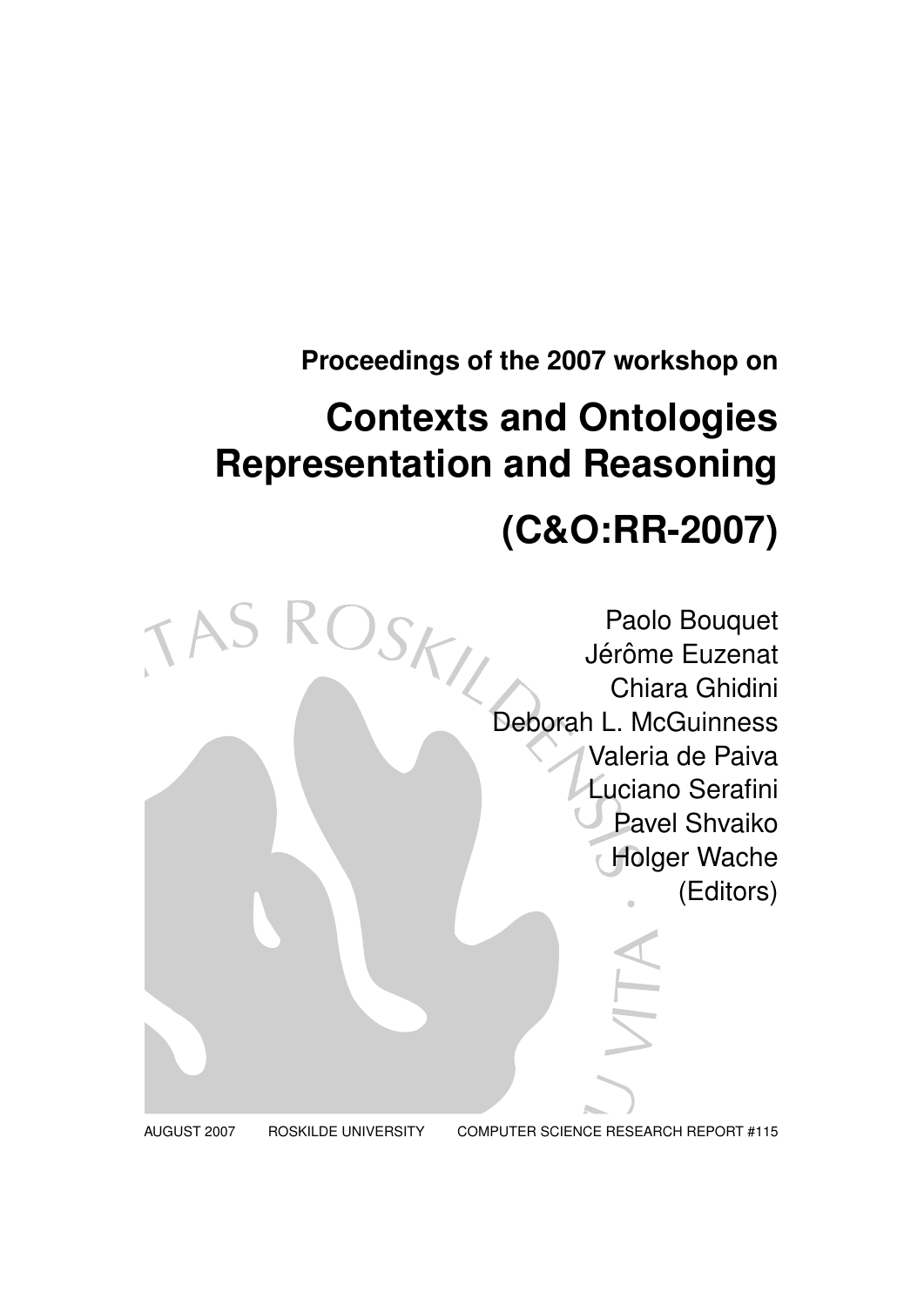**Proceedings of the 2007 workshop on**

# Contexts and Ontologies Representation and Reasoning

# (C&O:RR-2007)

Paolo Bouquet
Jérôme Euzenat
Chiara Ghidini
Deborah L. McGuinness
Valeria de Paiva
Luciano Serafini
Pavel Shvaiko
Holger Wache
(Editors)

AUGUST 2007 ROSKILDE UNIVERSITY COMPUTER SCIENCE RESEARCH REPORT #115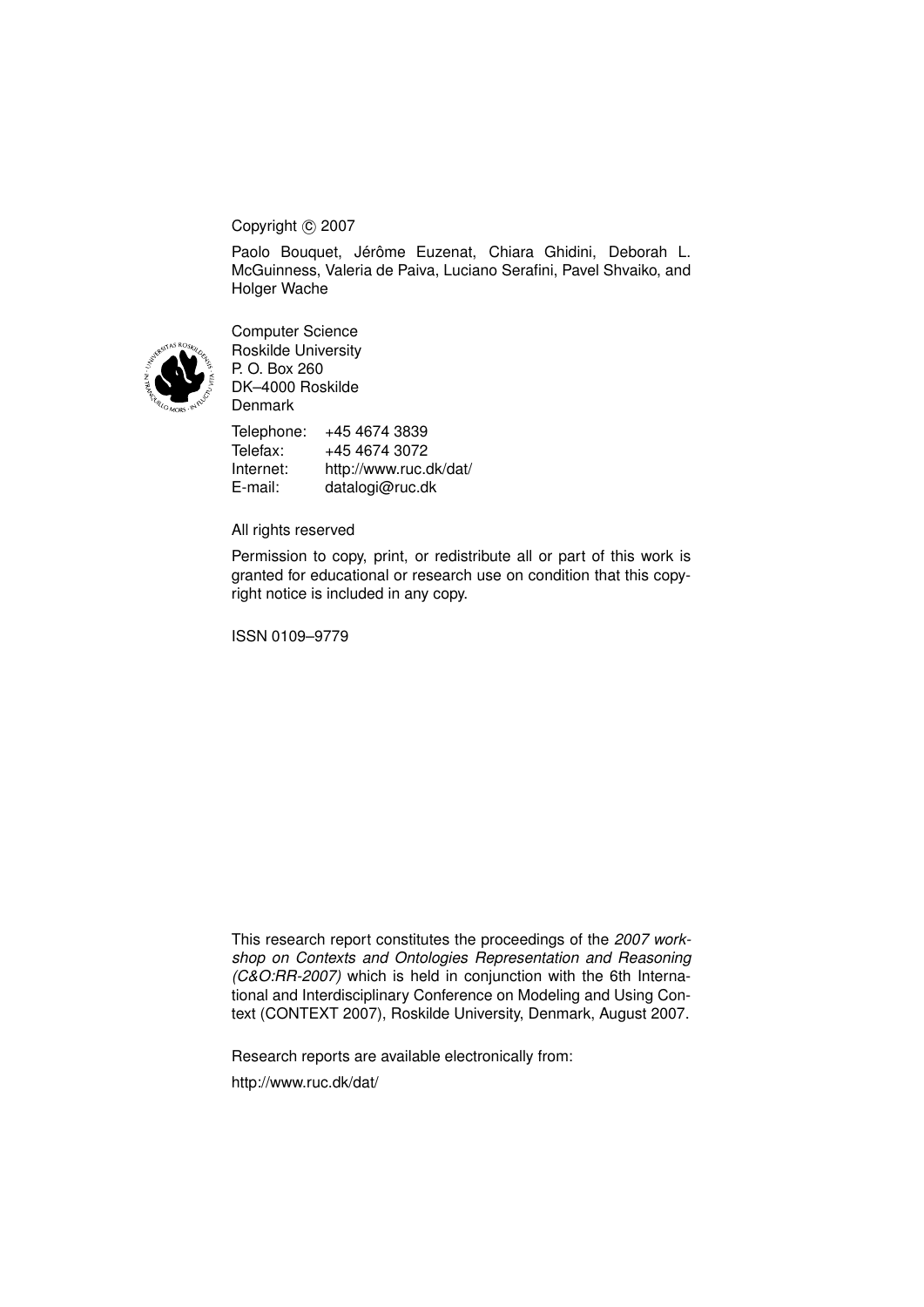Copyright © 2007

Paolo Bouquet, Jérôme Euzenat, Chiara Ghidini, Deborah L. McGuinness, Valeria de Paiva, Luciano Serafini, Pavel Shvaiko, and Holger Wache

Computer Science
Roskilde University
P. O. Box 260
DK–4000 Roskilde
Denmark

| | |
|---|---|
| Telephone: | +45 4674 3839 |
| Telefax: | +45 4674 3072 |
| Internet: | http://www.ruc.dk/dat/ |
| E-mail: | datalogi@ruc.dk |

All rights reserved

Permission to copy, print, or redistribute all or part of this work is granted for educational or research use on condition that this copyright notice is included in any copy.

ISSN 0109–9779

This research report constitutes the proceedings of the *2007 workshop on Contexts and Ontologies Representation and Reasoning (C&O:RR-2007)* which is held in conjunction with the 6th International and Interdisciplinary Conference on Modeling and Using Context (CONTEXT 2007), Roskilde University, Denmark, August 2007.

Research reports are available electronically from:

http://www.ruc.dk/dat/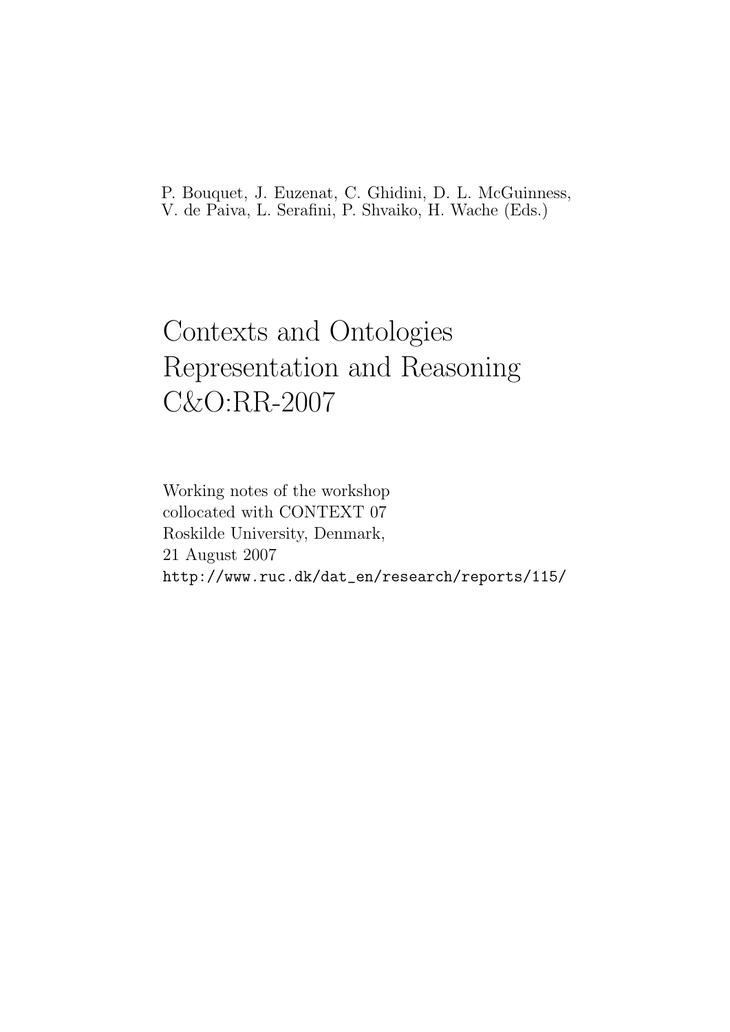P. Bouquet, J. Euzenat, C. Ghidini, D. L. McGuinness,
V. de Paiva, L. Serafini, P. Shvaiko, H. Wache (Eds.)

# Contexts and Ontologies Representation and Reasoning C&O:RR-2007

Working notes of the workshop
collocated with CONTEXT 07
Roskilde University, Denmark,
21 August 2007
http://www.ruc.dk/dat_en/research/reports/115/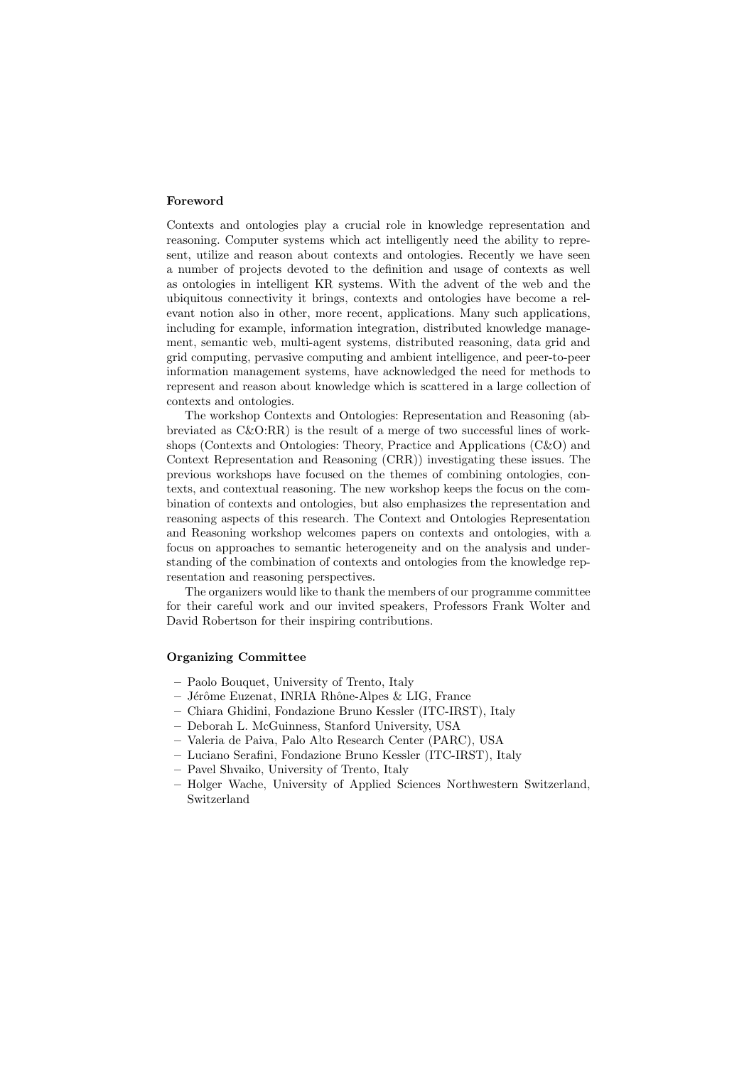## Foreword

Contexts and ontologies play a crucial role in knowledge representation and reasoning. Computer systems which act intelligently need the ability to represent, utilize and reason about contexts and ontologies. Recently we have seen a number of projects devoted to the definition and usage of contexts as well as ontologies in intelligent KR systems. With the advent of the web and the ubiquitous connectivity it brings, contexts and ontologies have become a relevant notion also in other, more recent, applications. Many such applications, including for example, information integration, distributed knowledge management, semantic web, multi-agent systems, distributed reasoning, data grid and grid computing, pervasive computing and ambient intelligence, and peer-to-peer information management systems, have acknowledged the need for methods to represent and reason about knowledge which is scattered in a large collection of contexts and ontologies.

The workshop Contexts and Ontologies: Representation and Reasoning (abbreviated as C&O:RR) is the result of a merge of two successful lines of workshops (Contexts and Ontologies: Theory, Practice and Applications (C&O) and Context Representation and Reasoning (CRR)) investigating these issues. The previous workshops have focused on the themes of combining ontologies, contexts, and contextual reasoning. The new workshop keeps the focus on the combination of contexts and ontologies, but also emphasizes the representation and reasoning aspects of this research. The Context and Ontologies Representation and Reasoning workshop welcomes papers on contexts and ontologies, with a focus on approaches to semantic heterogeneity and on the analysis and understanding of the combination of contexts and ontologies from the knowledge representation and reasoning perspectives.

The organizers would like to thank the members of our programme committee for their careful work and our invited speakers, Professors Frank Wolter and David Robertson for their inspiring contributions.

## Organizing Committee

- Paolo Bouquet, University of Trento, Italy
- Jérôme Euzenat, INRIA Rhône-Alpes & LIG, France
- Chiara Ghidini, Fondazione Bruno Kessler (ITC-IRST), Italy
- Deborah L. McGuinness, Stanford University, USA
- Valeria de Paiva, Palo Alto Research Center (PARC), USA
- Luciano Serafini, Fondazione Bruno Kessler (ITC-IRST), Italy
- Pavel Shvaiko, University of Trento, Italy
- Holger Wache, University of Applied Sciences Northwestern Switzerland, Switzerland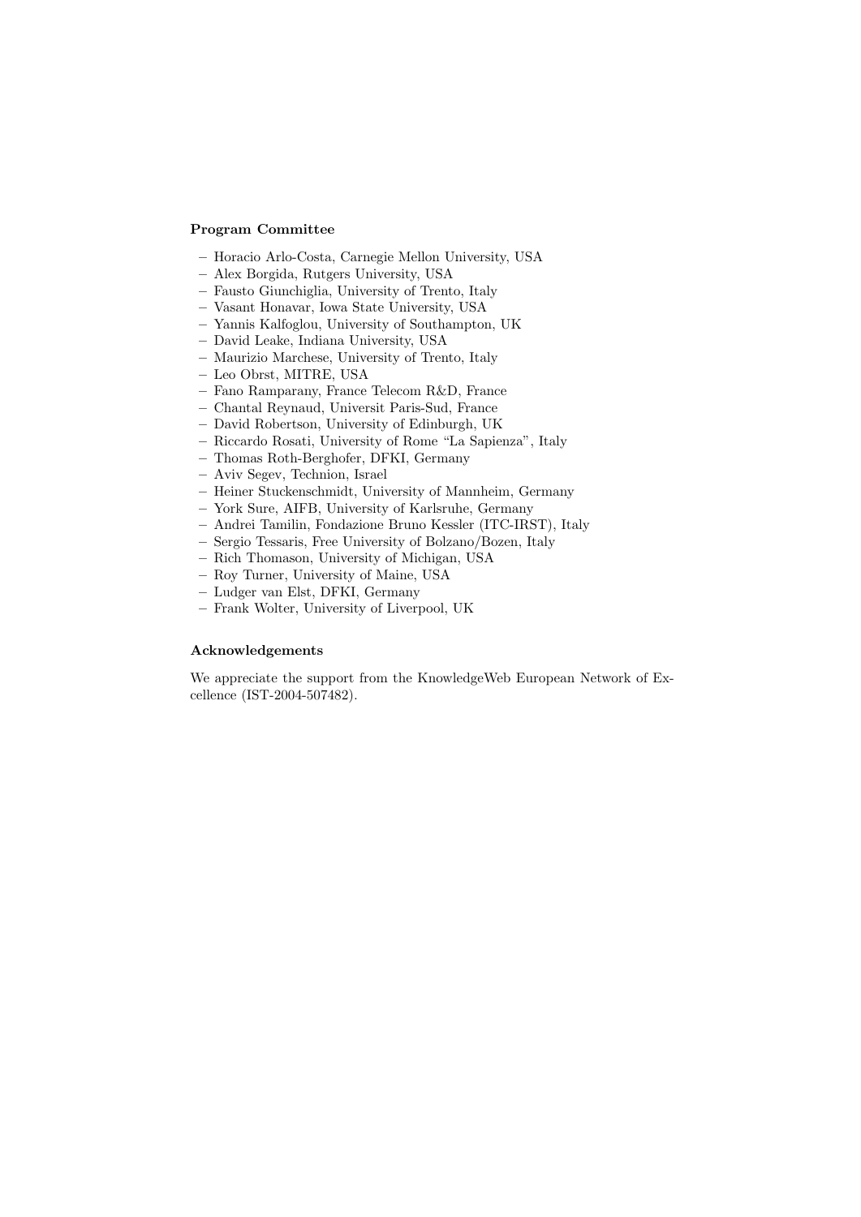**Program Committee**

- Horacio Arlo-Costa, Carnegie Mellon University, USA
- Alex Borgida, Rutgers University, USA
- Fausto Giunchiglia, University of Trento, Italy
- Vasant Honavar, Iowa State University, USA
- Yannis Kalfoglou, University of Southampton, UK
- David Leake, Indiana University, USA
- Maurizio Marchese, University of Trento, Italy
- Leo Obrst, MITRE, USA
- Fano Ramparany, France Telecom R&D, France
- Chantal Reynaud, Universit Paris-Sud, France
- David Robertson, University of Edinburgh, UK
- Riccardo Rosati, University of Rome "La Sapienza", Italy
- Thomas Roth-Berghofer, DFKI, Germany
- Aviv Segev, Technion, Israel
- Heiner Stuckenschmidt, University of Mannheim, Germany
- York Sure, AIFB, University of Karlsruhe, Germany
- Andrei Tamilin, Fondazione Bruno Kessler (ITC-IRST), Italy
- Sergio Tessaris, Free University of Bolzano/Bozen, Italy
- Rich Thomason, University of Michigan, USA
- Roy Turner, University of Maine, USA
- Ludger van Elst, DFKI, Germany
- Frank Wolter, University of Liverpool, UK

**Acknowledgements**

We appreciate the support from the KnowledgeWeb European Network of Excellence (IST-2004-507482).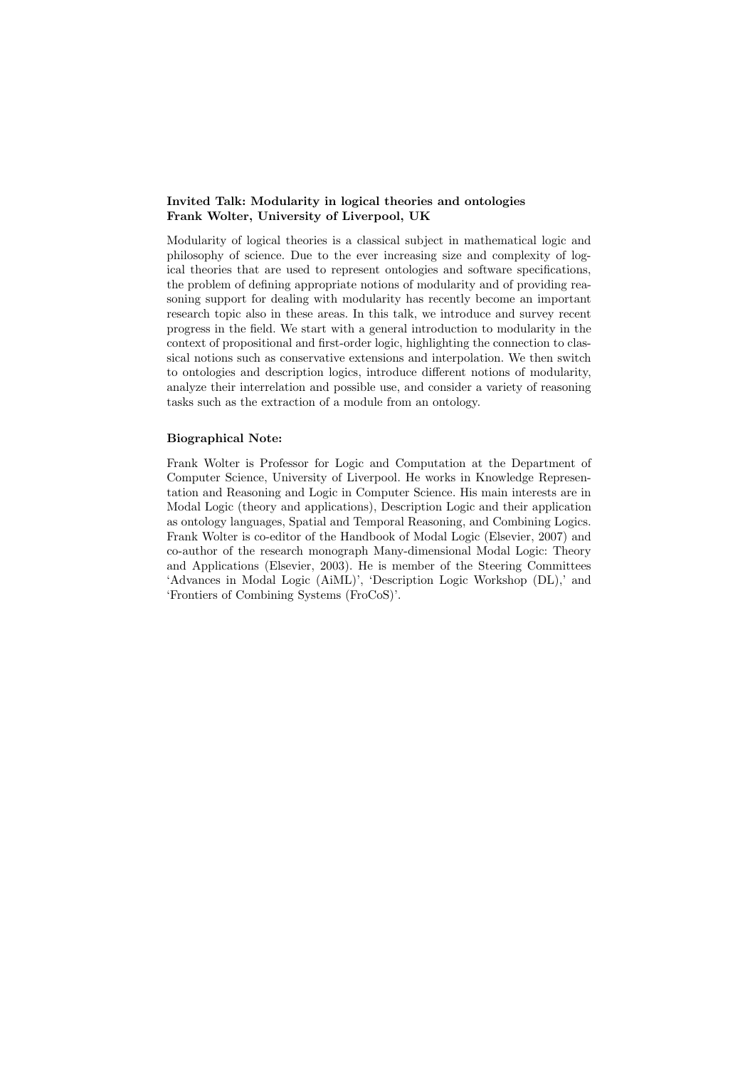**Invited Talk: Modularity in logical theories and ontologies**
**Frank Wolter, University of Liverpool, UK**

Modularity of logical theories is a classical subject in mathematical logic and philosophy of science. Due to the ever increasing size and complexity of logical theories that are used to represent ontologies and software specifications, the problem of defining appropriate notions of modularity and of providing reasoning support for dealing with modularity has recently become an important research topic also in these areas. In this talk, we introduce and survey recent progress in the field. We start with a general introduction to modularity in the context of propositional and first-order logic, highlighting the connection to classical notions such as conservative extensions and interpolation. We then switch to ontologies and description logics, introduce different notions of modularity, analyze their interrelation and possible use, and consider a variety of reasoning tasks such as the extraction of a module from an ontology.

**Biographical Note:**

Frank Wolter is Professor for Logic and Computation at the Department of Computer Science, University of Liverpool. He works in Knowledge Representation and Reasoning and Logic in Computer Science. His main interests are in Modal Logic (theory and applications), Description Logic and their application as ontology languages, Spatial and Temporal Reasoning, and Combining Logics. Frank Wolter is co-editor of the Handbook of Modal Logic (Elsevier, 2007) and co-author of the research monograph Many-dimensional Modal Logic: Theory and Applications (Elsevier, 2003). He is member of the Steering Committees 'Advances in Modal Logic (AiML)', 'Description Logic Workshop (DL),' and 'Frontiers of Combining Systems (FroCoS)'.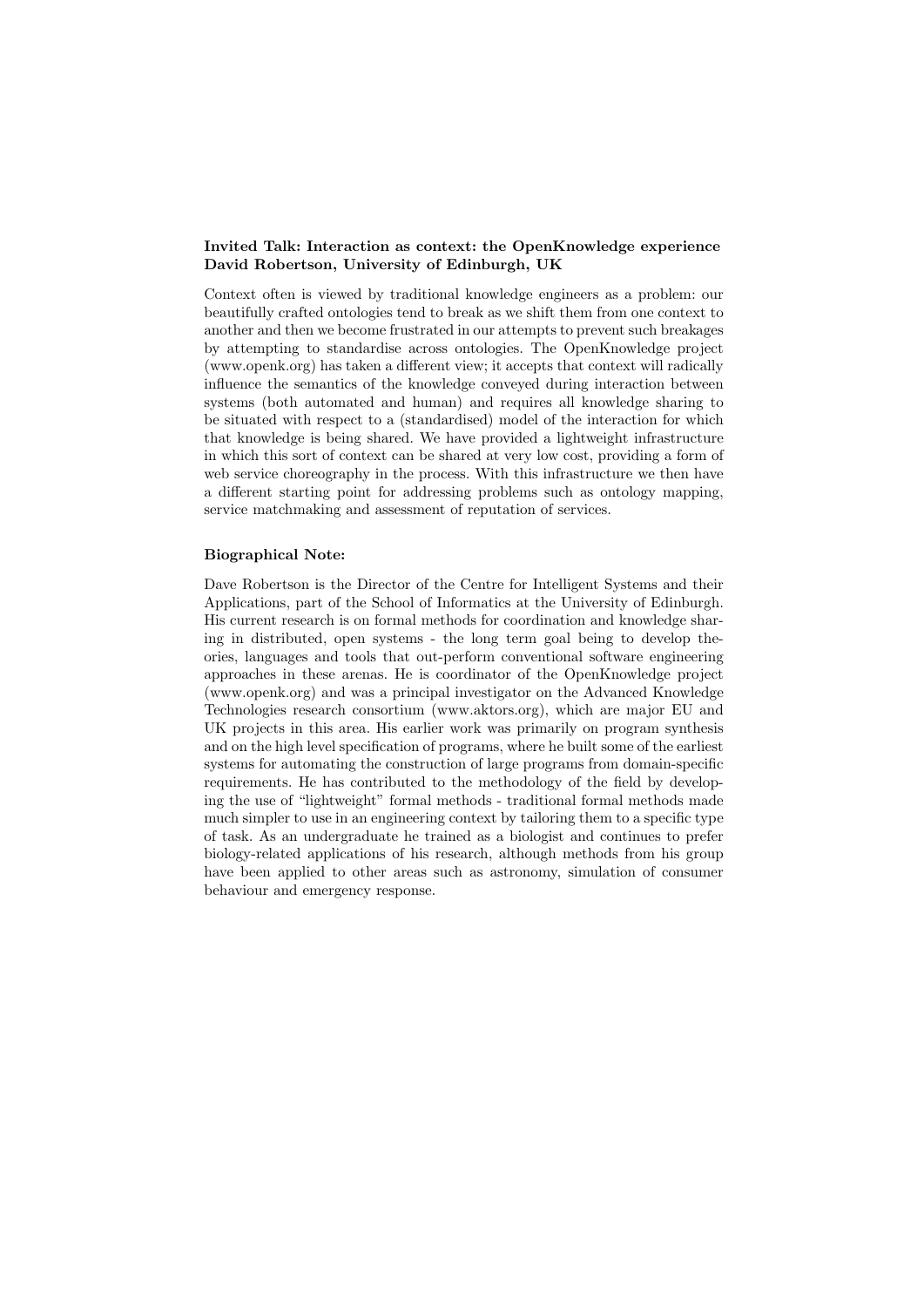**Invited Talk: Interaction as context: the OpenKnowledge experience**
**David Robertson, University of Edinburgh, UK**

Context often is viewed by traditional knowledge engineers as a problem: our beautifully crafted ontologies tend to break as we shift them from one context to another and then we become frustrated in our attempts to prevent such breakages by attempting to standardise across ontologies. The OpenKnowledge project (www.openk.org) has taken a different view; it accepts that context will radically influence the semantics of the knowledge conveyed during interaction between systems (both automated and human) and requires all knowledge sharing to be situated with respect to a (standardised) model of the interaction for which that knowledge is being shared. We have provided a lightweight infrastructure in which this sort of context can be shared at very low cost, providing a form of web service choreography in the process. With this infrastructure we then have a different starting point for addressing problems such as ontology mapping, service matchmaking and assessment of reputation of services.

**Biographical Note:**

Dave Robertson is the Director of the Centre for Intelligent Systems and their Applications, part of the School of Informatics at the University of Edinburgh. His current research is on formal methods for coordination and knowledge sharing in distributed, open systems - the long term goal being to develop theories, languages and tools that out-perform conventional software engineering approaches in these arenas. He is coordinator of the OpenKnowledge project (www.openk.org) and was a principal investigator on the Advanced Knowledge Technologies research consortium (www.aktors.org), which are major EU and UK projects in this area. His earlier work was primarily on program synthesis and on the high level specification of programs, where he built some of the earliest systems for automating the construction of large programs from domain-specific requirements. He has contributed to the methodology of the field by developing the use of "lightweight" formal methods - traditional formal methods made much simpler to use in an engineering context by tailoring them to a specific type of task. As an undergraduate he trained as a biologist and continues to prefer biology-related applications of his research, although methods from his group have been applied to other areas such as astronomy, simulation of consumer behaviour and emergency response.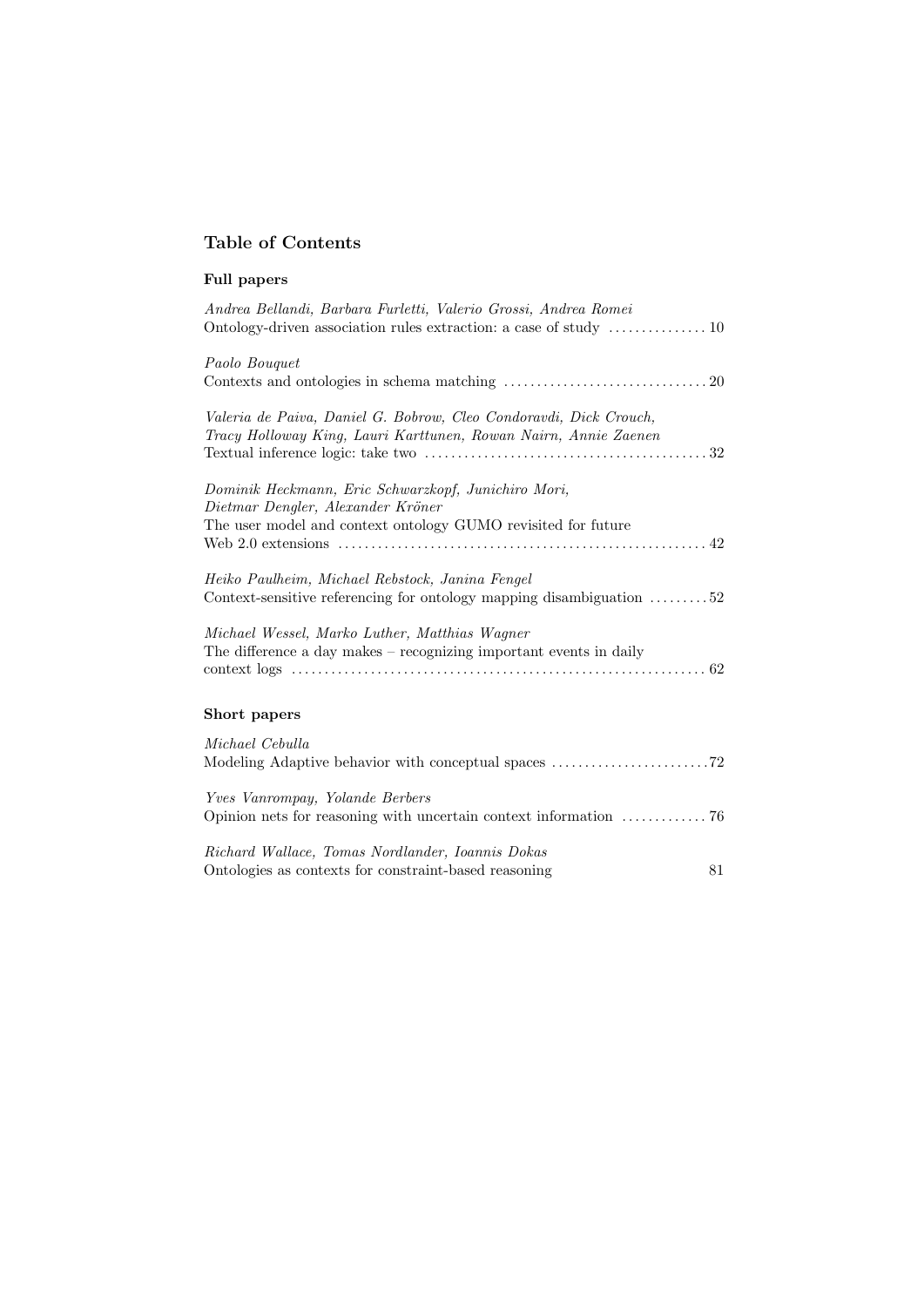# Table of Contents

## Full papers

*Andrea Bellandi, Barbara Furletti, Valerio Grossi, Andrea Romei*
Ontology-driven association rules extraction: a case of study ............... 10

*Paolo Bouquet*
Contexts and ontologies in schema matching ............................... 20

*Valeria de Paiva, Daniel G. Bobrow, Cleo Condoravdi, Dick Crouch, Tracy Holloway King, Lauri Karttunen, Rowan Nairn, Annie Zaenen*
Textual inference logic: take two ........................................... 32

*Dominik Heckmann, Eric Schwarzkopf, Junichiro Mori, Dietmar Dengler, Alexander Kröner*
The user model and context ontology GUMO revisited for future Web 2.0 extensions ........................................................ 42

*Heiko Paulheim, Michael Rebstock, Janina Fengel*
Context-sensitive referencing for ontology mapping disambiguation ......... 52

*Michael Wessel, Marko Luther, Matthias Wagner*
The difference a day makes – recognizing important events in daily context logs ............................................................... 62

## Short papers

*Michael Cebulla*
Modeling Adaptive behavior with conceptual spaces ........................ 72

*Yves Vanrompay, Yolande Berbers*
Opinion nets for reasoning with uncertain context information ............. 76

*Richard Wallace, Tomas Nordlander, Ioannis Dokas*
Ontologies as contexts for constraint-based reasoning 81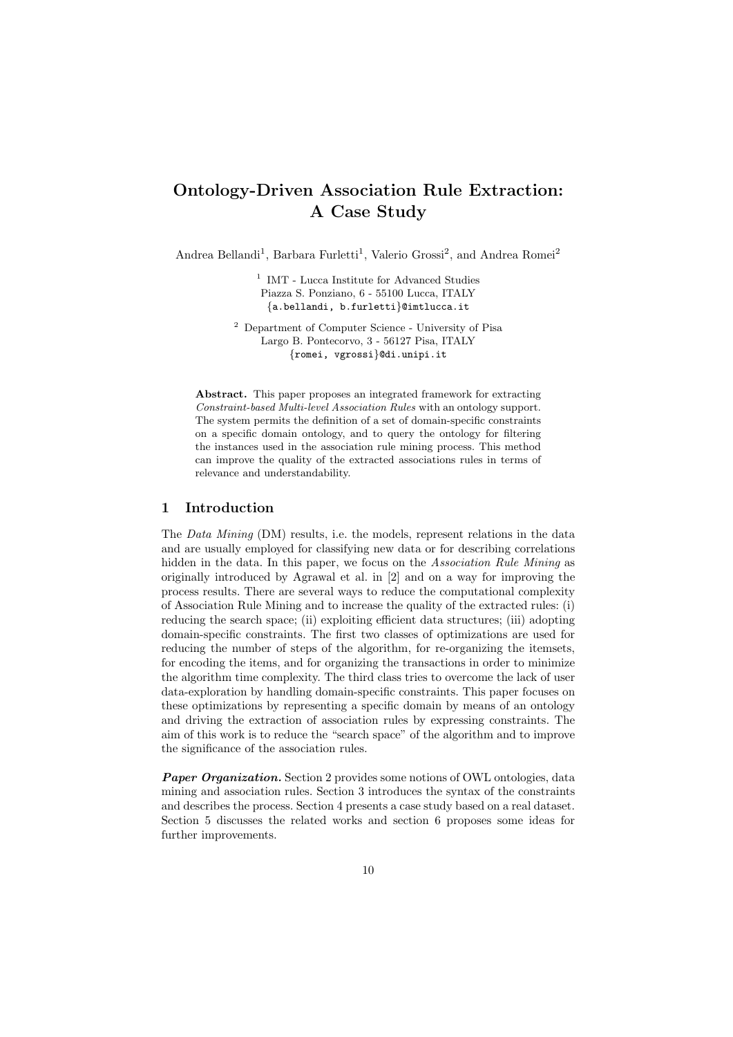# Ontology-Driven Association Rule Extraction: A Case Study

Andrea Bellandi[1], Barbara Furletti[1], Valerio Grossi[2], and Andrea Romei[2]

[1] IMT - Lucca Institute for Advanced Studies
Piazza S. Ponziano, 6 - 55100 Lucca, ITALY
{a.bellandi, b.furletti}@imtlucca.it

[2] Department of Computer Science - University of Pisa
Largo B. Pontecorvo, 3 - 56127 Pisa, ITALY
{romei, vgrossi}@di.unipi.it

**Abstract.** This paper proposes an integrated framework for extracting *Constraint-based Multi-level Association Rules* with an ontology support. The system permits the definition of a set of domain-specific constraints on a specific domain ontology, and to query the ontology for filtering the instances used in the association rule mining process. This method can improve the quality of the extracted associations rules in terms of relevance and understandability.

## 1 Introduction

The *Data Mining* (DM) results, i.e. the models, represent relations in the data and are usually employed for classifying new data or for describing correlations hidden in the data. In this paper, we focus on the *Association Rule Mining* as originally introduced by Agrawal et al. in [2] and on a way for improving the process results. There are several ways to reduce the computational complexity of Association Rule Mining and to increase the quality of the extracted rules: (i) reducing the search space; (ii) exploiting efficient data structures; (iii) adopting domain-specific constraints. The first two classes of optimizations are used for reducing the number of steps of the algorithm, for re-organizing the itemsets, for encoding the items, and for organizing the transactions in order to minimize the algorithm time complexity. The third class tries to overcome the lack of user data-exploration by handling domain-specific constraints. This paper focuses on these optimizations by representing a specific domain by means of an ontology and driving the extraction of association rules by expressing constraints. The aim of this work is to reduce the "search space" of the algorithm and to improve the significance of the association rules.

***Paper Organization.*** Section 2 provides some notions of OWL ontologies, data mining and association rules. Section 3 introduces the syntax of the constraints and describes the process. Section 4 presents a case study based on a real dataset. Section 5 discusses the related works and section 6 proposes some ideas for further improvements.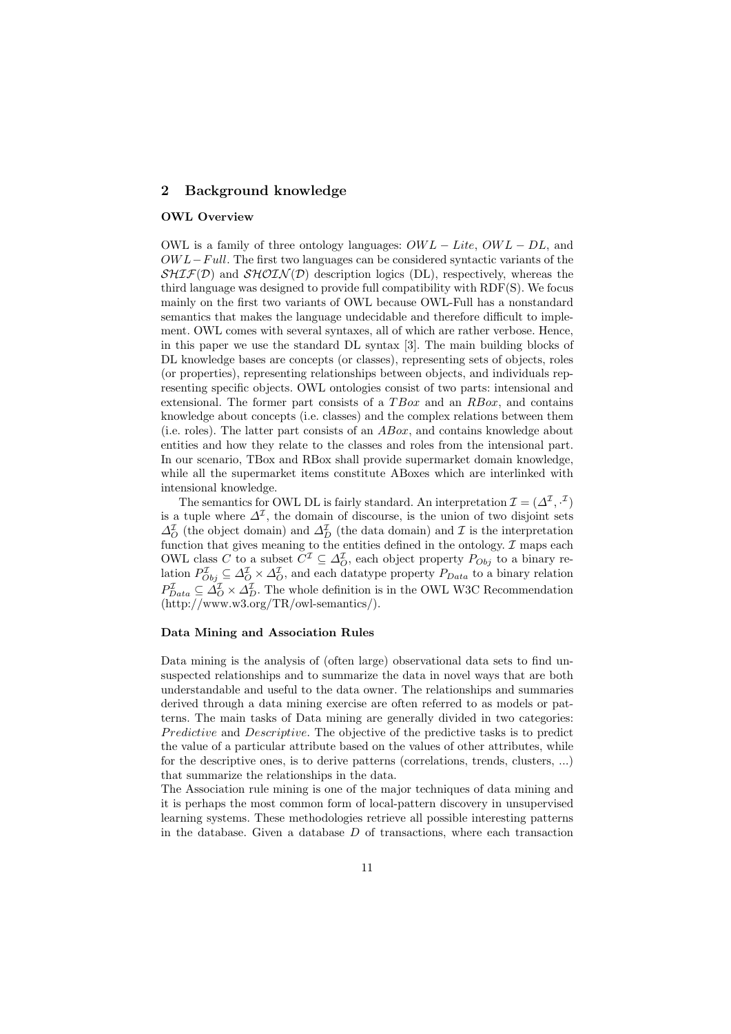## 2 Background knowledge

### OWL Overview

OWL is a family of three ontology languages: $OWL - Lite$, $OWL - DL$, and $OWL - Full$. The first two languages can be considered syntactic variants of the $\mathcal{SHIF}(\mathcal{D})$ and $\mathcal{SHOIN}(\mathcal{D})$ description logics (DL), respectively, whereas the third language was designed to provide full compatibility with RDF(S). We focus mainly on the first two variants of OWL because OWL-Full has a nonstandard semantics that makes the language undecidable and therefore difficult to implement. OWL comes with several syntaxes, all of which are rather verbose. Hence, in this paper we use the standard DL syntax [3]. The main building blocks of DL knowledge bases are concepts (or classes), representing sets of objects, roles (or properties), representing relationships between objects, and individuals representing specific objects. OWL ontologies consist of two parts: intensional and extensional. The former part consists of a *TBox* and an *RBox*, and contains knowledge about concepts (i.e. classes) and the complex relations between them (i.e. roles). The latter part consists of an *ABox*, and contains knowledge about entities and how they relate to the classes and roles from the intensional part. In our scenario, TBox and RBox shall provide supermarket domain knowledge, while all the supermarket items constitute ABoxes which are interlinked with intensional knowledge.

The semantics for OWL DL is fairly standard. An interpretation $\mathcal{I} = (\Delta^{\mathcal{I}}, \cdot^{\mathcal{I}})$ is a tuple where $\Delta^{\mathcal{I}}$, the domain of discourse, is the union of two disjoint sets $\Delta^{\mathcal{I}}_O$ (the object domain) and $\Delta^{\mathcal{I}}_D$ (the data domain) and $\mathcal{I}$ is the interpretation function that gives meaning to the entities defined in the ontology. $\mathcal{I}$ maps each OWL class $C$ to a subset $C^{\mathcal{I}} \subseteq \Delta^{\mathcal{I}}_O$, each object property $P_{Obj}$ to a binary relation $P^{\mathcal{I}}_{Obj} \subseteq \Delta^{\mathcal{I}}_O \times \Delta^{\mathcal{I}}_O$, and each datatype property $P_{Data}$ to a binary relation $P^{\mathcal{I}}_{Data} \subseteq \Delta^{\mathcal{I}}_O \times \Delta^{\mathcal{I}}_D$. The whole definition is in the OWL W3C Recommendation (http://www.w3.org/TR/owl-semantics/).

### Data Mining and Association Rules

Data mining is the analysis of (often large) observational data sets to find unsuspected relationships and to summarize the data in novel ways that are both understandable and useful to the data owner. The relationships and summaries derived through a data mining exercise are often referred to as models or patterns. The main tasks of Data mining are generally divided in two categories: *Predictive* and *Descriptive*. The objective of the predictive tasks is to predict the value of a particular attribute based on the values of other attributes, while for the descriptive ones, is to derive patterns (correlations, trends, clusters, ...) that summarize the relationships in the data.

The Association rule mining is one of the major techniques of data mining and it is perhaps the most common form of local-pattern discovery in unsupervised learning systems. These methodologies retrieve all possible interesting patterns in the database. Given a database $D$ of transactions, where each transaction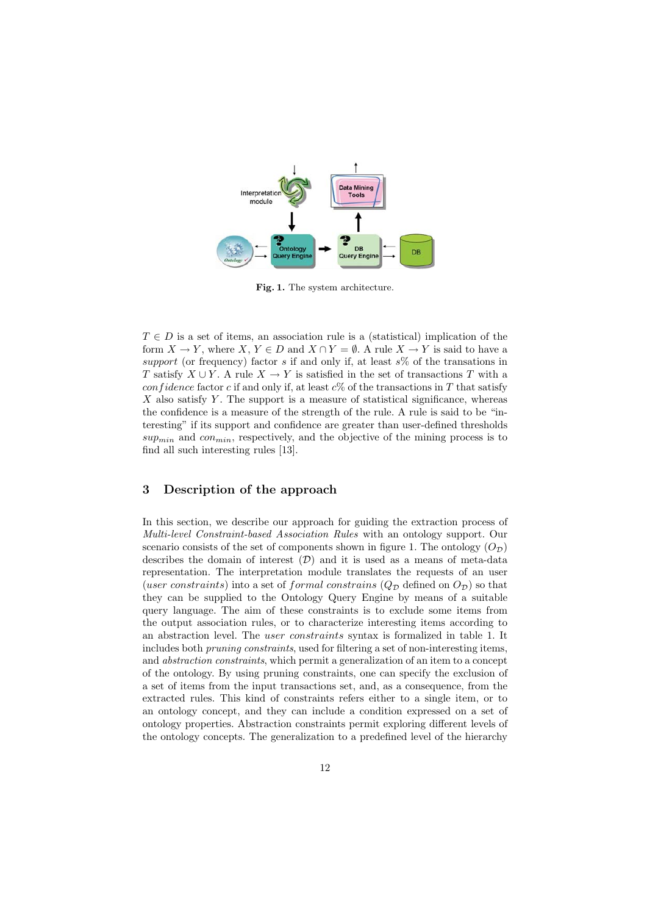Fig. 1. The system architecture.

$T \in D$ is a set of items, an association rule is a (statistical) implication of the form $X \rightarrow Y$, where $X, Y \in D$ and $X \cap Y = \emptyset$. A rule $X \rightarrow Y$ is said to have a *support* (or frequency) factor $s$ if and only if, at least $s$% of the transations in $T$ satisfy $X \cup Y$. A rule $X \rightarrow Y$ is satisfied in the set of transactions $T$ with a $confidence$ factor $c$ if and only if, at least $c$% of the transactions in $T$ that satisfy $X$ also satisfy $Y$. The support is a measure of statistical significance, whereas the confidence is a measure of the strength of the rule. A rule is said to be "interesting" if its support and confidence are greater than user-defined thresholds $sup_{min}$ and $con_{min}$, respectively, and the objective of the mining process is to find all such interesting rules [13].

## 3 Description of the approach

In this section, we describe our approach for guiding the extraction process of *Multi-level Constraint-based Association Rules* with an ontology support. Our scenario consists of the set of components shown in figure 1. The ontology ($O_{\mathcal{D}}$) describes the domain of interest ($\mathcal{D}$) and it is used as a means of meta-data representation. The interpretation module translates the requests of an user (*user constraints*) into a set of $formal$ $constrains$ ($Q_{\mathcal{D}}$ defined on $O_{\mathcal{D}}$) so that they can be supplied to the Ontology Query Engine by means of a suitable query language. The aim of these constraints is to exclude some items from the output association rules, or to characterize interesting items according to an abstraction level. The *user constraints* syntax is formalized in table 1. It includes both *pruning constraints*, used for filtering a set of non-interesting items, and *abstraction constraints*, which permit a generalization of an item to a concept of the ontology. By using pruning constraints, one can specify the exclusion of a set of items from the input transactions set, and, as a consequence, from the extracted rules. This kind of constraints refers either to a single item, or to an ontology concept, and they can include a condition expressed on a set of ontology properties. Abstraction constraints permit exploring different levels of the ontology concepts. The generalization to a predefined level of the hierarchy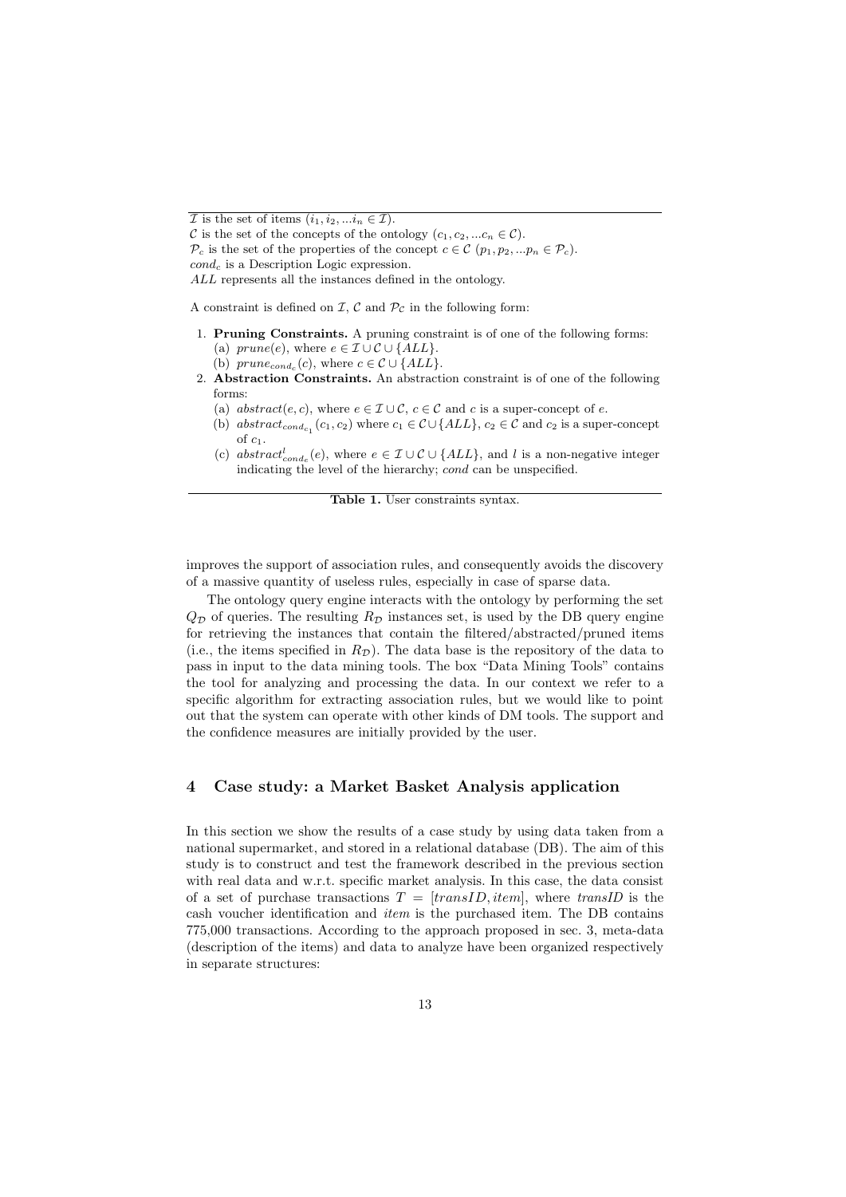$\mathcal{I}$ is the set of items ($i_1, i_2, ...i_n \in \mathcal{I}$).
$\mathcal{C}$ is the set of the concepts of the ontology ($c_1, c_2, ...c_n \in \mathcal{C}$).
$\mathcal{P}_c$ is the set of the properties of the concept $c \in \mathcal{C}$ ($p_1, p_2, ...p_n \in \mathcal{P}_c$).
$cond_c$ is a Description Logic expression.
$ALL$ represents all the instances defined in the ontology.

A constraint is defined on $\mathcal{I}$, $\mathcal{C}$ and $\mathcal{P}_\mathcal{C}$ in the following form:

1. **Pruning Constraints.** A pruning constraint is of one of the following forms:
   (a) $prune(e)$, where $e \in \mathcal{I} \cup \mathcal{C} \cup \{ALL\}$.
   (b) $prune_{cond_c}(c)$, where $c \in \mathcal{C} \cup \{ALL\}$.
2. **Abstraction Constraints.** An abstraction constraint is of one of the following forms:
   (a) $abstract(e, c)$, where $e \in \mathcal{I} \cup \mathcal{C}$, $c \in \mathcal{C}$ and $c$ is a super-concept of $e$.
   (b) $abstract_{cond_{c_1}}(c_1, c_2)$ where $c_1 \in \mathcal{C} \cup \{ALL\}$, $c_2 \in \mathcal{C}$ and $c_2$ is a super-concept of $c_1$.
   (c) $abstract^l_{cond_e}(e)$, where $e \in \mathcal{I} \cup \mathcal{C} \cup \{ALL\}$, and $l$ is a non-negative integer indicating the level of the hierarchy; $cond$ can be unspecified.

**Table 1.** User constraints syntax.

improves the support of association rules, and consequently avoids the discovery of a massive quantity of useless rules, especially in case of sparse data.

The ontology query engine interacts with the ontology by performing the set $Q_\mathcal{D}$ of queries. The resulting $R_\mathcal{D}$ instances set, is used by the DB query engine for retrieving the instances that contain the filtered/abstracted/pruned items (i.e., the items specified in $R_\mathcal{D}$). The data base is the repository of the data to pass in input to the data mining tools. The box "Data Mining Tools" contains the tool for analyzing and processing the data. In our context we refer to a specific algorithm for extracting association rules, but we would like to point out that the system can operate with other kinds of DM tools. The support and the confidence measures are initially provided by the user.

## 4 Case study: a Market Basket Analysis application

In this section we show the results of a case study by using data taken from a national supermarket, and stored in a relational database (DB). The aim of this study is to construct and test the framework described in the previous section with real data and w.r.t. specific market analysis. In this case, the data consist of a set of purchase transactions $T = [transID, item]$, where $transID$ is the cash voucher identification and $item$ is the purchased item. The DB contains 775,000 transactions. According to the approach proposed in sec. 3, meta-data (description of the items) and data to analyze have been organized respectively in separate structures: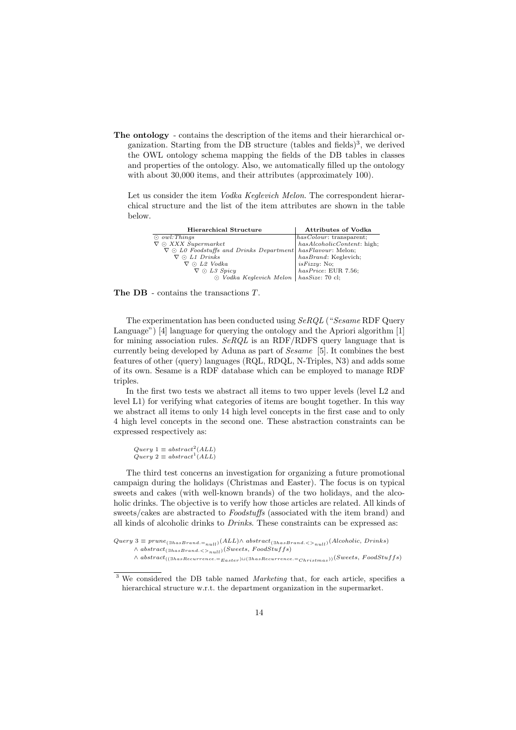**The ontology** - contains the description of the items and their hierarchical organization. Starting from the DB structure (tables and fields)[3], we derived the OWL ontology schema mapping the fields of the DB tables in classes and properties of the ontology. Also, we automatically filled up the ontology with about 30,000 items, and their attributes (approximately 100).

Let us consider the item *Vodka Keglevich Melon*. The correspondent hierarchical structure and the list of the item attributes are shown in the table below.

| Hierarchical Structure | Attributes of Vodka |
|---|---|
| ⊙ *owl:Things* | *hasColour*: transparent; |
| ∇ ⊙ *XXX Supermarket* | *hasAlcoholicContent*: high; |
| ∇ ⊙ *L0 Foodstuffs and Drinks Department* | *hasFlavour*: Melon; |
| ∇ ⊙ *L1 Drinks* | *hasBrand*: Keglevich; |
| ∇ ⊙ *L2 Vodka* | *isFizzy*: No; |
| ∇ ⊙ *L3 Spicy* | *hasPrice*: EUR 7.56; |
| ⊙ *Vodka Keglevich Melon* | *hasSize*: 70 cl; |

**The DB** - contains the transactions $T$.

The experimentation has been conducted using *SeRQL* ("*Sesame* RDF Query Language") [4] language for querying the ontology and the Apriori algorithm [1] for mining association rules. *SeRQL* is an RDF/RDFS query language that is currently being developed by Aduna as part of *Sesame* [5]. It combines the best features of other (query) languages (RQL, RDQL, N-Triples, N3) and adds some of its own. Sesame is a RDF database which can be employed to manage RDF triples.

In the first two tests we abstract all items to two upper levels (level L2 and level L1) for verifying what categories of items are bought together. In this way we abstract all items to only 14 high level concepts in the first case and to only 4 high level concepts in the second one. These abstraction constraints can be expressed respectively as:

$$Query\ 1 \equiv abstract^2(ALL)$$
$$Query\ 2 \equiv abstract^1(ALL)$$

The third test concerns an investigation for organizing a future promotional campaign during the holidays (Christmas and Easter). The focus is on typical sweets and cakes (with well-known brands) of the two holidays, and the alcoholic drinks. The objective is to verify how those articles are related. All kinds of sweets/cakes are abstracted to *Foodstuffs* (associated with the item brand) and all kinds of alcoholic drinks to *Drinks*. These constraints can be expressed as:

$$\begin{aligned} Query\ 3 \equiv\ & prune_{(\exists hasBrand.=_{null})}(ALL) \wedge abstract_{(\exists hasBrand.<>_{null})}(Alcoholic,\ Drinks) \\ & \wedge abstract_{(\exists hasBrand.<>_{null})}(Sweets,\ FoodStuffs) \\ & \wedge abstract_{((\exists hasRecurrence.=_{Easter}) \sqcup (\exists hasRecurrence.=_{Christmas}))}(Sweets,\ FoodStuffs) \end{aligned}$$

---

[3] We considered the DB table named *Marketing* that, for each article, specifies a hierarchical structure w.r.t. the department organization in the supermarket.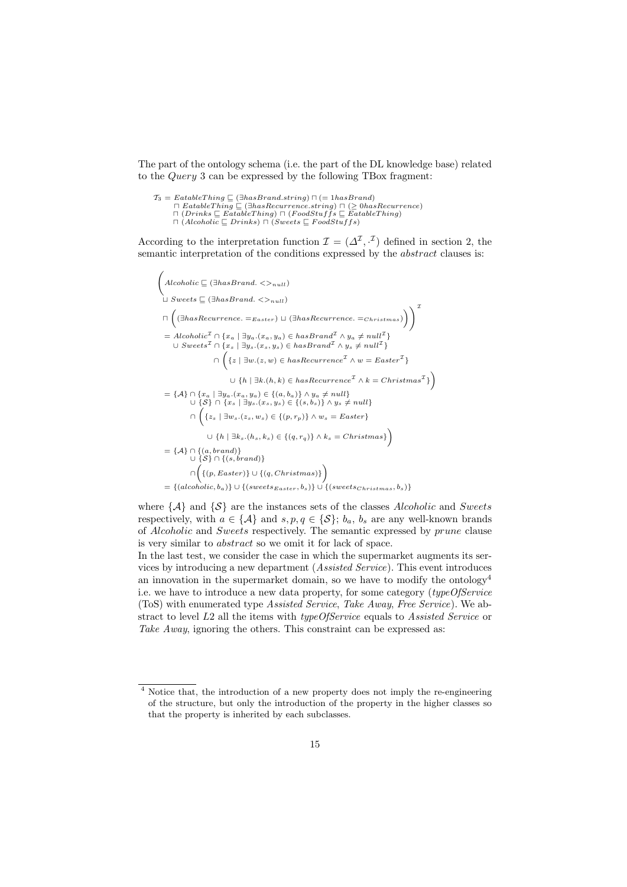The part of the ontology schema (i.e. the part of the DL knowledge base) related to the *Query* 3 can be expressed by the following TBox fragment:

$$
\begin{aligned}
\mathcal{T}_3 = \; & EatableThing \sqsubseteq (\exists hasBrand.string) \sqcap (= 1 hasBrand) \\
& \sqcap EatableThing \sqsubseteq (\exists hasRecurrence.string) \sqcap (\geq 0 hasRecurrence) \\
& \sqcap (Drinks \sqsubseteq EatableThing) \sqcap (FoodStuffs \sqsubseteq EatableThing) \\
& \sqcap (Alcoholic \sqsubseteq Drinks) \sqcap (Sweets \sqsubseteq FoodStuffs)
\end{aligned}
$$

According to the interpretation function $\mathcal{I} = (\Delta^{\mathcal{I}}, \cdot^{\mathcal{I}})$ defined in section 2, the semantic interpretation of the conditions expressed by the *abstract* clauses is:

$$
\begin{aligned}
& \Bigg( Alcoholic \sqsubseteq (\exists hasBrand. <>_{null}) \\
& \sqcup \; Sweets \sqsubseteq (\exists hasBrand. <>_{null}) \\
& \sqcap \Big( (\exists hasRecurrence. =_{Easter}) \sqcup (\exists hasRecurrence. =_{Christmas}) \Big) \Bigg)^{\mathcal{I}} \\
& = Alcoholic^{\mathcal{I}} \cap \{x_a \mid \exists y_a.(x_a, y_a) \in hasBrand^{\mathcal{I}} \wedge y_a \neq null^{\mathcal{I}}\} \\
& \quad \cup \; Sweets^{\mathcal{I}} \cap \{x_s \mid \exists y_s.(x_s, y_s) \in hasBrand^{\mathcal{I}} \wedge y_s \neq null^{\mathcal{I}}\} \\
& \qquad \cap \Big( \{z \mid \exists w.(z, w) \in hasRecurrence^{\mathcal{I}} \wedge w = Easter^{\mathcal{I}}\} \\
& \qquad \quad \cup \; \{h \mid \exists k.(h, k) \in hasRecurrence^{\mathcal{I}} \wedge k = Christmas^{\mathcal{I}}\} \Big) \\
& = \{\mathcal{A}\} \cap \{x_a \mid \exists y_a.(x_a, y_a) \in \{(a, b_a)\} \wedge y_a \neq null\} \\
& \quad \cup \; \{\mathcal{S}\} \cap \{x_s \mid \exists y_s.(x_s, y_s) \in \{(s, b_s)\} \wedge y_s \neq null\} \\
& \qquad \cap \Big( \{z_s \mid \exists w_s.(z_s, w_s) \in \{(p, r_p)\} \wedge w_s = Easter\} \\
& \qquad \quad \cup \; \{h \mid \exists k_s.(h_s, k_s) \in \{(q, r_q)\} \wedge k_s = Christmas\} \Big) \\
& = \{\mathcal{A}\} \cap \{(a, brand)\} \\
& \quad \cup \; \{\mathcal{S}\} \cap \{(s, brand)\} \\
& \qquad \cap \Big( \{(p, Easter)\} \cup \{(q, Christmas)\} \Big) \\
& = \{(alcoholic, b_a)\} \cup \{(sweets_{Easter}, b_s)\} \cup \{(sweets_{Christmas}, b_s)\}
\end{aligned}
$$

where $\{\mathcal{A}\}$ and $\{\mathcal{S}\}$ are the instances sets of the classes *Alcoholic* and *Sweets* respectively, with $a \in \{\mathcal{A}\}$ and $s, p, q \in \{\mathcal{S}\}$; $b_a$, $b_s$ are any well-known brands of *Alcoholic* and *Sweets* respectively. The semantic expressed by *prune* clause is very similar to *abstract* so we omit it for lack of space.

In the last test, we consider the case in which the supermarket augments its services by introducing a new department (*Assisted Service*). This event introduces an innovation in the supermarket domain, so we have to modify the ontology[4] i.e. we have to introduce a new data property, for some category (*typeOfService* (ToS) with enumerated type *Assisted Service*, *Take Away*, *Free Service*). We abstract to level *L2* all the items with *typeOfService* equals to *Assisted Service* or *Take Away*, ignoring the others. This constraint can be expressed as:

[4] Notice that, the introduction of a new property does not imply the re-engineering of the structure, but only the introduction of the property in the higher classes so that the property is inherited by each subclasses.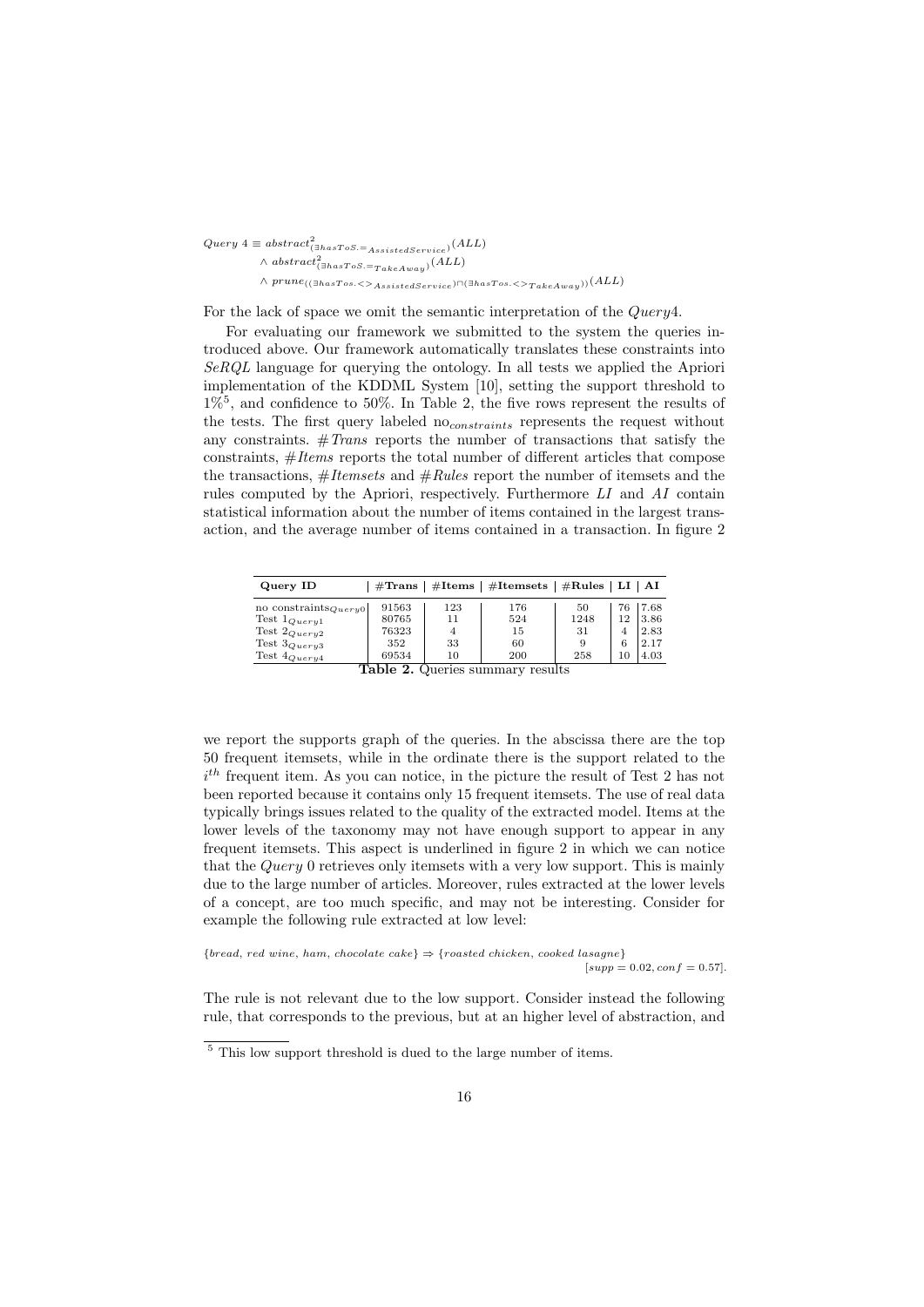$$
\begin{aligned}
Query\ 4 \equiv\ & abstract^2_{(\exists hasToS.=_{AssistedService})}(ALL) \\
& \wedge abstract^2_{(\exists hasToS.=_{TakeAway})}(ALL) \\
& \wedge prune_{((\exists hasTos.<>_{AssistedService}) \sqcap (\exists hasTos.<>_{TakeAway}))}(ALL)
\end{aligned}
$$

For the lack of space we omit the semantic interpretation of the *Query*4.

For evaluating our framework we submitted to the system the queries introduced above. Our framework automatically translates these constraints into *SeRQL* language for querying the ontology. In all tests we applied the Apriori implementation of the KDDML System [10], setting the support threshold to 1%[5], and confidence to 50%. In Table 2, the five rows represent the results of the tests. The first query labeled $\text{no}_{constraints}$ represents the request without any constraints. *#Trans* reports the number of transactions that satisfy the constraints, *#Items* reports the total number of different articles that compose the transactions, *#Itemsets* and *#Rules* report the number of itemsets and the rules computed by the Apriori, respectively. Furthermore *LI* and *AI* contain statistical information about the number of items contained in the largest transaction, and the average number of items contained in a transaction. In figure 2

| Query ID | #Trans | #Items | #Itemsets | #Rules | LI | AI |
|---|---|---|---|---|---|---|
| no $\text{constraints}_{Query0}$ | 91563 | 123 | 176 | 50 | 76 | 7.68 |
| Test $1_{Query1}$ | 80765 | 11 | 524 | 1248 | 12 | 3.86 |
| Test $2_{Query2}$ | 76323 | 4 | 15 | 31 | 4 | 2.83 |
| Test $3_{Query3}$ | 352 | 33 | 60 | 9 | 6 | 2.17 |
| Test $4_{Query4}$ | 69534 | 10 | 200 | 258 | 10 | 4.03 |

**Table 2.** Queries summary results

we report the supports graph of the queries. In the abscissa there are the top 50 frequent itemsets, while in the ordinate there is the support related to the $i^{th}$ frequent item. As you can notice, in the picture the result of Test 2 has not been reported because it contains only 15 frequent itemsets. The use of real data typically brings issues related to the quality of the extracted model. Items at the lower levels of the taxonomy may not have enough support to appear in any frequent itemsets. This aspect is underlined in figure 2 in which we can notice that the *Query* 0 retrieves only itemsets with a very low support. This is mainly due to the large number of articles. Moreover, rules extracted at the lower levels of a concept, are too much specific, and may not be interesting. Consider for example the following rule extracted at low level:

$$\{bread,\ red\ wine,\ ham,\ chocolate\ cake\} \Rightarrow \{roasted\ chicken,\ cooked\ lasagne\}$$
$$[supp = 0.02, conf = 0.57].$$

The rule is not relevant due to the low support. Consider instead the following rule, that corresponds to the previous, but at an higher level of abstraction, and

[5] This low support threshold is dued to the large number of items.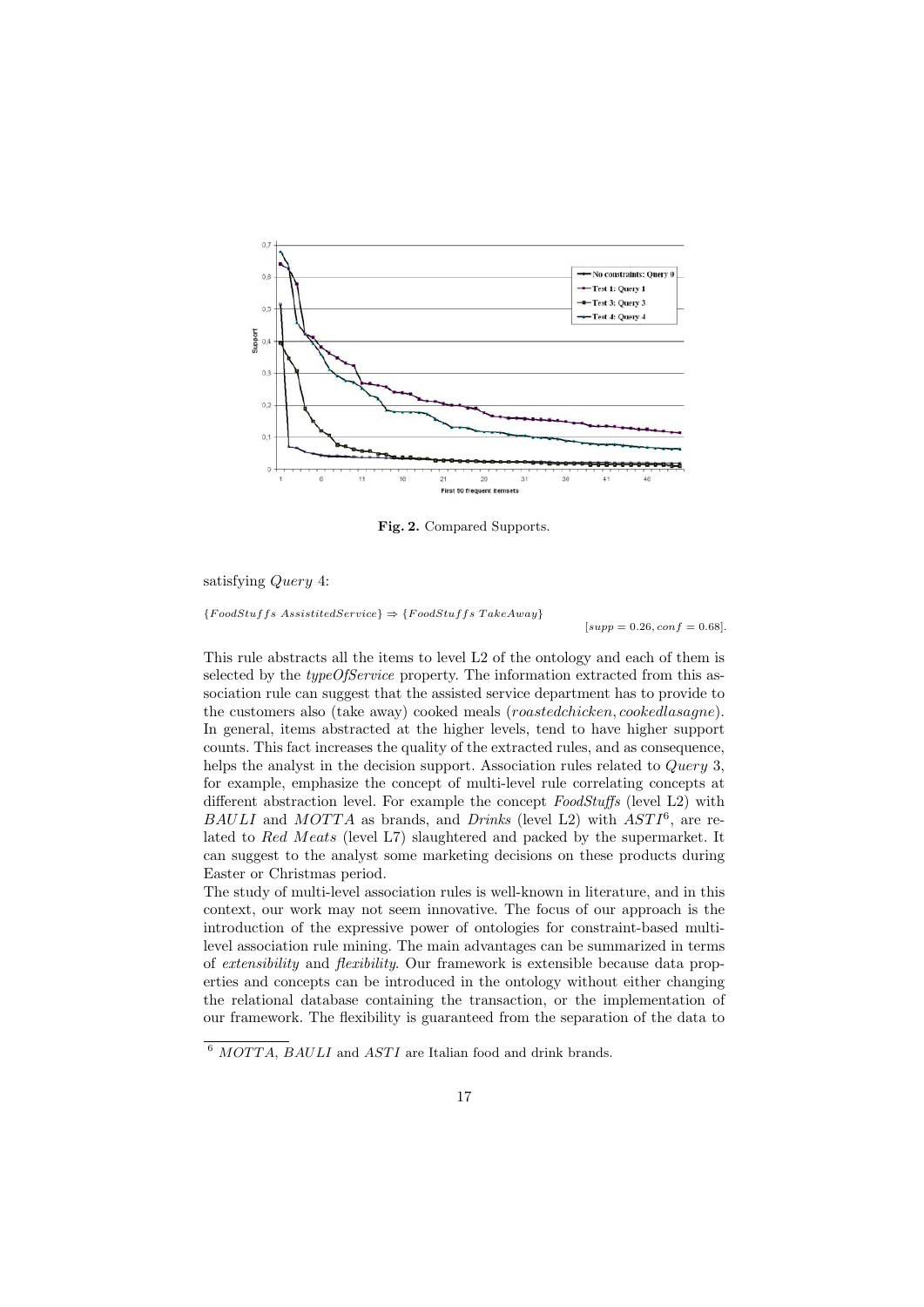Fig. 2. Compared Supports.

satisfying *Query* 4:

$\{FoodStuffs\ AssistitedService\} \Rightarrow \{FoodStuffs\ TakeAway\}$

$[supp = 0.26, conf = 0.68]$.

This rule abstracts all the items to level L2 of the ontology and each of them is selected by the *typeOfService* property. The information extracted from this association rule can suggest that the assisted service department has to provide to the customers also (take away) cooked meals ($roastedchicken, cookedlasagne$). In general, items abstracted at the higher levels, tend to have higher support counts. This fact increases the quality of the extracted rules, and as consequence, helps the analyst in the decision support. Association rules related to *Query* 3, for example, emphasize the concept of multi-level rule correlating concepts at different abstraction level. For example the concept *FoodStuffs* (level L2) with $BAULI$ and $MOTTA$ as brands, and *Drinks* (level L2) with $ASTI$[6], are related to *Red Meats* (level L7) slaughtered and packed by the supermarket. It can suggest to the analyst some marketing decisions on these products during Easter or Christmas period.

The study of multi-level association rules is well-known in literature, and in this context, our work may not seem innovative. The focus of our approach is the introduction of the expressive power of ontologies for constraint-based multi-level association rule mining. The main advantages can be summarized in terms of *extensibility* and *flexibility*. Our framework is extensible because data properties and concepts can be introduced in the ontology without either changing the relational database containing the transaction, or the implementation of our framework. The flexibility is guaranteed from the separation of the data to

[6] $MOTTA$, $BAULI$ and $ASTI$ are Italian food and drink brands.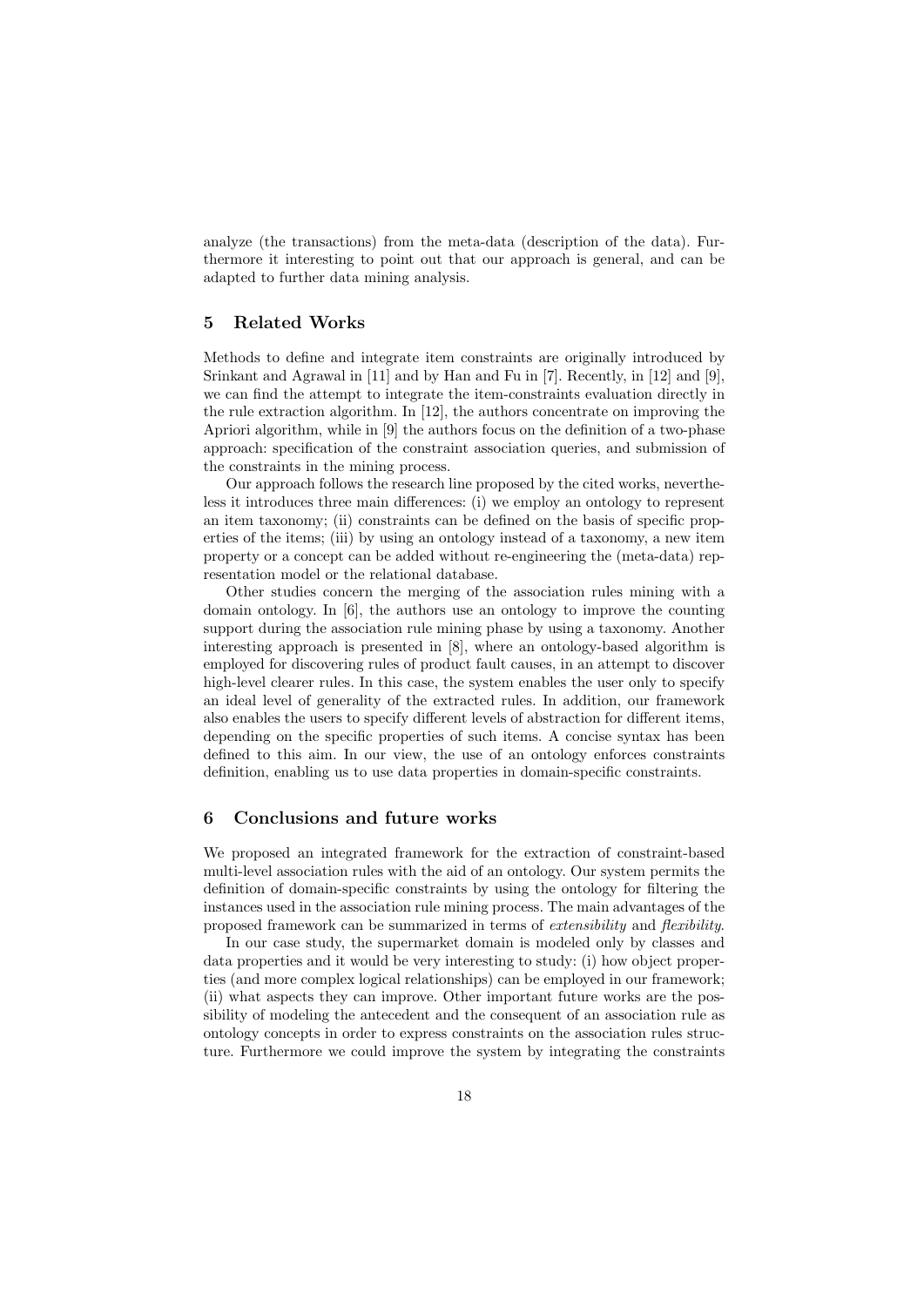analyze (the transactions) from the meta-data (description of the data). Furthermore it interesting to point out that our approach is general, and can be adapted to further data mining analysis.

## 5 Related Works

Methods to define and integrate item constraints are originally introduced by Srinkant and Agrawal in [11] and by Han and Fu in [7]. Recently, in [12] and [9], we can find the attempt to integrate the item-constraints evaluation directly in the rule extraction algorithm. In [12], the authors concentrate on improving the Apriori algorithm, while in [9] the authors focus on the definition of a two-phase approach: specification of the constraint association queries, and submission of the constraints in the mining process.

Our approach follows the research line proposed by the cited works, nevertheless it introduces three main differences: (i) we employ an ontology to represent an item taxonomy; (ii) constraints can be defined on the basis of specific properties of the items; (iii) by using an ontology instead of a taxonomy, a new item property or a concept can be added without re-engineering the (meta-data) representation model or the relational database.

Other studies concern the merging of the association rules mining with a domain ontology. In [6], the authors use an ontology to improve the counting support during the association rule mining phase by using a taxonomy. Another interesting approach is presented in [8], where an ontology-based algorithm is employed for discovering rules of product fault causes, in an attempt to discover high-level clearer rules. In this case, the system enables the user only to specify an ideal level of generality of the extracted rules. In addition, our framework also enables the users to specify different levels of abstraction for different items, depending on the specific properties of such items. A concise syntax has been defined to this aim. In our view, the use of an ontology enforces constraints definition, enabling us to use data properties in domain-specific constraints.

## 6 Conclusions and future works

We proposed an integrated framework for the extraction of constraint-based multi-level association rules with the aid of an ontology. Our system permits the definition of domain-specific constraints by using the ontology for filtering the instances used in the association rule mining process. The main advantages of the proposed framework can be summarized in terms of *extensibility* and *flexibility*.

In our case study, the supermarket domain is modeled only by classes and data properties and it would be very interesting to study: (i) how object properties (and more complex logical relationships) can be employed in our framework; (ii) what aspects they can improve. Other important future works are the possibility of modeling the antecedent and the consequent of an association rule as ontology concepts in order to express constraints on the association rules structure. Furthermore we could improve the system by integrating the constraints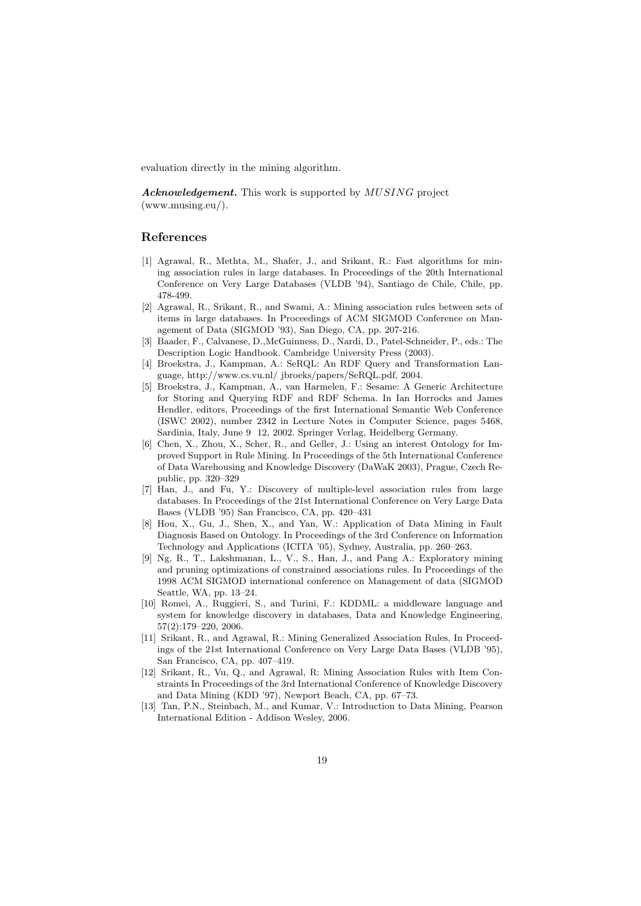evaluation directly in the mining algorithm.

***Acknowledgement.*** This work is supported by *MUSING* project (www.musing.eu/).

## References

[1] Agrawal, R., Methta, M., Shafer, J., and Srikant, R.: Fast algorithms for mining association rules in large databases. In Proceedings of the 20th International Conference on Very Large Databases (VLDB '94), Santiago de Chile, Chile, pp. 478-499.

[2] Agrawal, R., Srikant, R., and Swami, A.: Mining association rules between sets of items in large databases. In Proceedings of ACM SIGMOD Conference on Management of Data (SIGMOD '93), San Diego, CA, pp. 207-216.

[3] Baader, F., Calvanese, D.,McGuinness, D., Nardi, D., Patel-Schneider, P., eds.: The Description Logic Handbook. Cambridge University Press (2003).

[4] Broekstra, J., Kampman, A.: SeRQL: An RDF Query and Transformation Language, http://www.cs.vu.nl/ jbroeks/papers/SeRQL.pdf, 2004.

[5] Broekstra, J., Kampman, A., van Harmelen, F.: Sesame: A Generic Architecture for Storing and Querying RDF and RDF Schema. In Ian Horrocks and James Hendler, editors, Proceedings of the first International Semantic Web Conference (ISWC 2002), number 2342 in Lecture Notes in Computer Science, pages 5468, Sardinia, Italy, June 9 12, 2002. Springer Verlag, Heidelberg Germany.

[6] Chen, X., Zhou, X., Scher, R., and Geller, J.: Using an interest Ontology for Improved Support in Rule Mining. In Proceedings of the 5th International Conference of Data Warehousing and Knowledge Discovery (DaWaK 2003), Prague, Czech Republic, pp. 320–329

[7] Han, J., and Fu, Y.: Discovery of multiple-level association rules from large databases. In Proceedings of the 21st International Conference on Very Large Data Bases (VLDB '95) San Francisco, CA, pp. 420–431

[8] Hou, X., Gu, J., Shen, X., and Yan, W.: Application of Data Mining in Fault Diagnosis Based on Ontology. In Proceedings of the 3rd Conference on Information Technology and Applications (ICITA '05), Sydney, Australia, pp. 260–263.

[9] Ng, R., T., Lakshmanan, L., V., S., Han, J., and Pang A.: Exploratory mining and pruning optimizations of constrained associations rules. In Proceedings of the 1998 ACM SIGMOD international conference on Management of data (SIGMOD Seattle, WA, pp. 13–24.

[10] Romei, A., Ruggieri, S., and Turini, F.: KDDML: a middleware language and system for knowledge discovery in databases, Data and Knowledge Engineering, 57(2):179–220, 2006.

[11] Srikant, R., and Agrawal, R.: Mining Generalized Association Rules, In Proceedings of the 21st International Conference on Very Large Data Bases (VLDB '95), San Francisco, CA, pp. 407–419.

[12] Srikant, R., Vu, Q., and Agrawal, R: Mining Association Rules with Item Constraints In Proceedings of the 3rd International Conference of Knowledge Discovery and Data Mining (KDD '97), Newport Beach, CA, pp. 67–73.

[13] Tan, P.N., Steinbach, M., and Kumar, V.: Introduction to Data Mining, Pearson International Edition - Addison Wesley, 2006.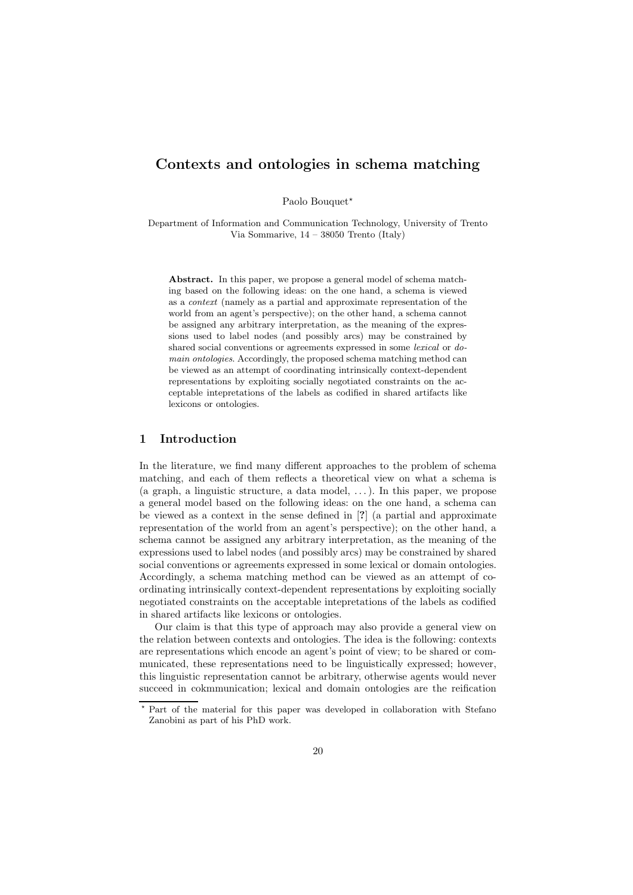# Contexts and ontologies in schema matching

Paolo Bouquet*

Department of Information and Communication Technology, University of Trento
Via Sommarive, 14 – 38050 Trento (Italy)

**Abstract.** In this paper, we propose a general model of schema matching based on the following ideas: on the one hand, a schema is viewed as a *context* (namely as a partial and approximate representation of the world from an agent's perspective); on the other hand, a schema cannot be assigned any arbitrary interpretation, as the meaning of the expressions used to label nodes (and possibly arcs) may be constrained by shared social conventions or agreements expressed in some *lexical* or *domain ontologies*. Accordingly, the proposed schema matching method can be viewed as an attempt of coordinating intrinsically context-dependent representations by exploiting socially negotiated constraints on the acceptable intepretations of the labels as codified in shared artifacts like lexicons or ontologies.

## 1 Introduction

In the literature, we find many different approaches to the problem of schema matching, and each of them reflects a theoretical view on what a schema is (a graph, a linguistic structure, a data model, ...). In this paper, we propose a general model based on the following ideas: on the one hand, a schema can be viewed as a context in the sense defined in [**?**] (a partial and approximate representation of the world from an agent's perspective); on the other hand, a schema cannot be assigned any arbitrary interpretation, as the meaning of the expressions used to label nodes (and possibly arcs) may be constrained by shared social conventions or agreements expressed in some lexical or domain ontologies. Accordingly, a schema matching method can be viewed as an attempt of coordinating intrinsically context-dependent representations by exploiting socially negotiated constraints on the acceptable intepretations of the labels as codified in shared artifacts like lexicons or ontologies.

Our claim is that this type of approach may also provide a general view on the relation between contexts and ontologies. The idea is the following: contexts are representations which encode an agent's point of view; to be shared or communicated, these representations need to be linguistically expressed; however, this linguistic representation cannot be arbitrary, otherwise agents would never succeed in cokmmunication; lexical and domain ontologies are the reification

* Part of the material for this paper was developed in collaboration with Stefano Zanobini as part of his PhD work.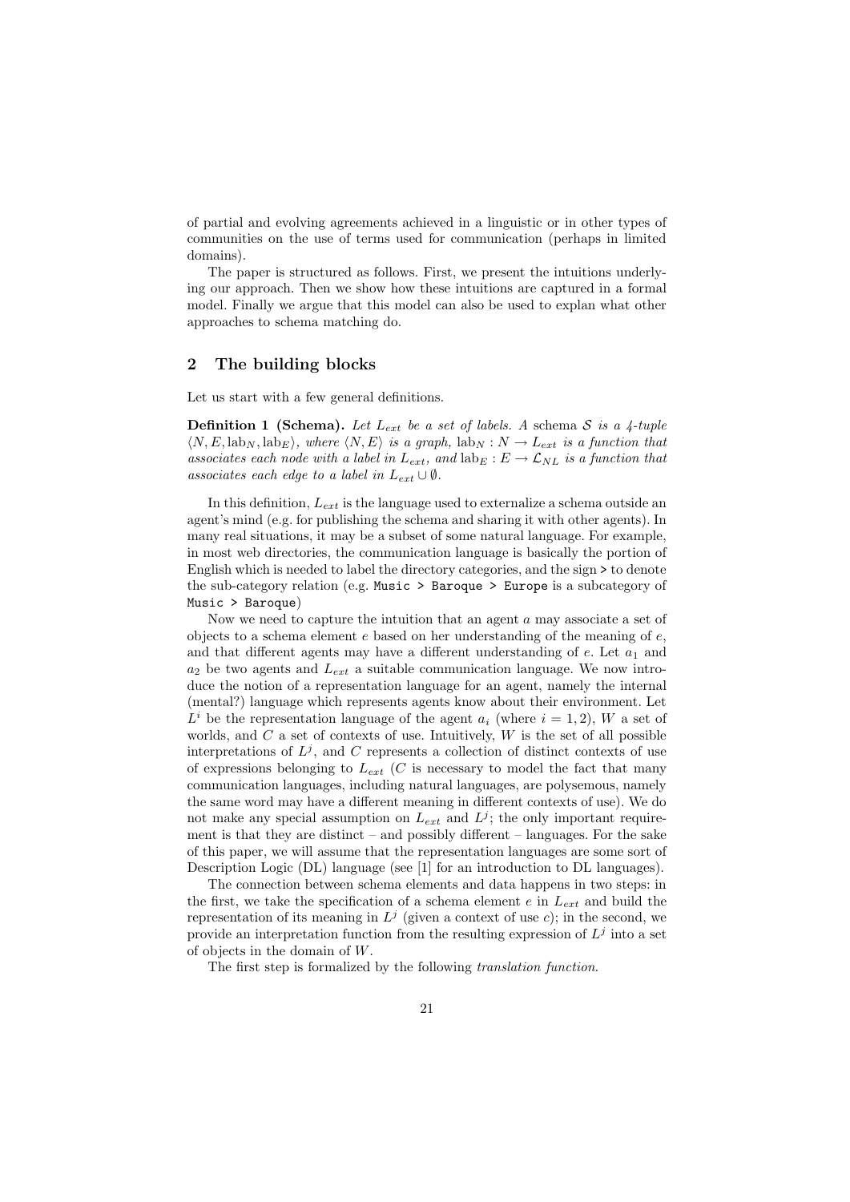of partial and evolving agreements achieved in a linguistic or in other types of communities on the use of terms used for communication (perhaps in limited domains).

The paper is structured as follows. First, we present the intuitions underlying our approach. Then we show how these intuitions are captured in a formal model. Finally we argue that this model can also be used to explan what other approaches to schema matching do.

## 2 The building blocks

Let us start with a few general definitions.

**Definition 1 (Schema).** *Let $L_{ext}$ be a set of labels. A* schema $\mathcal{S}$ *is a 4-tuple $\langle N, E, \text{lab}_N, \text{lab}_E \rangle$, where $\langle N, E \rangle$ is a graph, $\text{lab}_N : N \rightarrow L_{ext}$ is a function that associates each node with a label in $L_{ext}$, and $\text{lab}_E : E \rightarrow \mathcal{L}_{NL}$ is a function that associates each edge to a label in $L_{ext} \cup \emptyset$.*

In this definition, $L_{ext}$ is the language used to externalize a schema outside an agent's mind (e.g. for publishing the schema and sharing it with other agents). In many real situations, it may be a subset of some natural language. For example, in most web directories, the communication language is basically the portion of English which is needed to label the directory categories, and the sign `>` to denote the sub-category relation (e.g. `Music > Baroque > Europe` is a subcategory of `Music > Baroque`)

Now we need to capture the intuition that an agent $a$ may associate a set of objects to a schema element $e$ based on her understanding of the meaning of $e$, and that different agents may have a different understanding of $e$. Let $a_1$ and $a_2$ be two agents and $L_{ext}$ a suitable communication language. We now introduce the notion of a representation language for an agent, namely the internal (mental?) language which represents agents know about their environment. Let $L^i$ be the representation language of the agent $a_i$ (where $i = 1, 2$), $W$ a set of worlds, and $C$ a set of contexts of use. Intuitively, $W$ is the set of all possible interpretations of $L^j$, and $C$ represents a collection of distinct contexts of use of expressions belonging to $L_{ext}$ ($C$ is necessary to model the fact that many communication languages, including natural languages, are polysemous, namely the same word may have a different meaning in different contexts of use). We do not make any special assumption on $L_{ext}$ and $L^j$; the only important requirement is that they are distinct – and possibly different – languages. For the sake of this paper, we will assume that the representation languages are some sort of Description Logic (DL) language (see [1] for an introduction to DL languages).

The connection between schema elements and data happens in two steps: in the first, we take the specification of a schema element $e$ in $L_{ext}$ and build the representation of its meaning in $L^j$ (given a context of use $c$); in the second, we provide an interpretation function from the resulting expression of $L^j$ into a set of objects in the domain of $W$.

The first step is formalized by the following *translation function*.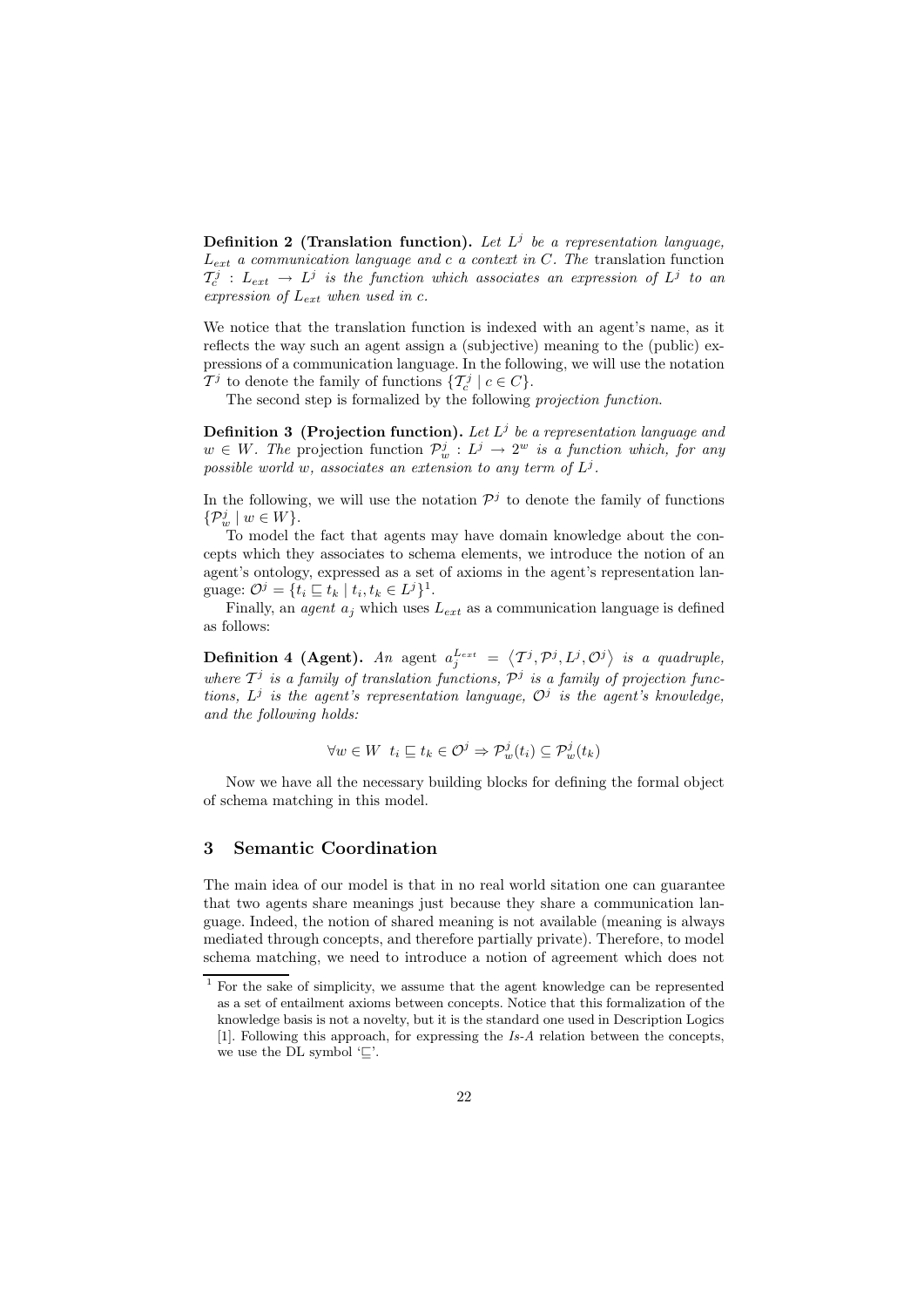**Definition 2 (Translation function).** *Let $L^j$ be a representation language, $L_{ext}$ a communication language and $c$ a context in $C$. The* translation function *$\mathcal{T}_c^j : L_{ext} \rightarrow L^j$ is the function which associates an expression of $L^j$ to an expression of $L_{ext}$ when used in $c$.*

We notice that the translation function is indexed with an agent's name, as it reflects the way such an agent assign a (subjective) meaning to the (public) expressions of a communication language. In the following, we will use the notation $\mathcal{T}^j$ to denote the family of functions $\{\mathcal{T}_c^j \mid c \in C\}$.

The second step is formalized by the following *projection function*.

**Definition 3 (Projection function).** *Let $L^j$ be a representation language and $w \in W$. The* projection function *$\mathcal{P}_w^j : L^j \rightarrow 2^w$ is a function which, for any possible world $w$, associates an extension to any term of $L^j$.*

In the following, we will use the notation $\mathcal{P}^j$ to denote the family of functions $\{\mathcal{P}_w^j \mid w \in W\}$.

To model the fact that agents may have domain knowledge about the concepts which they associates to schema elements, we introduce the notion of an agent's ontology, expressed as a set of axioms in the agent's representation language: $\mathcal{O}^j = \{t_i \sqsubseteq t_k \mid t_i, t_k \in L^j\}$[1].

Finally, an *agent* $a_j$ which uses $L_{ext}$ as a communication language is defined as follows:

**Definition 4 (Agent).** *An* agent *$a_j^{L_{ext}} = \langle \mathcal{T}^j, \mathcal{P}^j, L^j, \mathcal{O}^j \rangle$ is a quadruple, where $\mathcal{T}^j$ is a family of translation functions, $\mathcal{P}^j$ is a family of projection functions, $L^j$ is the agent's representation language, $\mathcal{O}^j$ is the agent's knowledge, and the following holds:*

$$\forall w \in W \;\; t_i \sqsubseteq t_k \in \mathcal{O}^j \Rightarrow \mathcal{P}_w^j(t_i) \subseteq \mathcal{P}_w^j(t_k)$$

Now we have all the necessary building blocks for defining the formal object of schema matching in this model.

## 3 Semantic Coordination

The main idea of our model is that in no real world sitation one can guarantee that two agents share meanings just because they share a communication language. Indeed, the notion of shared meaning is not available (meaning is always mediated through concepts, and therefore partially private). Therefore, to model schema matching, we need to introduce a notion of agreement which does not

[1] For the sake of simplicity, we assume that the agent knowledge can be represented as a set of entailment axioms between concepts. Notice that this formalization of the knowledge basis is not a novelty, but it is the standard one used in Description Logics [1]. Following this approach, for expressing the *Is-A* relation between the concepts, we use the DL symbol '$\sqsubseteq$'.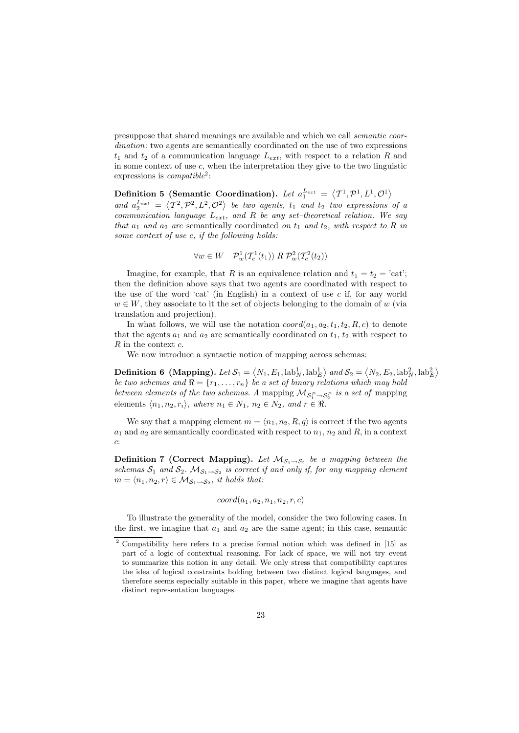presuppose that shared meanings are available and which we call *semantic coordination*: two agents are semantically coordinated on the use of two expressions $t_1$ and $t_2$ of a communication language $L_{ext}$, with respect to a relation $R$ and in some context of use $c$, when the interpretation they give to the two linguistic expressions is *compatible*[2]:

**Definition 5 (Semantic Coordination).** *Let* $a_1^{L_{ext}} = \langle \mathcal{T}^1, \mathcal{P}^1, L^1, \mathcal{O}^1 \rangle$ *and* $a_2^{L_{ext}} = \langle \mathcal{T}^2, \mathcal{P}^2, L^2, \mathcal{O}^2 \rangle$ *be two agents,* $t_1$ *and* $t_2$ *two expressions of a communication language* $L_{ext}$*, and* $R$ *be any set–theoretical relation. We say that* $a_1$ *and* $a_2$ *are* semantically coordinated *on* $t_1$ *and* $t_2$*, with respect to* $R$ *in some context of use* $c$*, if the following holds:*

$$\forall w \in W \quad \mathcal{P}^1_w(\mathcal{T}^1_c(t_1)) \; R \; \mathcal{P}^2_w(\mathcal{T}^2_c(t_2))$$

Imagine, for example, that $R$ is an equivalence relation and $t_1 = t_2 =$ 'cat'; then the definition above says that two agents are coordinated with respect to the use of the word 'cat' (in English) in a context of use $c$ if, for any world $w \in W$, they associate to it the set of objects belonging to the domain of $w$ (via translation and projection).

In what follows, we will use the notation $coord(a_1, a_2, t_1, t_2, R, c)$ to denote that the agents $a_1$ and $a_2$ are semantically coordinated on $t_1$, $t_2$ with respect to $R$ in the context $c$.

We now introduce a syntactic notion of mapping across schemas:

**Definition 6 (Mapping).** *Let* $\mathcal{S}_1 = \langle N_1, E_1, \text{lab}^1_N, \text{lab}^1_E \rangle$ *and* $\mathcal{S}_2 = \langle N_2, E_2, \text{lab}^2_N, \text{lab}^2_E \rangle$ *be two schemas and* $\Re = \{r_1, \ldots, r_n\}$ *be a set of binary relations which may hold between elements of the two schemas. A* mapping $\mathcal{M}_{\mathcal{S}_1^P \rightarrow \mathcal{S}_2^P}$ *is a set of* mapping elements $\langle n_1, n_2, r_i \rangle$*, where* $n_1 \in N_1$*,* $n_2 \in N_2$*, and* $r \in \Re$*.*

We say that a mapping element $m = \langle n_1, n_2, R, q \rangle$ is correct if the two agents $a_1$ and $a_2$ are semantically coordinated with respect to $n_1$, $n_2$ and $R$, in a context $c$:

**Definition 7 (Correct Mapping).** *Let* $\mathcal{M}_{\mathcal{S}_1 \rightarrow \mathcal{S}_2}$ *be a mapping between the schemas* $\mathcal{S}_1$ *and* $\mathcal{S}_2$*.* $\mathcal{M}_{\mathcal{S}_1 \rightarrow \mathcal{S}_2}$ *is correct if and only if, for any mapping element* $m = \langle n_1, n_2, r \rangle \in \mathcal{M}_{\mathcal{S}_1 \rightarrow \mathcal{S}_2}$*, it holds that:*

$$coord(a_1, a_2, n_1, n_2, r, c)$$

To illustrate the generality of the model, consider the two following cases. In the first, we imagine that $a_1$ and $a_2$ are the same agent; in this case, semantic

[2] Compatibility here refers to a precise formal notion which was defined in [15] as part of a logic of contextual reasoning. For lack of space, we will not try event to summarize this notion in any detail. We only stress that compatibility captures the idea of logical constraints holding between two distinct logical languages, and therefore seems especially suitable in this paper, where we imagine that agents have distinct representation languages.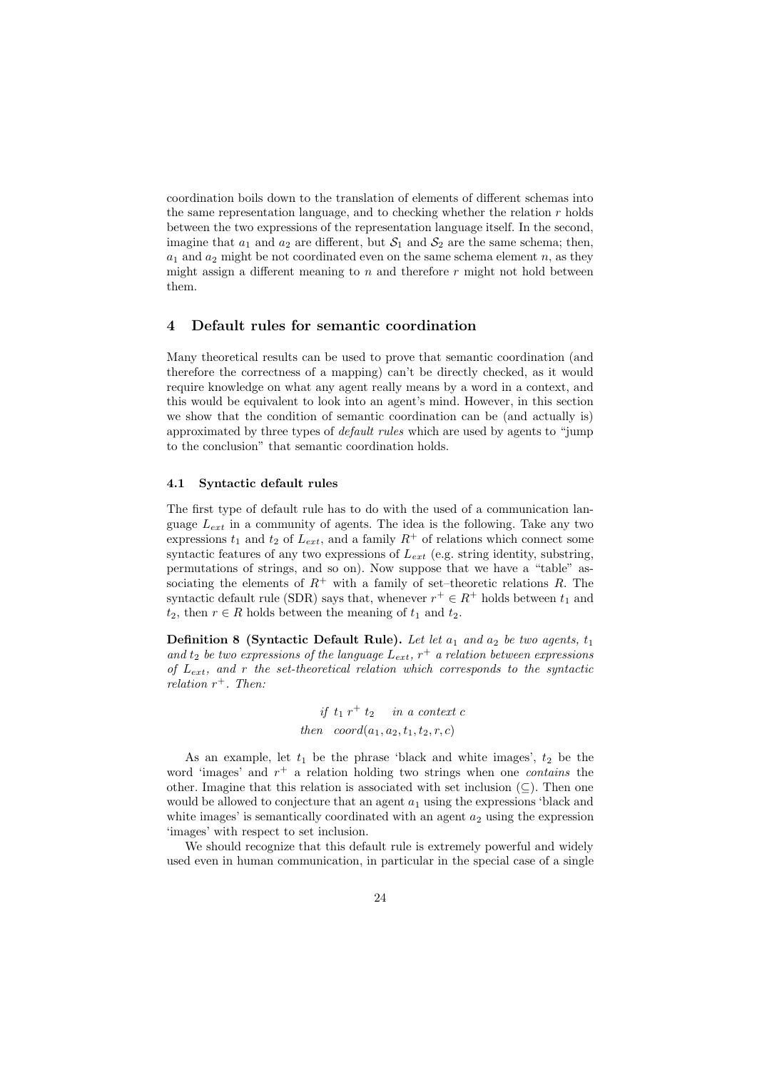coordination boils down to the translation of elements of different schemas into the same representation language, and to checking whether the relation $r$ holds between the two expressions of the representation language itself. In the second, imagine that $a_1$ and $a_2$ are different, but $\mathcal{S}_1$ and $\mathcal{S}_2$ are the same schema; then, $a_1$ and $a_2$ might be not coordinated even on the same schema element $n$, as they might assign a different meaning to $n$ and therefore $r$ might not hold between them.

## 4 Default rules for semantic coordination

Many theoretical results can be used to prove that semantic coordination (and therefore the correctness of a mapping) can't be directly checked, as it would require knowledge on what any agent really means by a word in a context, and this would be equivalent to look into an agent's mind. However, in this section we show that the condition of semantic coordination can be (and actually is) approximated by three types of *default rules* which are used by agents to "jump to the conclusion" that semantic coordination holds.

### 4.1 Syntactic default rules

The first type of default rule has to do with the used of a communication language $L_{ext}$ in a community of agents. The idea is the following. Take any two expressions $t_1$ and $t_2$ of $L_{ext}$, and a family $R^+$ of relations which connect some syntactic features of any two expressions of $L_{ext}$ (e.g. string identity, substring, permutations of strings, and so on). Now suppose that we have a "table" associating the elements of $R^+$ with a family of set–theoretic relations $R$. The syntactic default rule (SDR) says that, whenever $r^+ \in R^+$ holds between $t_1$ and $t_2$, then $r \in R$ holds between the meaning of $t_1$ and $t_2$.

**Definition 8 (Syntactic Default Rule).** *Let let $a_1$ and $a_2$ be two agents, $t_1$ and $t_2$ be two expressions of the language $L_{ext}$, $r^+$ a relation between expressions of $L_{ext}$, and $r$ the set-theoretical relation which corresponds to the syntactic relation $r^+$. Then:*

$$\begin{aligned} & \textit{if} \;\; t_1 \, r^+ \, t_2 \quad \textit{in a context } c \\ & \textit{then} \;\; coord(a_1, a_2, t_1, t_2, r, c) \end{aligned}$$

As an example, let $t_1$ be the phrase 'black and white images', $t_2$ be the word 'images' and $r^+$ a relation holding two strings when one *contains* the other. Imagine that this relation is associated with set inclusion ($\subseteq$). Then one would be allowed to conjecture that an agent $a_1$ using the expressions 'black and white images' is semantically coordinated with an agent $a_2$ using the expression 'images' with respect to set inclusion.

We should recognize that this default rule is extremely powerful and widely used even in human communication, in particular in the special case of a single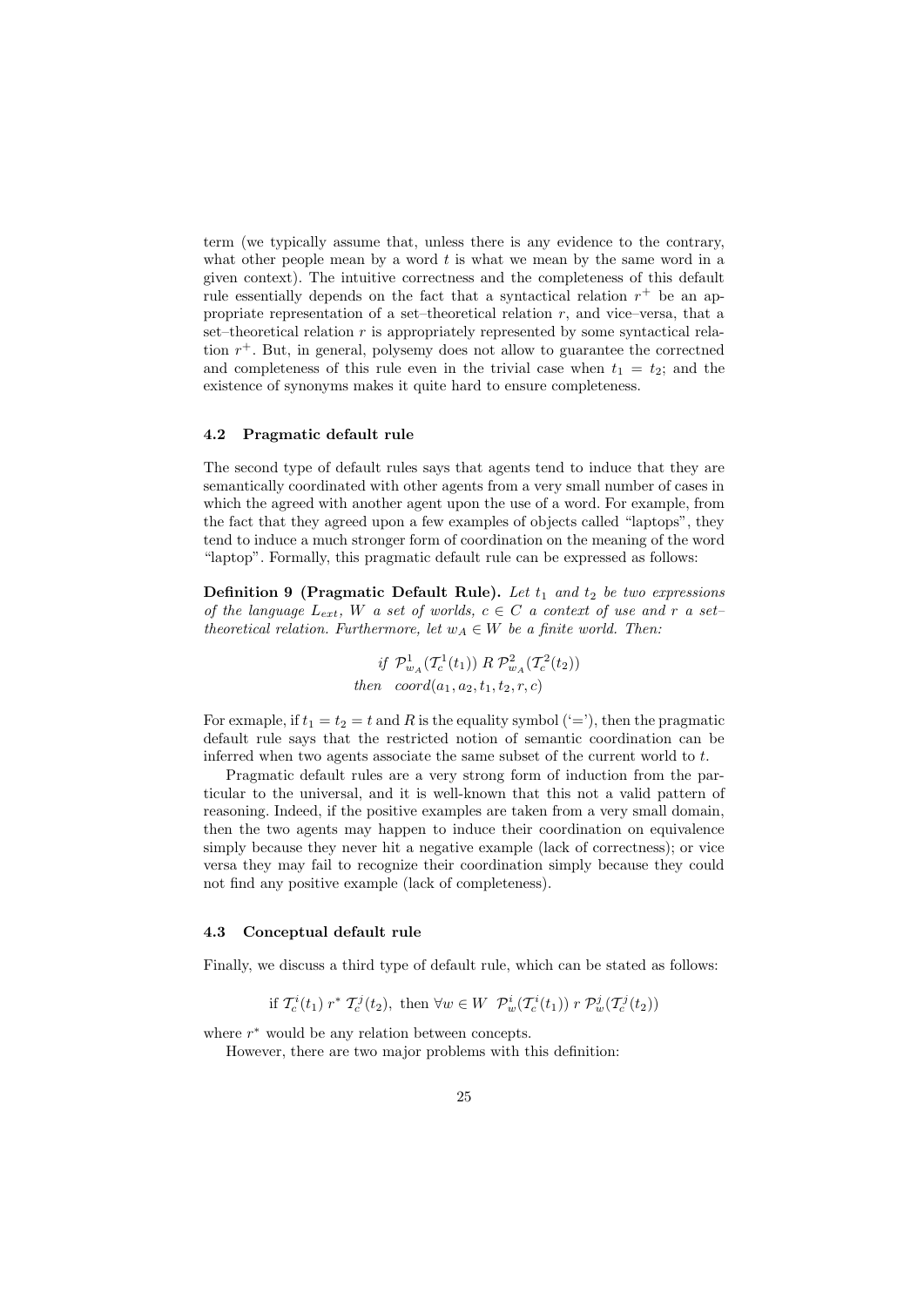term (we typically assume that, unless there is any evidence to the contrary, what other people mean by a word $t$ is what we mean by the same word in a given context). The intuitive correctness and the completeness of this default rule essentially depends on the fact that a syntactical relation $r^+$ be an appropriate representation of a set–theoretical relation $r$, and vice–versa, that a set–theoretical relation $r$ is appropriately represented by some syntactical relation $r^+$. But, in general, polysemy does not allow to guarantee the correctned and completeness of this rule even in the trivial case when $t_1 = t_2$; and the existence of synonyms makes it quite hard to ensure completeness.

### 4.2 Pragmatic default rule

The second type of default rules says that agents tend to induce that they are semantically coordinated with other agents from a very small number of cases in which the agreed with another agent upon the use of a word. For example, from the fact that they agreed upon a few examples of objects called "laptops", they tend to induce a much stronger form of coordination on the meaning of the word "laptop". Formally, this pragmatic default rule can be expressed as follows:

**Definition 9 (Pragmatic Default Rule).** *Let $t_1$ and $t_2$ be two expressions of the language $L_{ext}$, $W$ a set of worlds, $c \in C$ a context of use and $r$ a set–theoretical relation. Furthermore, let $w_A \in W$ be a finite world. Then:*

$$\begin{aligned} &\textit{if } \mathcal{P}^1_{w_A}(\mathcal{T}^1_c(t_1)) \; R \; \mathcal{P}^2_{w_A}(\mathcal{T}^2_c(t_2)) \\ &\textit{then} \quad coord(a_1, a_2, t_1, t_2, r, c) \end{aligned}$$

For exmaple, if $t_1 = t_2 = t$ and $R$ is the equality symbol ('='), then the pragmatic default rule says that the restricted notion of semantic coordination can be inferred when two agents associate the same subset of the current world to $t$.

Pragmatic default rules are a very strong form of induction from the particular to the universal, and it is well-known that this not a valid pattern of reasoning. Indeed, if the positive examples are taken from a very small domain, then the two agents may happen to induce their coordination on equivalence simply because they never hit a negative example (lack of correctness); or vice versa they may fail to recognize their coordination simply because they could not find any positive example (lack of completeness).

### 4.3 Conceptual default rule

Finally, we discuss a third type of default rule, which can be stated as follows:

$$\text{if } \mathcal{T}^i_c(t_1) \; r^* \; \mathcal{T}^j_c(t_2), \text{ then } \forall w \in W \;\; \mathcal{P}^i_w(\mathcal{T}^i_c(t_1)) \; r \; \mathcal{P}^j_w(\mathcal{T}^j_c(t_2))$$

where $r^*$ would be any relation between concepts.

However, there are two major problems with this definition: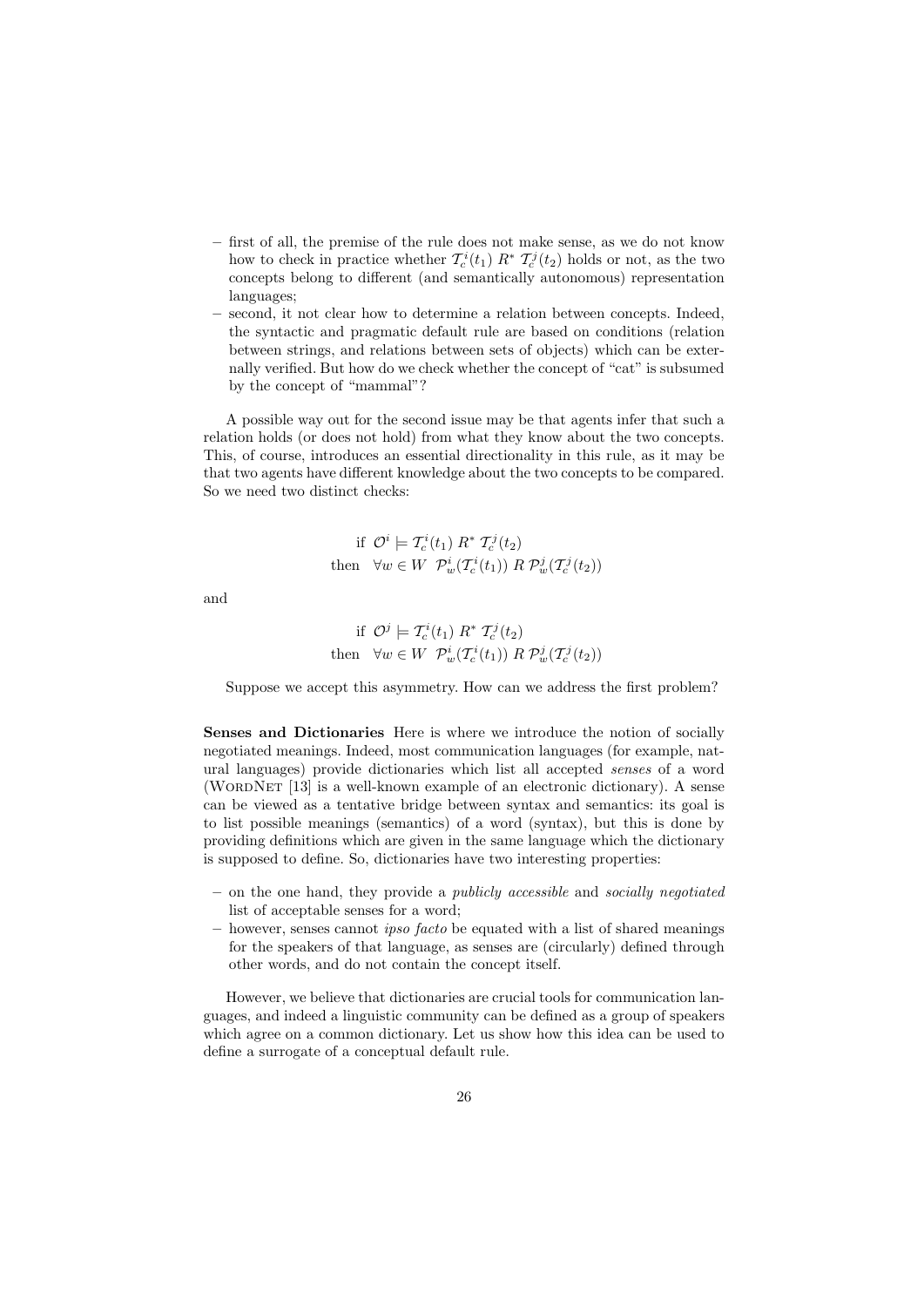– first of all, the premise of the rule does not make sense, as we do not know how to check in practice whether $\mathcal{T}_c^i(t_1)\ R^*\ \mathcal{T}_c^j(t_2)$ holds or not, as the two concepts belong to different (and semantically autonomous) representation languages;
– second, it not clear how to determine a relation between concepts. Indeed, the syntactic and pragmatic default rule are based on conditions (relation between strings, and relations between sets of objects) which can be externally verified. But how do we check whether the concept of "cat" is subsumed by the concept of "mammal"?

A possible way out for the second issue may be that agents infer that such a relation holds (or does not hold) from what they know about the two concepts. This, of course, introduces an essential directionality in this rule, as it may be that two agents have different knowledge about the two concepts to be compared. So we need two distinct checks:

$$\begin{aligned} &\text{if} \ \ \mathcal{O}^i \models \mathcal{T}_c^i(t_1)\ R^*\ \mathcal{T}_c^j(t_2) \\ &\text{then} \ \ \forall w \in W \ \ \mathcal{P}_w^i(\mathcal{T}_c^i(t_1))\ R\ \mathcal{P}_w^j(\mathcal{T}_c^j(t_2)) \end{aligned}$$

and

$$\begin{aligned} &\text{if} \ \ \mathcal{O}^j \models \mathcal{T}_c^i(t_1)\ R^*\ \mathcal{T}_c^j(t_2) \\ &\text{then} \ \ \forall w \in W \ \ \mathcal{P}_w^i(\mathcal{T}_c^i(t_1))\ R\ \mathcal{P}_w^j(\mathcal{T}_c^j(t_2)) \end{aligned}$$

Suppose we accept this asymmetry. How can we address the first problem?

**Senses and Dictionaries** Here is where we introduce the notion of socially negotiated meanings. Indeed, most communication languages (for example, natural languages) provide dictionaries which list all accepted *senses* of a word (WordNet [13] is a well-known example of an electronic dictionary). A sense can be viewed as a tentative bridge between syntax and semantics: its goal is to list possible meanings (semantics) of a word (syntax), but this is done by providing definitions which are given in the same language which the dictionary is supposed to define. So, dictionaries have two interesting properties:

– on the one hand, they provide a *publicly accessible* and *socially negotiated* list of acceptable senses for a word;
– however, senses cannot *ipso facto* be equated with a list of shared meanings for the speakers of that language, as senses are (circularly) defined through other words, and do not contain the concept itself.

However, we believe that dictionaries are crucial tools for communication languages, and indeed a linguistic community can be defined as a group of speakers which agree on a common dictionary. Let us show how this idea can be used to define a surrogate of a conceptual default rule.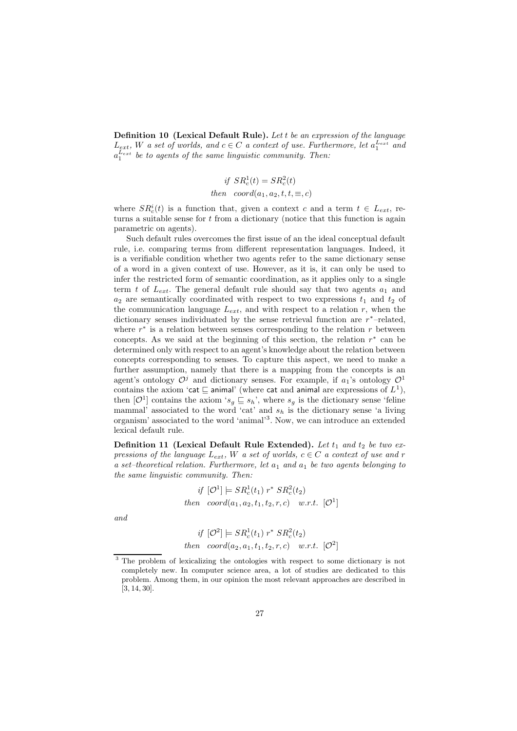**Definition 10 (Lexical Default Rule).** *Let $t$ be an expression of the language $L_{ext}$, $W$ a set of worlds, and $c \in C$ a context of use. Furthermore, let $a_1^{L_{ext}}$ and $a_1^{L_{ext}}$ be to agents of the same linguistic community. Then:*

$$\begin{aligned} &\textit{if } SR_c^1(t) = SR_c^2(t) \\ &\textit{then} \quad coord(a_1, a_2, t, t, \equiv, c) \end{aligned}$$

where $SR_c^i(t)$ is a function that, given a context $c$ and a term $t \in L_{ext}$, returns a suitable sense for $t$ from a dictionary (notice that this function is again parametric on agents).

Such default rules overcomes the first issue of an the ideal conceptual default rule, i.e. comparing terms from different representation languages. Indeed, it is a verifiable condition whether two agents refer to the same dictionary sense of a word in a given context of use. However, as it is, it can only be used to infer the restricted form of semantic coordination, as it applies only to a single term $t$ of $L_{ext}$. The general default rule should say that two agents $a_1$ and $a_2$ are semantically coordinated with respect to two expressions $t_1$ and $t_2$ of the communication language $L_{ext}$, and with respect to a relation $r$, when the dictionary senses individuated by the sense retrieval function are $r^*$–related, where $r^*$ is a relation between senses corresponding to the relation $r$ between concepts. As we said at the beginning of this section, the relation $r^*$ can be determined only with respect to an agent's knowledge about the relation between concepts corresponding to senses. To capture this aspect, we need to make a further assumption, namely that there is a mapping from the concepts is an agent's ontology $\mathcal{O}^j$ and dictionary senses. For example, if $a_1$'s ontology $\mathcal{O}^1$ contains the axiom '$\mathsf{cat} \sqsubseteq \mathsf{animal}$' (where $\mathsf{cat}$ and $\mathsf{animal}$ are expressions of $L^1$), then $[\mathcal{O}^1]$ contains the axiom '$s_g \sqsubseteq s_h$', where $s_g$ is the dictionary sense 'feline mammal' associated to the word 'cat' and $s_h$ is the dictionary sense 'a living organism' associated to the word 'animal'[3]. Now, we can introduce an extended lexical default rule.

**Definition 11 (Lexical Default Rule Extended).** *Let $t_1$ and $t_2$ be two expressions of the language $L_{ext}$, $W$ a set of worlds, $c \in C$ a context of use and $r$ a set–theoretical relation. Furthermore, let $a_1$ and $a_1$ be two agents belonging to the same linguistic community. Then:*

$$\begin{aligned} &\textit{if } [\mathcal{O}^1] \models SR_c^1(t_1)\ r^*\ SR_c^2(t_2) \\ &\textit{then} \quad coord(a_1, a_2, t_1, t_2, r, c) \quad \textit{w.r.t. } [\mathcal{O}^1] \end{aligned}$$

*and*

$$\begin{aligned} &\textit{if } [\mathcal{O}^2] \models SR_c^1(t_1)\ r^*\ SR_c^2(t_2) \\ &\textit{then} \quad coord(a_2, a_1, t_1, t_2, r, c) \quad \textit{w.r.t. } [\mathcal{O}^2] \end{aligned}$$

---

[3] The problem of lexicalizing the ontologies with respect to some dictionary is not completely new. In computer science area, a lot of studies are dedicated to this problem. Among them, in our opinion the most relevant approaches are described in [3, 14, 30].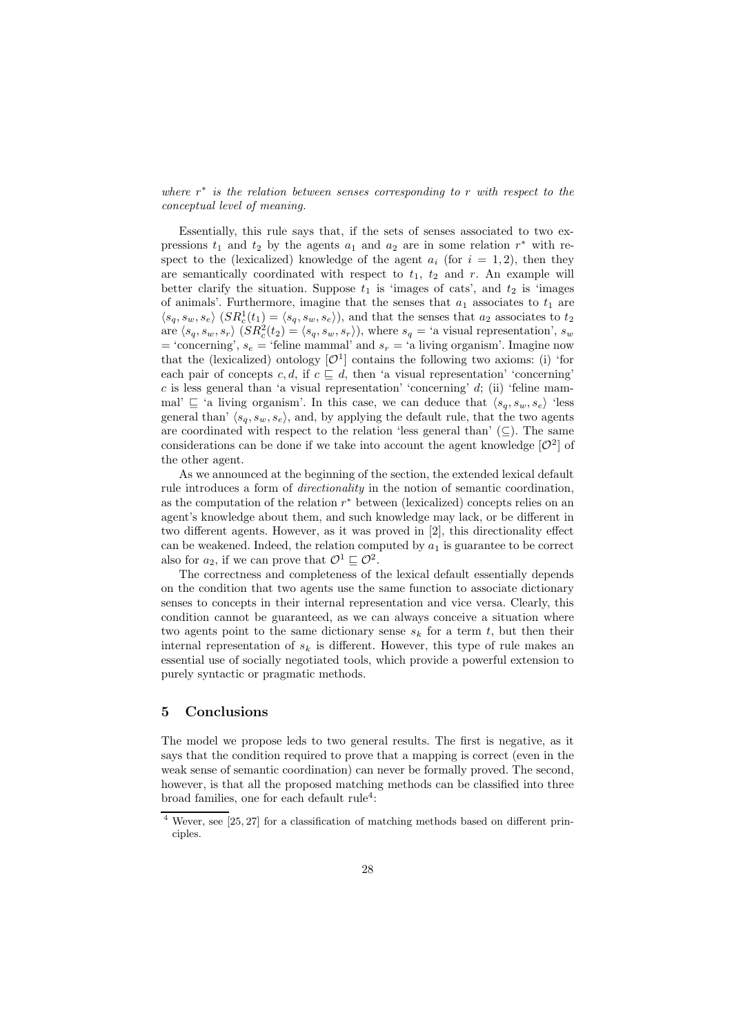*where $r^*$ is the relation between senses corresponding to $r$ with respect to the conceptual level of meaning.*

Essentially, this rule says that, if the sets of senses associated to two expressions $t_1$ and $t_2$ by the agents $a_1$ and $a_2$ are in some relation $r^*$ with respect to the (lexicalized) knowledge of the agent $a_i$ (for $i = 1, 2$), then they are semantically coordinated with respect to $t_1$, $t_2$ and $r$. An example will better clarify the situation. Suppose $t_1$ is 'images of cats', and $t_2$ is 'images of animals'. Furthermore, imagine that the senses that $a_1$ associates to $t_1$ are $\langle s_q, s_w, s_e \rangle$ ($SR^1_c(t_1) = \langle s_q, s_w, s_e \rangle$), and that the senses that $a_2$ associates to $t_2$ are $\langle s_q, s_w, s_r \rangle$ ($SR^2_c(t_2) = \langle s_q, s_w, s_r \rangle$), where $s_q$ = 'a visual representation', $s_w$ = 'concerning', $s_e$ = 'feline mammal' and $s_r$ = 'a living organism'. Imagine now that the (lexicalized) ontology $[\mathcal{O}^1]$ contains the following two axioms: (i) 'for each pair of concepts $c, d$, if $c \sqsubseteq d$, then 'a visual representation' 'concerning' $c$ is less general than 'a visual representation' 'concerning' $d$; (ii) 'feline mammal' $\sqsubseteq$ 'a living organism'. In this case, we can deduce that $\langle s_q, s_w, s_e \rangle$ 'less general than' $\langle s_q, s_w, s_e \rangle$, and, by applying the default rule, that the two agents are coordinated with respect to the relation 'less general than' ($\subseteq$). The same considerations can be done if we take into account the agent knowledge $[\mathcal{O}^2]$ of the other agent.

As we announced at the beginning of the section, the extended lexical default rule introduces a form of *directionality* in the notion of semantic coordination, as the computation of the relation $r^*$ between (lexicalized) concepts relies on an agent's knowledge about them, and such knowledge may lack, or be different in two different agents. However, as it was proved in [2], this directionality effect can be weakened. Indeed, the relation computed by $a_1$ is guarantee to be correct also for $a_2$, if we can prove that $\mathcal{O}^1 \sqsubseteq \mathcal{O}^2$.

The correctness and completeness of the lexical default essentially depends on the condition that two agents use the same function to associate dictionary senses to concepts in their internal representation and vice versa. Clearly, this condition cannot be guaranteed, as we can always conceive a situation where two agents point to the same dictionary sense $s_k$ for a term $t$, but then their internal representation of $s_k$ is different. However, this type of rule makes an essential use of socially negotiated tools, which provide a powerful extension to purely syntactic or pragmatic methods.

## 5 Conclusions

The model we propose leds to two general results. The first is negative, as it says that the condition required to prove that a mapping is correct (even in the weak sense of semantic coordination) can never be formally proved. The second, however, is that all the proposed matching methods can be classified into three broad families, one for each default rule[4]:

[4] Wever, see [25, 27] for a classification of matching methods based on different principles.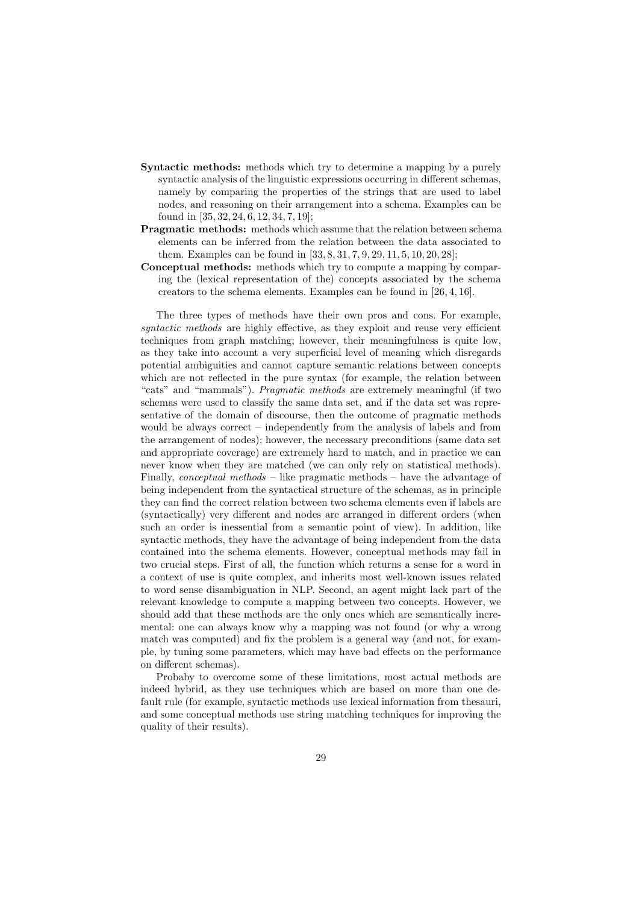**Syntactic methods:** methods which try to determine a mapping by a purely syntactic analysis of the linguistic expressions occurring in different schemas, namely by comparing the properties of the strings that are used to label nodes, and reasoning on their arrangement into a schema. Examples can be found in [35, 32, 24, 6, 12, 34, 7, 19];

**Pragmatic methods:** methods which assume that the relation between schema elements can be inferred from the relation between the data associated to them. Examples can be found in [33, 8, 31, 7, 9, 29, 11, 5, 10, 20, 28];

**Conceptual methods:** methods which try to compute a mapping by comparing the (lexical representation of the) concepts associated by the schema creators to the schema elements. Examples can be found in [26, 4, 16].

The three types of methods have their own pros and cons. For example, *syntactic methods* are highly effective, as they exploit and reuse very efficient techniques from graph matching; however, their meaningfulness is quite low, as they take into account a very superficial level of meaning which disregards potential ambiguities and cannot capture semantic relations between concepts which are not reflected in the pure syntax (for example, the relation between "cats" and "mammals"). *Pragmatic methods* are extremely meaningful (if two schemas were used to classify the same data set, and if the data set was representative of the domain of discourse, then the outcome of pragmatic methods would be always correct – independently from the analysis of labels and from the arrangement of nodes); however, the necessary preconditions (same data set and appropriate coverage) are extremely hard to match, and in practice we can never know when they are matched (we can only rely on statistical methods). Finally, *conceptual methods* – like pragmatic methods – have the advantage of being independent from the syntactical structure of the schemas, as in principle they can find the correct relation between two schema elements even if labels are (syntactically) very different and nodes are arranged in different orders (when such an order is inessential from a semantic point of view). In addition, like syntactic methods, they have the advantage of being independent from the data contained into the schema elements. However, conceptual methods may fail in two crucial steps. First of all, the function which returns a sense for a word in a context of use is quite complex, and inherits most well-known issues related to word sense disambiguation in NLP. Second, an agent might lack part of the relevant knowledge to compute a mapping between two concepts. However, we should add that these methods are the only ones which are semantically incremental: one can always know why a mapping was not found (or why a wrong match was computed) and fix the problem is a general way (and not, for example, by tuning some parameters, which may have bad effects on the performance on different schemas).

Probaby to overcome some of these limitations, most actual methods are indeed hybrid, as they use techniques which are based on more than one default rule (for example, syntactic methods use lexical information from thesauri, and some conceptual methods use string matching techniques for improving the quality of their results).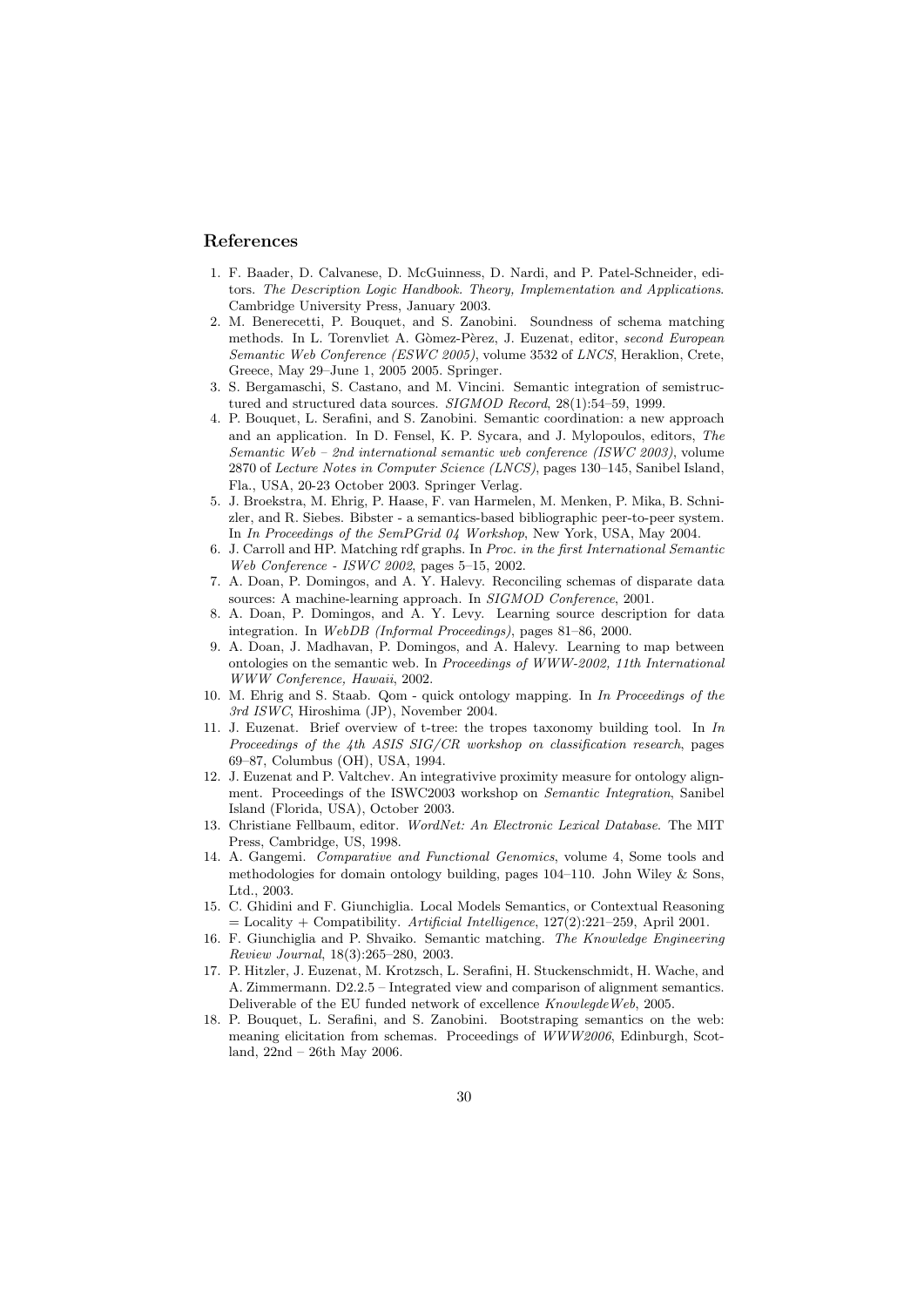## References

1. F. Baader, D. Calvanese, D. McGuinness, D. Nardi, and P. Patel-Schneider, editors. *The Description Logic Handbook. Theory, Implementation and Applications*. Cambridge University Press, January 2003.
2. M. Benerecetti, P. Bouquet, and S. Zanobini. Soundness of schema matching methods. In L. Torenvliet A. Gòmez-Pèrez, J. Euzenat, editor, *second European Semantic Web Conference (ESWC 2005)*, volume 3532 of *LNCS*, Heraklion, Crete, Greece, May 29–June 1, 2005 2005. Springer.
3. S. Bergamaschi, S. Castano, and M. Vincini. Semantic integration of semistructured and structured data sources. *SIGMOD Record*, 28(1):54–59, 1999.
4. P. Bouquet, L. Serafini, and S. Zanobini. Semantic coordination: a new approach and an application. In D. Fensel, K. P. Sycara, and J. Mylopoulos, editors, *The Semantic Web – 2nd international semantic web conference (ISWC 2003)*, volume 2870 of *Lecture Notes in Computer Science (LNCS)*, pages 130–145, Sanibel Island, Fla., USA, 20-23 October 2003. Springer Verlag.
5. J. Broekstra, M. Ehrig, P. Haase, F. van Harmelen, M. Menken, P. Mika, B. Schnizler, and R. Siebes. Bibster - a semantics-based bibliographic peer-to-peer system. In *In Proceedings of the SemPGrid 04 Workshop*, New York, USA, May 2004.
6. J. Carroll and HP. Matching rdf graphs. In *Proc. in the first International Semantic Web Conference - ISWC 2002*, pages 5–15, 2002.
7. A. Doan, P. Domingos, and A. Y. Halevy. Reconciling schemas of disparate data sources: A machine-learning approach. In *SIGMOD Conference*, 2001.
8. A. Doan, P. Domingos, and A. Y. Levy. Learning source description for data integration. In *WebDB (Informal Proceedings)*, pages 81–86, 2000.
9. A. Doan, J. Madhavan, P. Domingos, and A. Halevy. Learning to map between ontologies on the semantic web. In *Proceedings of WWW-2002, 11th International WWW Conference, Hawaii*, 2002.
10. M. Ehrig and S. Staab. Qom - quick ontology mapping. In *In Proceedings of the 3rd ISWC*, Hiroshima (JP), November 2004.
11. J. Euzenat. Brief overview of t-tree: the tropes taxonomy building tool. In *In Proceedings of the 4th ASIS SIG/CR workshop on classification research*, pages 69–87, Columbus (OH), USA, 1994.
12. J. Euzenat and P. Valtchev. An integrativive proximity measure for ontology alignment. Proceedings of the ISWC2003 workshop on *Semantic Integration*, Sanibel Island (Florida, USA), October 2003.
13. Christiane Fellbaum, editor. *WordNet: An Electronic Lexical Database*. The MIT Press, Cambridge, US, 1998.
14. A. Gangemi. *Comparative and Functional Genomics*, volume 4, Some tools and methodologies for domain ontology building, pages 104–110. John Wiley & Sons, Ltd., 2003.
15. C. Ghidini and F. Giunchiglia. Local Models Semantics, or Contextual Reasoning = Locality + Compatibility. *Artificial Intelligence*, 127(2):221–259, April 2001.
16. F. Giunchiglia and P. Shvaiko. Semantic matching. *The Knowledge Engineering Review Journal*, 18(3):265–280, 2003.
17. P. Hitzler, J. Euzenat, M. Krotzsch, L. Serafini, H. Stuckenschmidt, H. Wache, and A. Zimmermann. D2.2.5 – Integrated view and comparison of alignment semantics. Deliverable of the EU funded network of excellence *KnowlegdeWeb*, 2005.
18. P. Bouquet, L. Serafini, and S. Zanobini. Bootstraping semantics on the web: meaning elicitation from schemas. Proceedings of *WWW2006*, Edinburgh, Scotland, 22nd – 26th May 2006.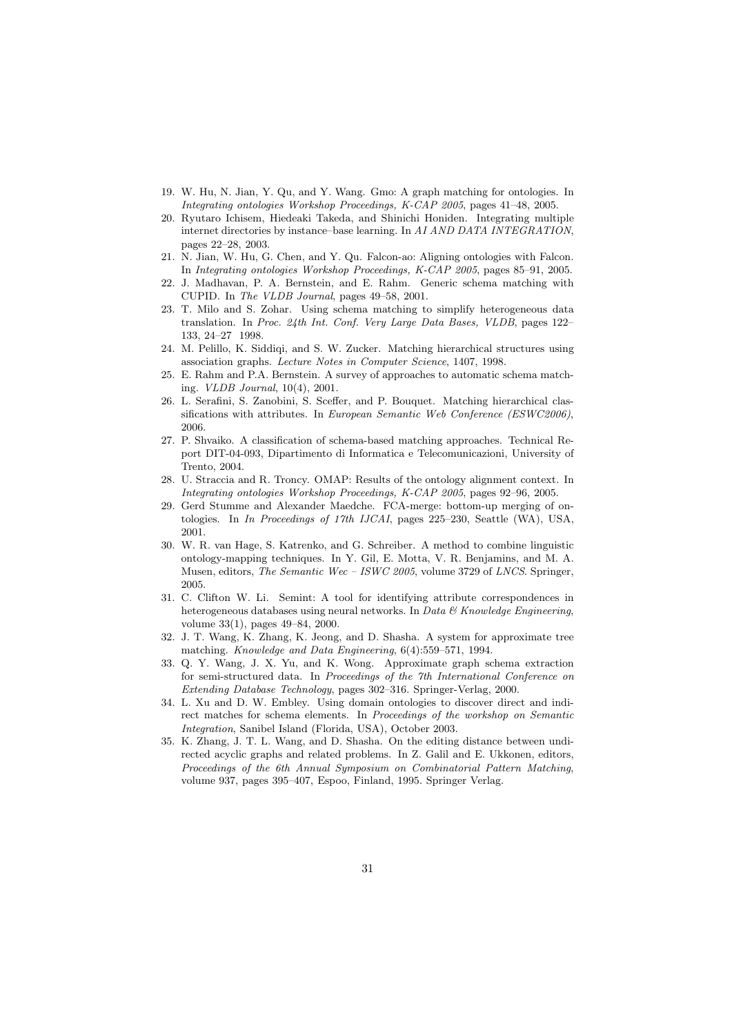19. W. Hu, N. Jian, Y. Qu, and Y. Wang. Gmo: A graph matching for ontologies. In *Integrating ontologies Workshop Proceedings, K-CAP 2005*, pages 41–48, 2005.
20. Ryutaro Ichisem, Hiedeaki Takeda, and Shinichi Honiden. Integrating multiple internet directories by instance–base learning. In *AI AND DATA INTEGRATION*, pages 22–28, 2003.
21. N. Jian, W. Hu, G. Chen, and Y. Qu. Falcon-ao: Aligning ontologies with Falcon. In *Integrating ontologies Workshop Proceedings, K-CAP 2005*, pages 85–91, 2005.
22. J. Madhavan, P. A. Bernstein, and E. Rahm. Generic schema matching with CUPID. In *The VLDB Journal*, pages 49–58, 2001.
23. T. Milo and S. Zohar. Using schema matching to simplify heterogeneous data translation. In *Proc. 24th Int. Conf. Very Large Data Bases, VLDB*, pages 122–133, 24–27 1998.
24. M. Pelillo, K. Siddiqi, and S. W. Zucker. Matching hierarchical structures using association graphs. *Lecture Notes in Computer Science*, 1407, 1998.
25. E. Rahm and P.A. Bernstein. A survey of approaches to automatic schema matching. *VLDB Journal*, 10(4), 2001.
26. L. Serafini, S. Zanobini, S. Sceffer, and P. Bouquet. Matching hierarchical classifications with attributes. In *European Semantic Web Conference (ESWC2006)*, 2006.
27. P. Shvaiko. A classification of schema-based matching approaches. Technical Report DIT-04-093, Dipartimento di Informatica e Telecomunicazioni, University of Trento, 2004.
28. U. Straccia and R. Troncy. OMAP: Results of the ontology alignment context. In *Integrating ontologies Workshop Proceedings, K-CAP 2005*, pages 92–96, 2005.
29. Gerd Stumme and Alexander Maedche. FCA-merge: bottom-up merging of ontologies. In *In Proceedings of 17th IJCAI*, pages 225–230, Seattle (WA), USA, 2001.
30. W. R. van Hage, S. Katrenko, and G. Schreiber. A method to combine linguistic ontology-mapping techniques. In Y. Gil, E. Motta, V. R. Benjamins, and M. A. Musen, editors, *The Semantic Wec – ISWC 2005*, volume 3729 of *LNCS*. Springer, 2005.
31. C. Clifton W. Li. Semint: A tool for identifying attribute correspondences in heterogeneous databases using neural networks. In *Data & Knowledge Engineering*, volume 33(1), pages 49–84, 2000.
32. J. T. Wang, K. Zhang, K. Jeong, and D. Shasha. A system for approximate tree matching. *Knowledge and Data Engineering*, 6(4):559–571, 1994.
33. Q. Y. Wang, J. X. Yu, and K. Wong. Approximate graph schema extraction for semi-structured data. In *Proceedings of the 7th International Conference on Extending Database Technology*, pages 302–316. Springer-Verlag, 2000.
34. L. Xu and D. W. Embley. Using domain ontologies to discover direct and indirect matches for schema elements. In *Proceedings of the workshop on Semantic Integration*, Sanibel Island (Florida, USA), October 2003.
35. K. Zhang, J. T. L. Wang, and D. Shasha. On the editing distance between undirected acyclic graphs and related problems. In Z. Galil and E. Ukkonen, editors, *Proceedings of the 6th Annual Symposium on Combinatorial Pattern Matching*, volume 937, pages 395–407, Espoo, Finland, 1995. Springer Verlag.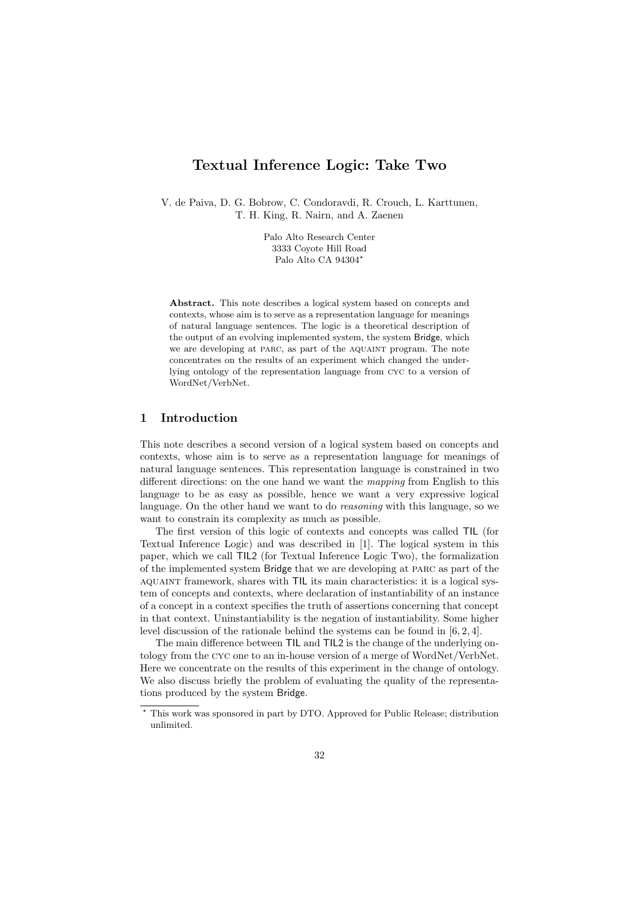# Textual Inference Logic: Take Two

V. de Paiva, D. G. Bobrow, C. Condoravdi, R. Crouch, L. Karttunen, T. H. King, R. Nairn, and A. Zaenen

Palo Alto Research Center
3333 Coyote Hill Road
Palo Alto CA 94304*

**Abstract.** This note describes a logical system based on concepts and contexts, whose aim is to serve as a representation language for meanings of natural language sentences. The logic is a theoretical description of the output of an evolving implemented system, the system Bridge, which we are developing at PARC, as part of the AQUAINT program. The note concentrates on the results of an experiment which changed the underlying ontology of the representation language from CYC to a version of WordNet/VerbNet.

## 1 Introduction

This note describes a second version of a logical system based on concepts and contexts, whose aim is to serve as a representation language for meanings of natural language sentences. This representation language is constrained in two different directions: on the one hand we want the *mapping* from English to this language to be as easy as possible, hence we want a very expressive logical language. On the other hand we want to do *reasoning* with this language, so we want to constrain its complexity as much as possible.

The first version of this logic of contexts and concepts was called TIL (for Textual Inference Logic) and was described in [1]. The logical system in this paper, which we call TIL2 (for Textual Inference Logic Two), the formalization of the implemented system Bridge that we are developing at PARC as part of the AQUAINT framework, shares with TIL its main characteristics: it is a logical system of concepts and contexts, where declaration of instantiability of an instance of a concept in a context specifies the truth of assertions concerning that concept in that context. Uninstantiability is the negation of instantiability. Some higher level discussion of the rationale behind the systems can be found in [6, 2, 4].

The main difference between TIL and TIL2 is the change of the underlying ontology from the CYC one to an in-house version of a merge of WordNet/VerbNet. Here we concentrate on the results of this experiment in the change of ontology. We also discuss briefly the problem of evaluating the quality of the representations produced by the system Bridge.

* This work was sponsored in part by DTO. Approved for Public Release; distribution unlimited.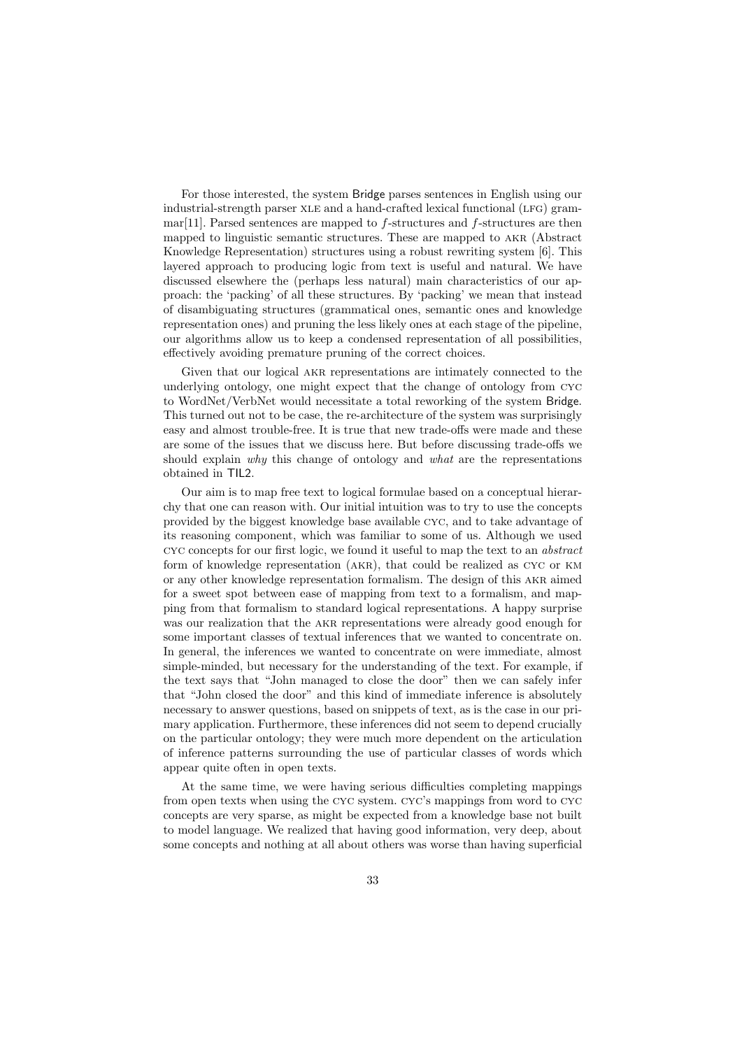For those interested, the system Bridge parses sentences in English using our industrial-strength parser XLE and a hand-crafted lexical functional (LFG) grammar[11]. Parsed sentences are mapped to *f*-structures and *f*-structures are then mapped to linguistic semantic structures. These are mapped to AKR (Abstract Knowledge Representation) structures using a robust rewriting system [6]. This layered approach to producing logic from text is useful and natural. We have discussed elsewhere the (perhaps less natural) main characteristics of our approach: the 'packing' of all these structures. By 'packing' we mean that instead of disambiguating structures (grammatical ones, semantic ones and knowledge representation ones) and pruning the less likely ones at each stage of the pipeline, our algorithms allow us to keep a condensed representation of all possibilities, effectively avoiding premature pruning of the correct choices.

Given that our logical AKR representations are intimately connected to the underlying ontology, one might expect that the change of ontology from CYC to WordNet/VerbNet would necessitate a total reworking of the system Bridge. This turned out not to be case, the re-architecture of the system was surprisingly easy and almost trouble-free. It is true that new trade-offs were made and these are some of the issues that we discuss here. But before discussing trade-offs we should explain *why* this change of ontology and *what* are the representations obtained in TIL2.

Our aim is to map free text to logical formulae based on a conceptual hierarchy that one can reason with. Our initial intuition was to try to use the concepts provided by the biggest knowledge base available CYC, and to take advantage of its reasoning component, which was familiar to some of us. Although we used CYC concepts for our first logic, we found it useful to map the text to an *abstract* form of knowledge representation (AKR), that could be realized as CYC or KM or any other knowledge representation formalism. The design of this AKR aimed for a sweet spot between ease of mapping from text to a formalism, and mapping from that formalism to standard logical representations. A happy surprise was our realization that the AKR representations were already good enough for some important classes of textual inferences that we wanted to concentrate on. In general, the inferences we wanted to concentrate on were immediate, almost simple-minded, but necessary for the understanding of the text. For example, if the text says that "John managed to close the door" then we can safely infer that "John closed the door" and this kind of immediate inference is absolutely necessary to answer questions, based on snippets of text, as is the case in our primary application. Furthermore, these inferences did not seem to depend crucially on the particular ontology; they were much more dependent on the articulation of inference patterns surrounding the use of particular classes of words which appear quite often in open texts.

At the same time, we were having serious difficulties completing mappings from open texts when using the CYC system. CYC's mappings from word to CYC concepts are very sparse, as might be expected from a knowledge base not built to model language. We realized that having good information, very deep, about some concepts and nothing at all about others was worse than having superficial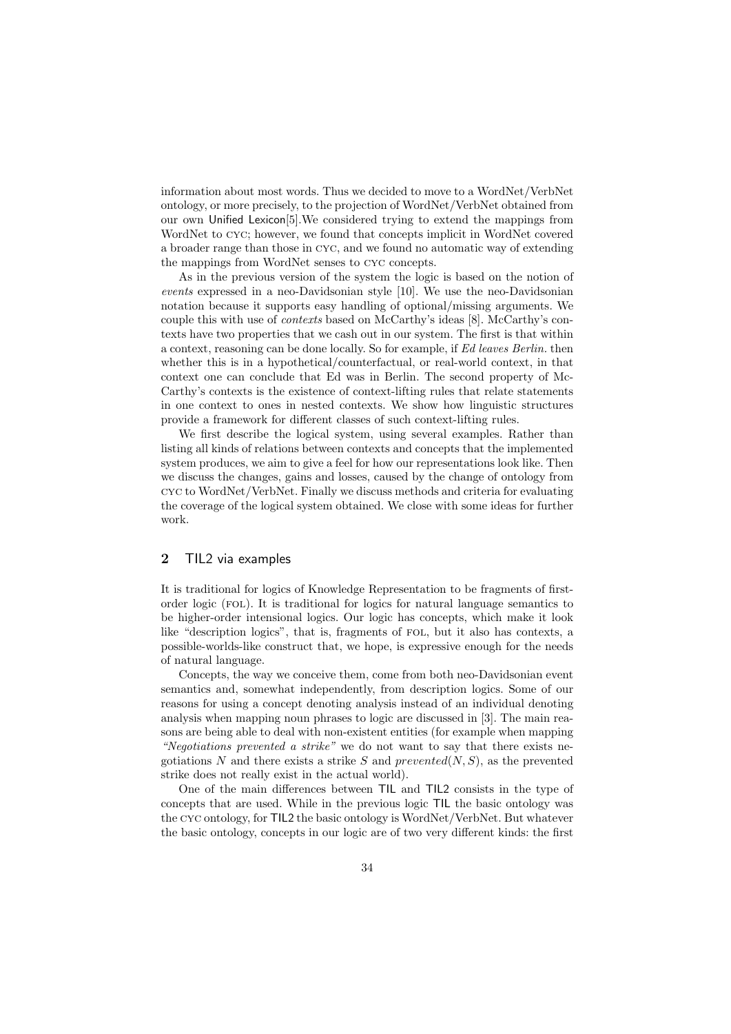information about most words. Thus we decided to move to a WordNet/VerbNet ontology, or more precisely, to the projection of WordNet/VerbNet obtained from our own Unified Lexicon[5].We considered trying to extend the mappings from WordNet to CYC; however, we found that concepts implicit in WordNet covered a broader range than those in CYC, and we found no automatic way of extending the mappings from WordNet senses to CYC concepts.

As in the previous version of the system the logic is based on the notion of *events* expressed in a neo-Davidsonian style [10]. We use the neo-Davidsonian notation because it supports easy handling of optional/missing arguments. We couple this with use of *contexts* based on McCarthy's ideas [8]. McCarthy's contexts have two properties that we cash out in our system. The first is that within a context, reasoning can be done locally. So for example, if *Ed leaves Berlin.* then whether this is in a hypothetical/counterfactual, or real-world context, in that context one can conclude that Ed was in Berlin. The second property of McCarthy's contexts is the existence of context-lifting rules that relate statements in one context to ones in nested contexts. We show how linguistic structures provide a framework for different classes of such context-lifting rules.

We first describe the logical system, using several examples. Rather than listing all kinds of relations between contexts and concepts that the implemented system produces, we aim to give a feel for how our representations look like. Then we discuss the changes, gains and losses, caused by the change of ontology from CYC to WordNet/VerbNet. Finally we discuss methods and criteria for evaluating the coverage of the logical system obtained. We close with some ideas for further work.

## 2 TIL2 via examples

It is traditional for logics of Knowledge Representation to be fragments of first-order logic (FOL). It is traditional for logics for natural language semantics to be higher-order intensional logics. Our logic has concepts, which make it look like "description logics", that is, fragments of FOL, but it also has contexts, a possible-worlds-like construct that, we hope, is expressive enough for the needs of natural language.

Concepts, the way we conceive them, come from both neo-Davidsonian event semantics and, somewhat independently, from description logics. Some of our reasons for using a concept denoting analysis instead of an individual denoting analysis when mapping noun phrases to logic are discussed in [3]. The main reasons are being able to deal with non-existent entities (for example when mapping *"Negotiations prevented a strike"* we do not want to say that there exists negotiations $N$ and there exists a strike $S$ and $prevented(N, S)$, as the prevented strike does not really exist in the actual world).

One of the main differences between TIL and TIL2 consists in the type of concepts that are used. While in the previous logic TIL the basic ontology was the CYC ontology, for TIL2 the basic ontology is WordNet/VerbNet. But whatever the basic ontology, concepts in our logic are of two very different kinds: the first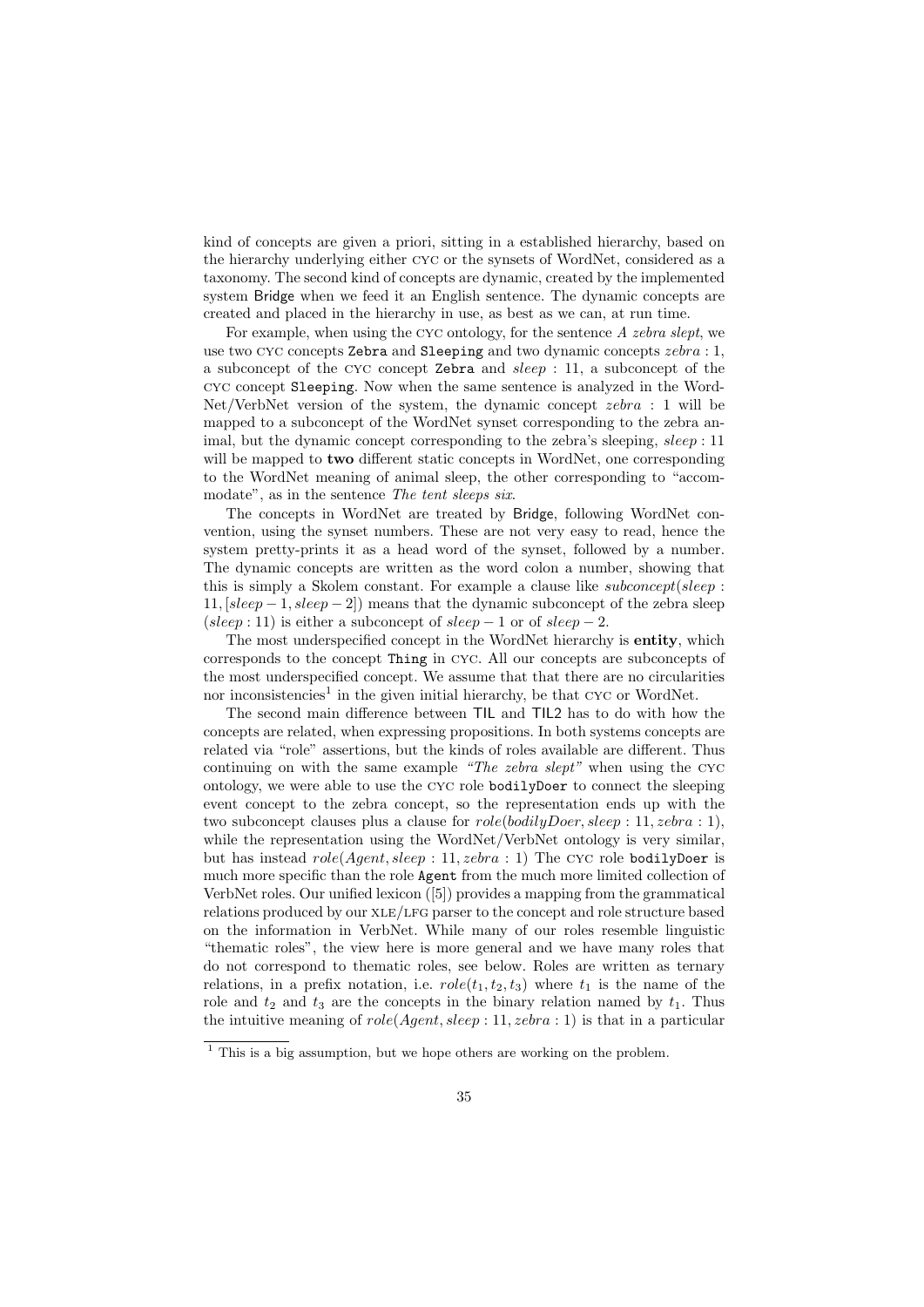kind of concepts are given a priori, sitting in a established hierarchy, based on the hierarchy underlying either CYC or the synsets of WordNet, considered as a taxonomy. The second kind of concepts are dynamic, created by the implemented system Bridge when we feed it an English sentence. The dynamic concepts are created and placed in the hierarchy in use, as best as we can, at run time.

For example, when using the CYC ontology, for the sentence *A zebra slept*, we use two CYC concepts `Zebra` and `Sleeping` and two dynamic concepts $zebra:1$, a subconcept of the CYC concept `Zebra` and $sleep:11$, a subconcept of the CYC concept `Sleeping`. Now when the same sentence is analyzed in the WordNet/VerbNet version of the system, the dynamic concept $zebra:1$ will be mapped to a subconcept of the WordNet synset corresponding to the zebra animal, but the dynamic concept corresponding to the zebra's sleeping, $sleep:11$ will be mapped to **two** different static concepts in WordNet, one corresponding to the WordNet meaning of animal sleep, the other corresponding to "accommodate", as in the sentence *The tent sleeps six*.

The concepts in WordNet are treated by Bridge, following WordNet convention, using the synset numbers. These are not very easy to read, hence the system pretty-prints it as a head word of the synset, followed by a number. The dynamic concepts are written as the word colon a number, showing that this is simply a Skolem constant. For example a clause like $subconcept(sleep:11,[sleep-1,sleep-2])$ means that the dynamic subconcept of the zebra sleep ($sleep:11$) is either a subconcept of $sleep-1$ or of $sleep-2$.

The most underspecified concept in the WordNet hierarchy is **entity**, which corresponds to the concept `Thing` in CYC. All our concepts are subconcepts of the most underspecified concept. We assume that that there are no circularities nor inconsistencies[1] in the given initial hierarchy, be that CYC or WordNet.

The second main difference between TIL and TIL2 has to do with how the concepts are related, when expressing propositions. In both systems concepts are related via "role" assertions, but the kinds of roles available are different. Thus continuing on with the same example *"The zebra slept"* when using the CYC ontology, we were able to use the CYC role `bodilyDoer` to connect the sleeping event concept to the zebra concept, so the representation ends up with the two subconcept clauses plus a clause for $role(bodilyDoer,sleep:11,zebra:1)$, while the representation using the WordNet/VerbNet ontology is very similar, but has instead $role(Agent,sleep:11,zebra:1)$ The CYC role `bodilyDoer` is much more specific than the role `Agent` from the much more limited collection of VerbNet roles. Our unified lexicon ([5]) provides a mapping from the grammatical relations produced by our XLE/LFG parser to the concept and role structure based on the information in VerbNet. While many of our roles resemble linguistic "thematic roles", the view here is more general and we have many roles that do not correspond to thematic roles, see below. Roles are written as ternary relations, in a prefix notation, i.e. $role(t_1,t_2,t_3)$ where $t_1$ is the name of the role and $t_2$ and $t_3$ are the concepts in the binary relation named by $t_1$. Thus the intuitive meaning of $role(Agent,sleep:11,zebra:1)$ is that in a particular

[1] This is a big assumption, but we hope others are working on the problem.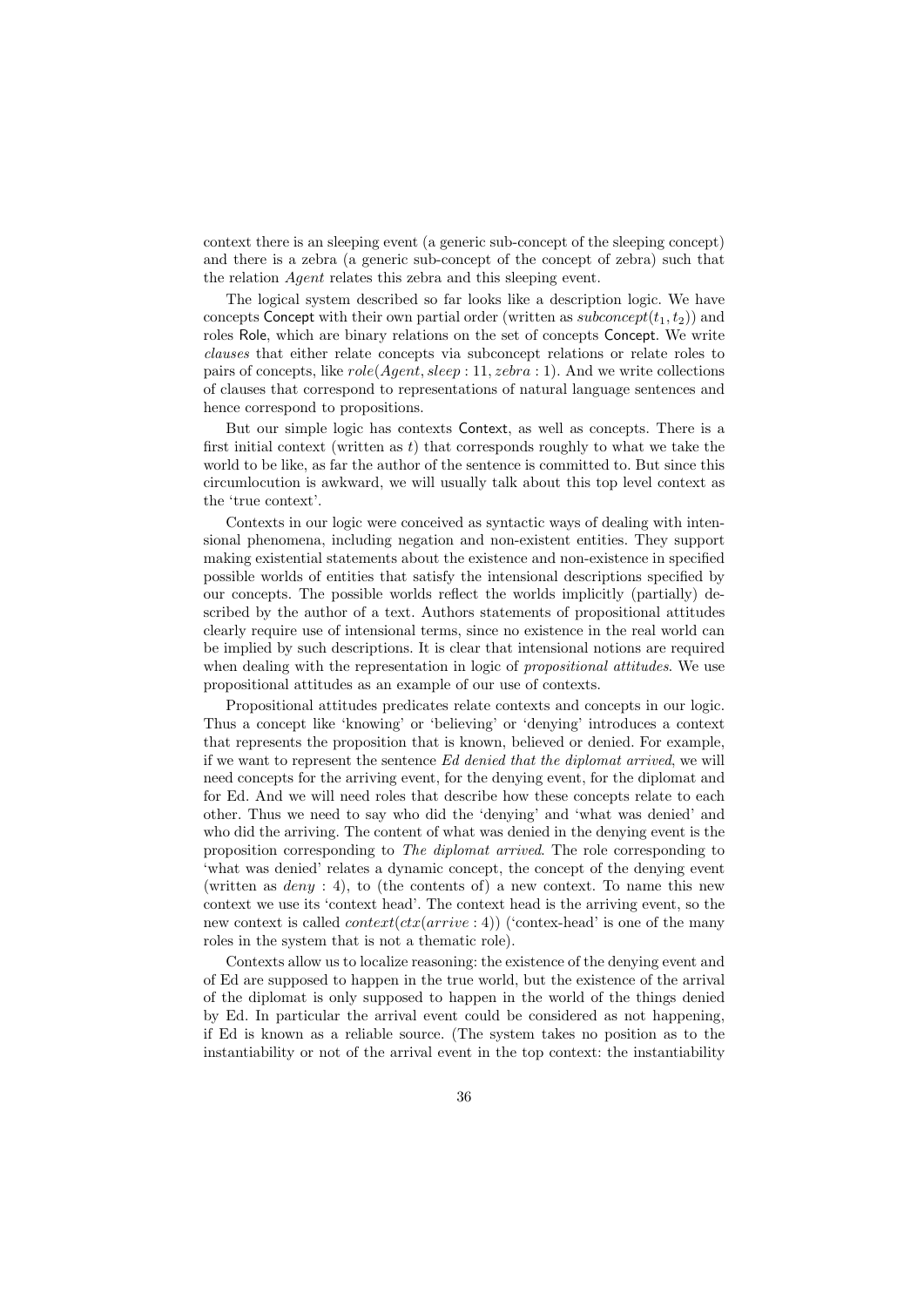context there is an sleeping event (a generic sub-concept of the sleeping concept) and there is a zebra (a generic sub-concept of the concept of zebra) such that the relation *Agent* relates this zebra and this sleeping event.

The logical system described so far looks like a description logic. We have concepts Concept with their own partial order (written as $subconcept(t_1, t_2)$) and roles Role, which are binary relations on the set of concepts Concept. We write *clauses* that either relate concepts via subconcept relations or relate roles to pairs of concepts, like $role(Agent, sleep : 11, zebra : 1)$. And we write collections of clauses that correspond to representations of natural language sentences and hence correspond to propositions.

But our simple logic has contexts Context, as well as concepts. There is a first initial context (written as $t$) that corresponds roughly to what we take the world to be like, as far the author of the sentence is committed to. But since this circumlocution is awkward, we will usually talk about this top level context as the 'true context'.

Contexts in our logic were conceived as syntactic ways of dealing with intensional phenomena, including negation and non-existent entities. They support making existential statements about the existence and non-existence in specified possible worlds of entities that satisfy the intensional descriptions specified by our concepts. The possible worlds reflect the worlds implicitly (partially) described by the author of a text. Authors statements of propositional attitudes clearly require use of intensional terms, since no existence in the real world can be implied by such descriptions. It is clear that intensional notions are required when dealing with the representation in logic of *propositional attitudes*. We use propositional attitudes as an example of our use of contexts.

Propositional attitudes predicates relate contexts and concepts in our logic. Thus a concept like 'knowing' or 'believing' or 'denying' introduces a context that represents the proposition that is known, believed or denied. For example, if we want to represent the sentence *Ed denied that the diplomat arrived*, we will need concepts for the arriving event, for the denying event, for the diplomat and for Ed. And we will need roles that describe how these concepts relate to each other. Thus we need to say who did the 'denying' and 'what was denied' and who did the arriving. The content of what was denied in the denying event is the proposition corresponding to *The diplomat arrived*. The role corresponding to 'what was denied' relates a dynamic concept, the concept of the denying event (written as $deny : 4$), to (the contents of) a new context. To name this new context we use its 'context head'. The context head is the arriving event, so the new context is called $context(ctx(arrive : 4))$ ('contex-head' is one of the many roles in the system that is not a thematic role).

Contexts allow us to localize reasoning: the existence of the denying event and of Ed are supposed to happen in the true world, but the existence of the arrival of the diplomat is only supposed to happen in the world of the things denied by Ed. In particular the arrival event could be considered as not happening, if Ed is known as a reliable source. (The system takes no position as to the instantiability or not of the arrival event in the top context: the instantiability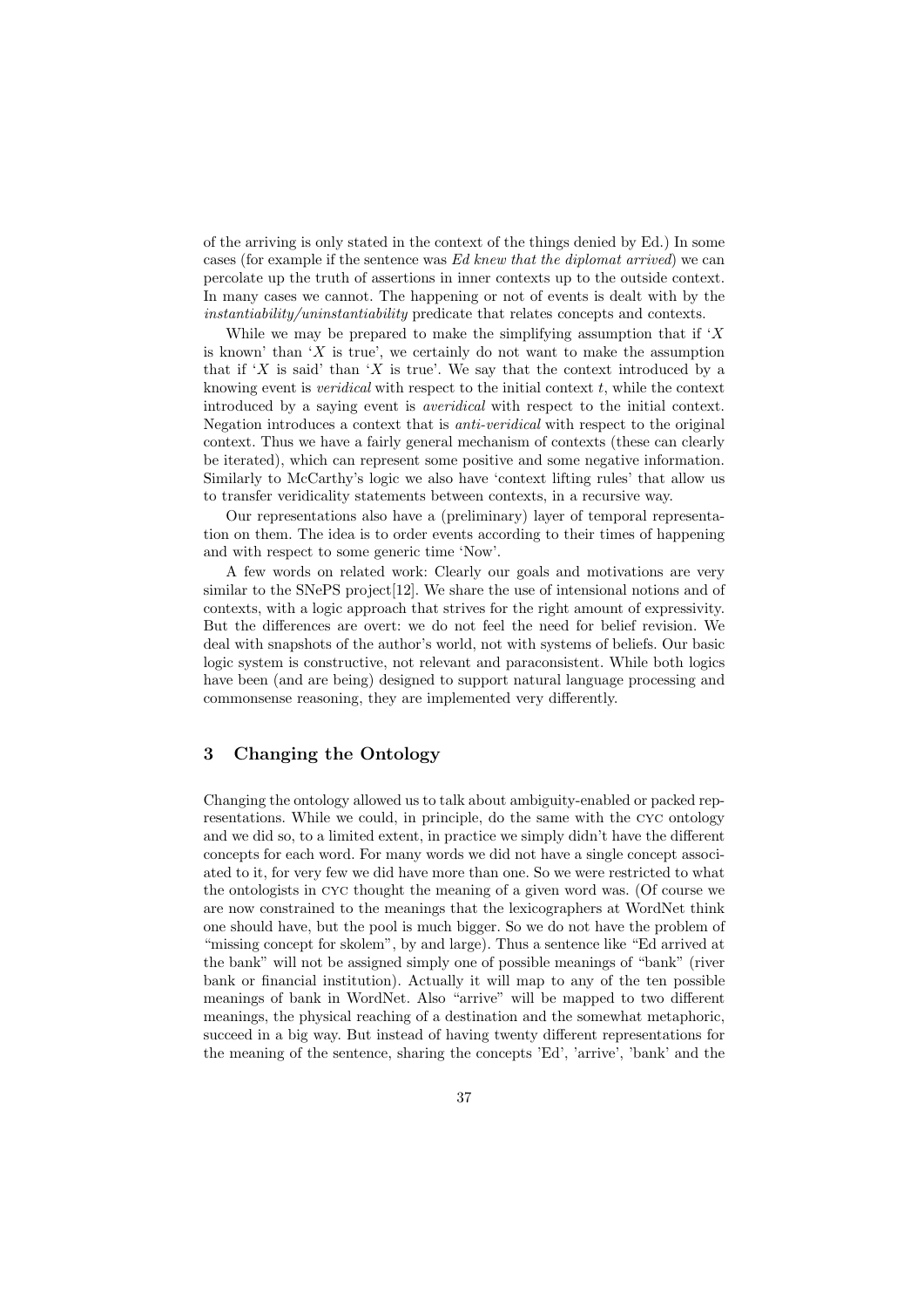of the arriving is only stated in the context of the things denied by Ed.) In some cases (for example if the sentence was *Ed knew that the diplomat arrived*) we can percolate up the truth of assertions in inner contexts up to the outside context. In many cases we cannot. The happening or not of events is dealt with by the *instantiability/uninstantiability* predicate that relates concepts and contexts.

While we may be prepared to make the simplifying assumption that if '$X$ is known' than '$X$ is true', we certainly do not want to make the assumption that if '$X$ is said' than '$X$ is true'. We say that the context introduced by a knowing event is *veridical* with respect to the initial context $t$, while the context introduced by a saying event is *averidical* with respect to the initial context. Negation introduces a context that is *anti-veridical* with respect to the original context. Thus we have a fairly general mechanism of contexts (these can clearly be iterated), which can represent some positive and some negative information. Similarly to McCarthy's logic we also have 'context lifting rules' that allow us to transfer veridicality statements between contexts, in a recursive way.

Our representations also have a (preliminary) layer of temporal representation on them. The idea is to order events according to their times of happening and with respect to some generic time 'Now'.

A few words on related work: Clearly our goals and motivations are very similar to the SNePS project[12]. We share the use of intensional notions and of contexts, with a logic approach that strives for the right amount of expressivity. But the differences are overt: we do not feel the need for belief revision. We deal with snapshots of the author's world, not with systems of beliefs. Our basic logic system is constructive, not relevant and paraconsistent. While both logics have been (and are being) designed to support natural language processing and commonsense reasoning, they are implemented very differently.

## 3 Changing the Ontology

Changing the ontology allowed us to talk about ambiguity-enabled or packed representations. While we could, in principle, do the same with the CYC ontology and we did so, to a limited extent, in practice we simply didn't have the different concepts for each word. For many words we did not have a single concept associated to it, for very few we did have more than one. So we were restricted to what the ontologists in CYC thought the meaning of a given word was. (Of course we are now constrained to the meanings that the lexicographers at WordNet think one should have, but the pool is much bigger. So we do not have the problem of "missing concept for skolem", by and large). Thus a sentence like "Ed arrived at the bank" will not be assigned simply one of possible meanings of "bank" (river bank or financial institution). Actually it will map to any of the ten possible meanings of bank in WordNet. Also "arrive" will be mapped to two different meanings, the physical reaching of a destination and the somewhat metaphoric, succeed in a big way. But instead of having twenty different representations for the meaning of the sentence, sharing the concepts 'Ed', 'arrive', 'bank' and the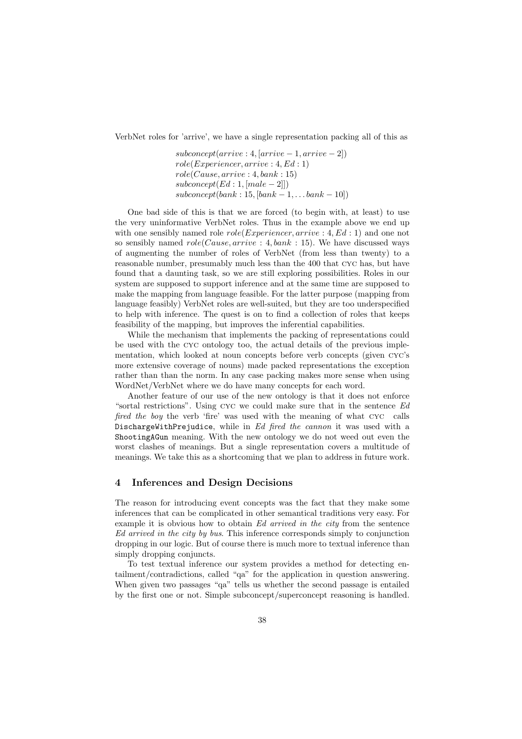VerbNet roles for 'arrive', we have a single representation packing all of this as

$$
\begin{array}{l}
subconcept(arrive:4,[arrive-1,arrive-2]) \\
role(Experiencer,arrive:4,Ed:1) \\
role(Cause,arrive:4,bank:15) \\
subconcept(Ed:1,[male-2]]) \\
subconcept(bank:15,[bank-1,\ldots bank-10])
\end{array}
$$

One bad side of this is that we are forced (to begin with, at least) to use the very uninformative VerbNet roles. Thus in the example above we end up with one sensibly named role $role(Experiencer, arrive:4, Ed:1)$ and one not so sensibly named $role(Cause, arrive:4, bank:15)$. We have discussed ways of augmenting the number of roles of VerbNet (from less than twenty) to a reasonable number, presumably much less than the 400 that CYC has, but have found that a daunting task, so we are still exploring possibilities. Roles in our system are supposed to support inference and at the same time are supposed to make the mapping from language feasible. For the latter purpose (mapping from language feasibly) VerbNet roles are well-suited, but they are too underspecified to help with inference. The quest is on to find a collection of roles that keeps feasibility of the mapping, but improves the inferential capabilities.

While the mechanism that implements the packing of representations could be used with the CYC ontology too, the actual details of the previous implementation, which looked at noun concepts before verb concepts (given CYC's more extensive coverage of nouns) made packed representations the exception rather than than the norm. In any case packing makes more sense when using WordNet/VerbNet where we do have many concepts for each word.

Another feature of our use of the new ontology is that it does not enforce "sortal restrictions". Using CYC we could make sure that in the sentence *Ed fired the boy* the verb 'fire' was used with the meaning of what CYC calls `DischargeWithPrejudice`, while in *Ed fired the cannon* it was used with a `ShootingAGun` meaning. With the new ontology we do not weed out even the worst clashes of meanings. But a single representation covers a multitude of meanings. We take this as a shortcoming that we plan to address in future work.

## 4 Inferences and Design Decisions

The reason for introducing event concepts was the fact that they make some inferences that can be complicated in other semantical traditions very easy. For example it is obvious how to obtain *Ed arrived in the city* from the sentence *Ed arrived in the city by bus*. This inference corresponds simply to conjunction dropping in our logic. But of course there is much more to textual inference than simply dropping conjuncts.

To test textual inference our system provides a method for detecting entailment/contradictions, called "qa" for the application in question answering. When given two passages "qa" tells us whether the second passage is entailed by the first one or not. Simple subconcept/superconcept reasoning is handled.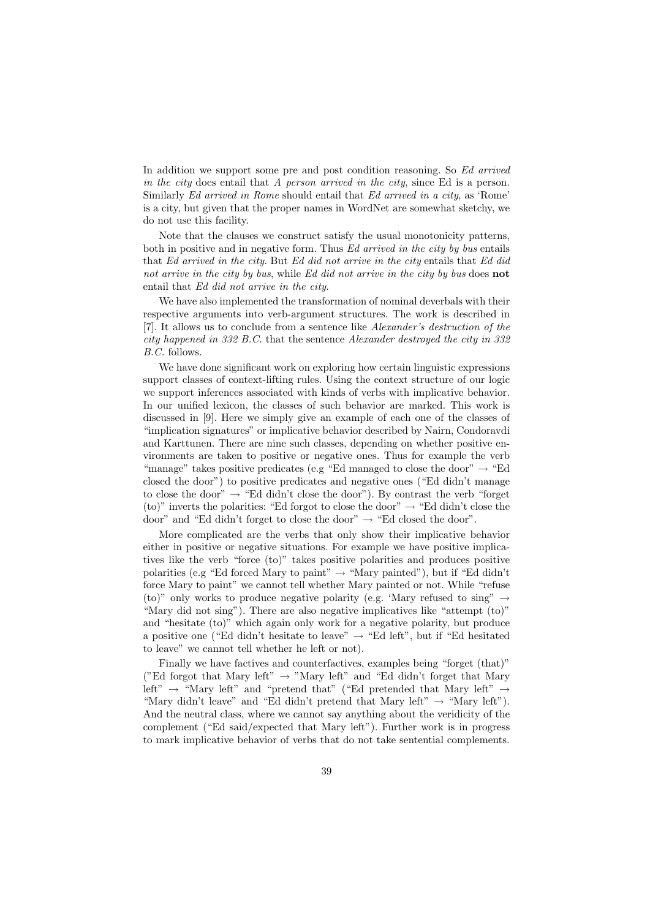In addition we support some pre and post condition reasoning. So *Ed arrived in the city* does entail that *A person arrived in the city*, since Ed is a person. Similarly *Ed arrived in Rome* should entail that *Ed arrived in a city*, as 'Rome' is a city, but given that the proper names in WordNet are somewhat sketchy, we do not use this facility.

Note that the clauses we construct satisfy the usual monotonicity patterns, both in positive and in negative form. Thus *Ed arrived in the city by bus* entails that *Ed arrived in the city*. But *Ed did not arrive in the city* entails that *Ed did not arrive in the city by bus*, while *Ed did not arrive in the city by bus* does **not** entail that *Ed did not arrive in the city*.

We have also implemented the transformation of nominal deverbals with their respective arguments into verb-argument structures. The work is described in [7]. It allows us to conclude from a sentence like *Alexander's destruction of the city happened in 332 B.C.* that the sentence *Alexander destroyed the city in 332 B.C.* follows.

We have done significant work on exploring how certain linguistic expressions support classes of context-lifting rules. Using the context structure of our logic we support inferences associated with kinds of verbs with implicative behavior. In our unified lexicon, the classes of such behavior are marked. This work is discussed in [9]. Here we simply give an example of each one of the classes of "implication signatures" or implicative behavior described by Nairn, Condoravdi and Karttunen. There are nine such classes, depending on whether positive environments are taken to positive or negative ones. Thus for example the verb "manage" takes positive predicates (e.g "Ed managed to close the door" → "Ed closed the door") to positive predicates and negative ones ("Ed didn't manage to close the door" → "Ed didn't close the door"). By contrast the verb "forget (to)" inverts the polarities: "Ed forgot to close the door" → "Ed didn't close the door" and "Ed didn't forget to close the door" → "Ed closed the door".

More complicated are the verbs that only show their implicative behavior either in positive or negative situations. For example we have positive implicatives like the verb "force (to)" takes positive polarities and produces positive polarities (e.g "Ed forced Mary to paint" → "Mary painted"), but if "Ed didn't force Mary to paint" we cannot tell whether Mary painted or not. While "refuse (to)" only works to produce negative polarity (e.g. 'Mary refused to sing" → "Mary did not sing"). There are also negative implicatives like "attempt (to)" and "hesitate (to)" which again only work for a negative polarity, but produce a positive one ("Ed didn't hesitate to leave" → "Ed left", but if "Ed hesitated to leave" we cannot tell whether he left or not).

Finally we have factives and counterfactives, examples being "forget (that)" ("Ed forgot that Mary left" → "Mary left" and "Ed didn't forget that Mary left" → "Mary left" and "pretend that" ("Ed pretended that Mary left" → "Mary didn't leave" and "Ed didn't pretend that Mary left" → "Mary left"). And the neutral class, where we cannot say anything about the veridicity of the complement ("Ed said/expected that Mary left"). Further work is in progress to mark implicative behavior of verbs that do not take sentential complements.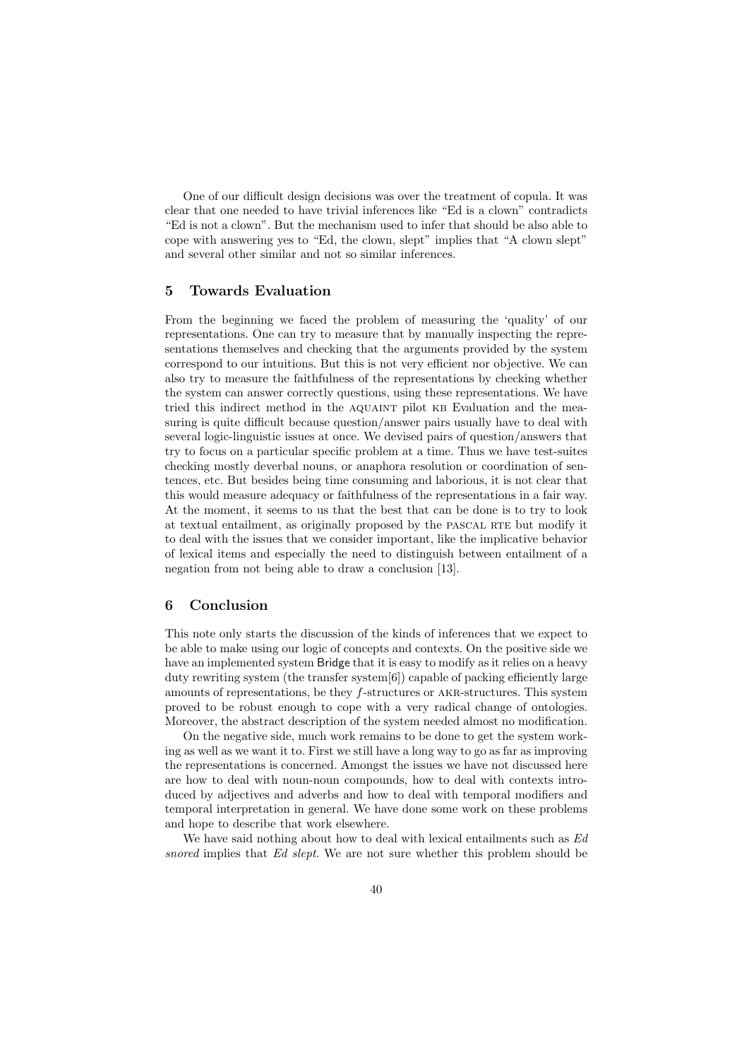One of our difficult design decisions was over the treatment of copula. It was clear that one needed to have trivial inferences like "Ed is a clown" contradicts "Ed is not a clown". But the mechanism used to infer that should be also able to cope with answering yes to "Ed, the clown, slept" implies that "A clown slept" and several other similar and not so similar inferences.

## 5 Towards Evaluation

From the beginning we faced the problem of measuring the 'quality' of our representations. One can try to measure that by manually inspecting the representations themselves and checking that the arguments provided by the system correspond to our intuitions. But this is not very efficient nor objective. We can also try to measure the faithfulness of the representations by checking whether the system can answer correctly questions, using these representations. We have tried this indirect method in the AQUAINT pilot KB Evaluation and the measuring is quite difficult because question/answer pairs usually have to deal with several logic-linguistic issues at once. We devised pairs of question/answers that try to focus on a particular specific problem at a time. Thus we have test-suites checking mostly deverbal nouns, or anaphora resolution or coordination of sentences, etc. But besides being time consuming and laborious, it is not clear that this would measure adequacy or faithfulness of the representations in a fair way. At the moment, it seems to us that the best that can be done is to try to look at textual entailment, as originally proposed by the PASCAL RTE but modify it to deal with the issues that we consider important, like the implicative behavior of lexical items and especially the need to distinguish between entailment of a negation from not being able to draw a conclusion [13].

## 6 Conclusion

This note only starts the discussion of the kinds of inferences that we expect to be able to make using our logic of concepts and contexts. On the positive side we have an implemented system Bridge that it is easy to modify as it relies on a heavy duty rewriting system (the transfer system[6]) capable of packing efficiently large amounts of representations, be they *f*-structures or AKR-structures. This system proved to be robust enough to cope with a very radical change of ontologies. Moreover, the abstract description of the system needed almost no modification.

On the negative side, much work remains to be done to get the system working as well as we want it to. First we still have a long way to go as far as improving the representations is concerned. Amongst the issues we have not discussed here are how to deal with noun-noun compounds, how to deal with contexts introduced by adjectives and adverbs and how to deal with temporal modifiers and temporal interpretation in general. We have done some work on these problems and hope to describe that work elsewhere.

We have said nothing about how to deal with lexical entailments such as *Ed snored* implies that *Ed slept*. We are not sure whether this problem should be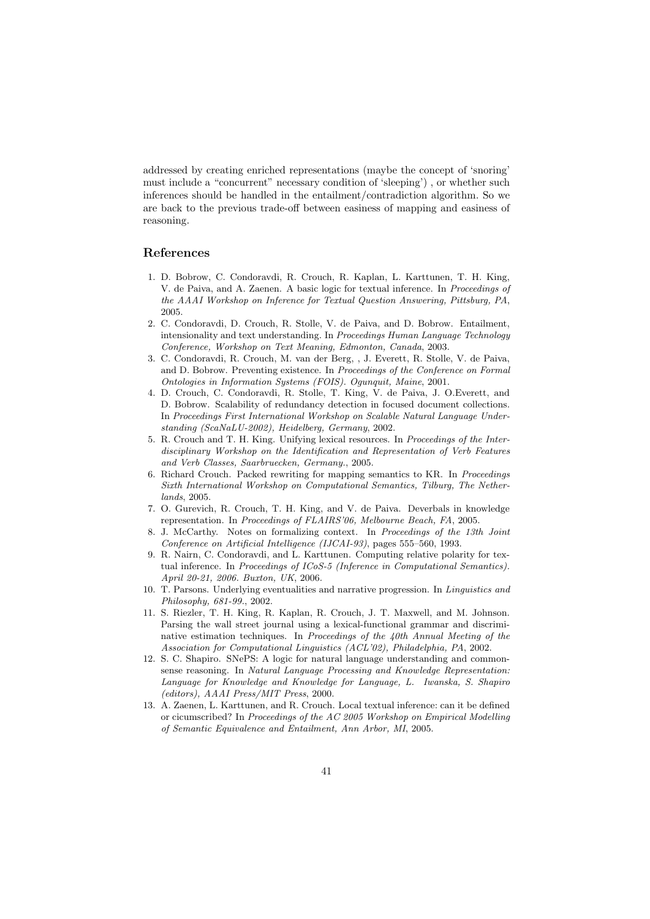addressed by creating enriched representations (maybe the concept of 'snoring' must include a "concurrent" necessary condition of 'sleeping') , or whether such inferences should be handled in the entailment/contradiction algorithm. So we are back to the previous trade-off between easiness of mapping and easiness of reasoning.

## References

1. D. Bobrow, C. Condoravdi, R. Crouch, R. Kaplan, L. Karttunen, T. H. King, V. de Paiva, and A. Zaenen. A basic logic for textual inference. In *Proceedings of the AAAI Workshop on Inference for Textual Question Answering, Pittsburg, PA*, 2005.
2. C. Condoravdi, D. Crouch, R. Stolle, V. de Paiva, and D. Bobrow. Entailment, intensionality and text understanding. In *Proceedings Human Language Technology Conference, Workshop on Text Meaning, Edmonton, Canada*, 2003.
3. C. Condoravdi, R. Crouch, M. van der Berg, , J. Everett, R. Stolle, V. de Paiva, and D. Bobrow. Preventing existence. In *Proceedings of the Conference on Formal Ontologies in Information Systems (FOIS). Ogunquit, Maine*, 2001.
4. D. Crouch, C. Condoravdi, R. Stolle, T. King, V. de Paiva, J. O.Everett, and D. Bobrow. Scalability of redundancy detection in focused document collections. In *Proceedings First International Workshop on Scalable Natural Language Understanding (ScaNaLU-2002), Heidelberg, Germany*, 2002.
5. R. Crouch and T. H. King. Unifying lexical resources. In *Proceedings of the Interdisciplinary Workshop on the Identification and Representation of Verb Features and Verb Classes, Saarbruecken, Germany.*, 2005.
6. Richard Crouch. Packed rewriting for mapping semantics to KR. In *Proceedings Sixth International Workshop on Computational Semantics, Tilburg, The Netherlands*, 2005.
7. O. Gurevich, R. Crouch, T. H. King, and V. de Paiva. Deverbals in knowledge representation. In *Proceedings of FLAIRS'06, Melbourne Beach, FA*, 2005.
8. J. McCarthy. Notes on formalizing context. In *Proceedings of the 13th Joint Conference on Artificial Intelligence (IJCAI-93)*, pages 555–560, 1993.
9. R. Nairn, C. Condoravdi, and L. Karttunen. Computing relative polarity for textual inference. In *Proceedings of ICoS-5 (Inference in Computational Semantics). April 20-21, 2006. Buxton, UK*, 2006.
10. T. Parsons. Underlying eventualities and narrative progression. In *Linguistics and Philosophy, 681-99.*, 2002.
11. S. Riezler, T. H. King, R. Kaplan, R. Crouch, J. T. Maxwell, and M. Johnson. Parsing the wall street journal using a lexical-functional grammar and discriminative estimation techniques. In *Proceedings of the 40th Annual Meeting of the Association for Computational Linguistics (ACL'02), Philadelphia, PA*, 2002.
12. S. C. Shapiro. SNePS: A logic for natural language understanding and commonsense reasoning. In *Natural Language Processing and Knowledge Representation: Language for Knowledge and Knowledge for Language, L. Iwanska, S. Shapiro (editors), AAAI Press/MIT Press*, 2000.
13. A. Zaenen, L. Karttunen, and R. Crouch. Local textual inference: can it be defined or cicumscribed? In *Proceedings of the AC 2005 Workshop on Empirical Modelling of Semantic Equivalence and Entailment, Ann Arbor, MI*, 2005.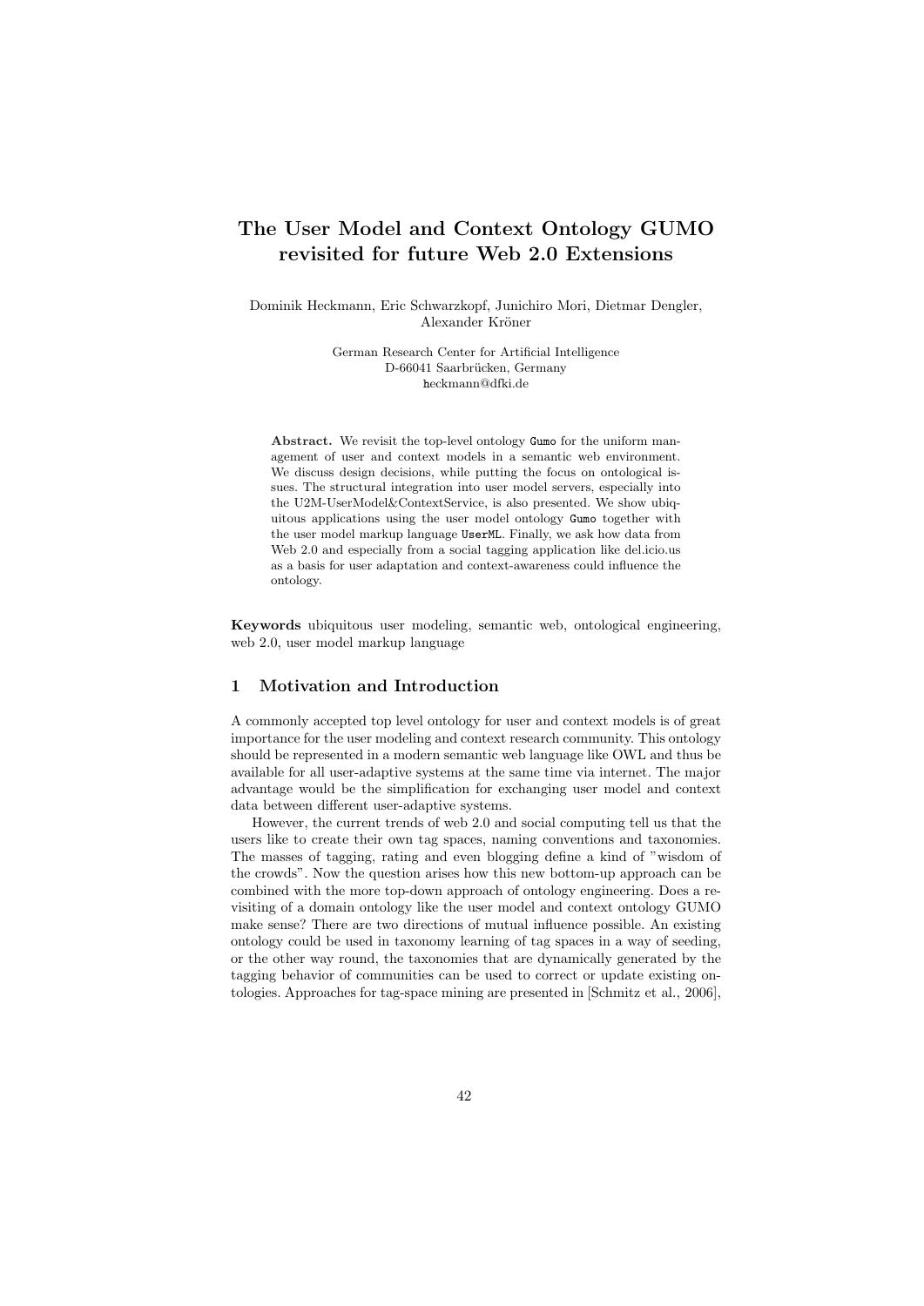# The User Model and Context Ontology GUMO revisited for future Web 2.0 Extensions

Dominik Heckmann, Eric Schwarzkopf, Junichiro Mori, Dietmar Dengler, Alexander Kröner

German Research Center for Artificial Intelligence
D-66041 Saarbrücken, Germany
heckmann@dfki.de

**Abstract.** We revisit the top-level ontology `Gumo` for the uniform management of user and context models in a semantic web environment. We discuss design decisions, while putting the focus on ontological issues. The structural integration into user model servers, especially into the U2M-UserModel&ContextService, is also presented. We show ubiquitous applications using the user model ontology `Gumo` together with the user model markup language `UserML`. Finally, we ask how data from Web 2.0 and especially from a social tagging application like del.icio.us as a basis for user adaptation and context-awareness could influence the ontology.

**Keywords** ubiquitous user modeling, semantic web, ontological engineering, web 2.0, user model markup language

## 1 Motivation and Introduction

A commonly accepted top level ontology for user and context models is of great importance for the user modeling and context research community. This ontology should be represented in a modern semantic web language like OWL and thus be available for all user-adaptive systems at the same time via internet. The major advantage would be the simplification for exchanging user model and context data between different user-adaptive systems.

However, the current trends of web 2.0 and social computing tell us that the users like to create their own tag spaces, naming conventions and taxonomies. The masses of tagging, rating and even blogging define a kind of "wisdom of the crowds". Now the question arises how this new bottom-up approach can be combined with the more top-down approach of ontology engineering. Does a revisiting of a domain ontology like the user model and context ontology GUMO make sense? There are two directions of mutual influence possible. An existing ontology could be used in taxonomy learning of tag spaces in a way of seeding, or the other way round, the taxonomies that are dynamically generated by the tagging behavior of communities can be used to correct or update existing ontologies. Approaches for tag-space mining are presented in [Schmitz et al., 2006],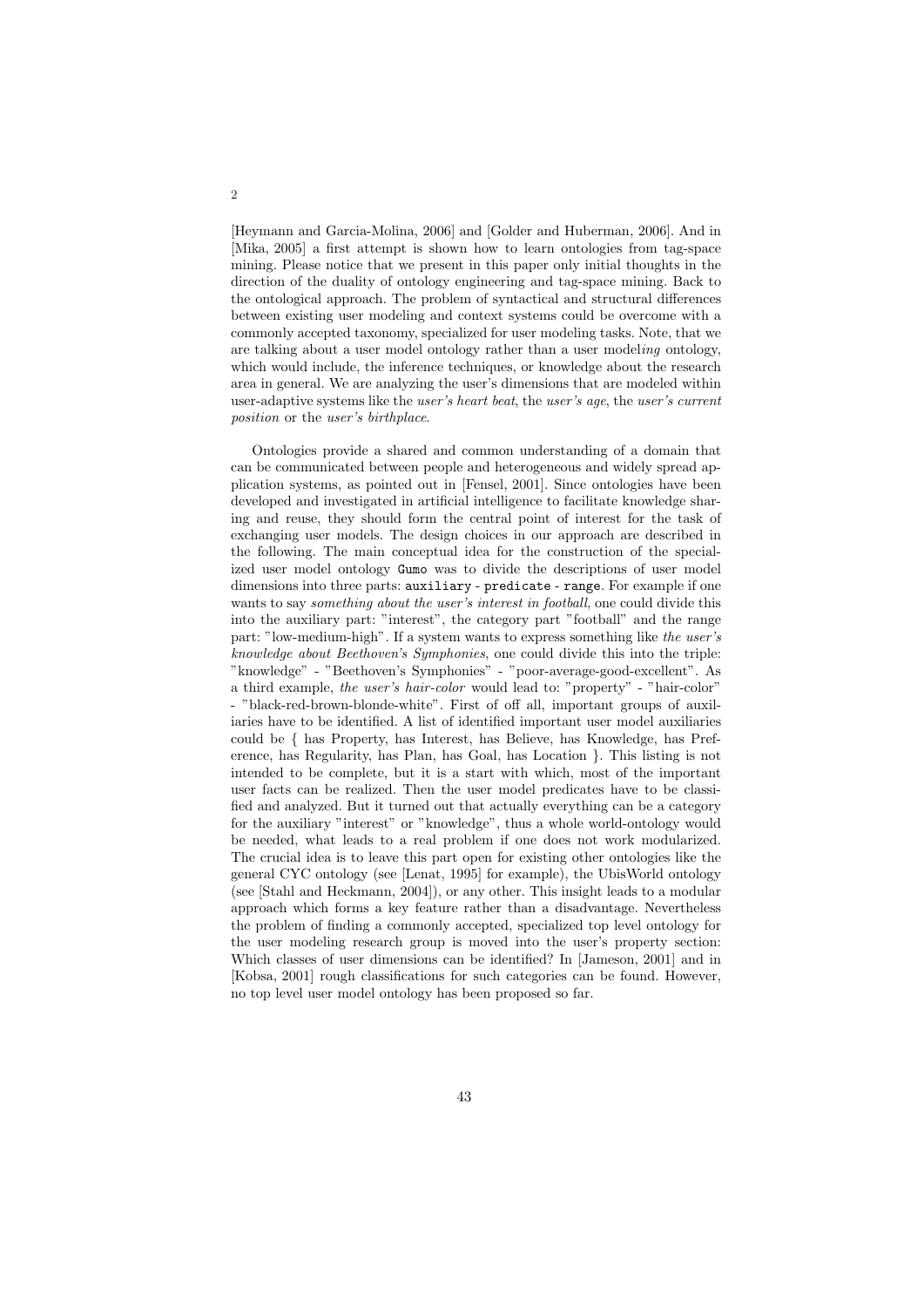[Heymann and Garcia-Molina, 2006] and [Golder and Huberman, 2006]. And in [Mika, 2005] a first attempt is shown how to learn ontologies from tag-space mining. Please notice that we present in this paper only initial thoughts in the direction of the duality of ontology engineering and tag-space mining. Back to the ontological approach. The problem of syntactical and structural differences between existing user modeling and context systems could be overcome with a commonly accepted taxonomy, specialized for user modeling tasks. Note, that we are talking about a user model ontology rather than a user model*ing* ontology, which would include, the inference techniques, or knowledge about the research area in general. We are analyzing the user's dimensions that are modeled within user-adaptive systems like the *user's heart beat*, the *user's age*, the *user's current position* or the *user's birthplace*.

Ontologies provide a shared and common understanding of a domain that can be communicated between people and heterogeneous and widely spread application systems, as pointed out in [Fensel, 2001]. Since ontologies have been developed and investigated in artificial intelligence to facilitate knowledge sharing and reuse, they should form the central point of interest for the task of exchanging user models. The design choices in our approach are described in the following. The main conceptual idea for the construction of the specialized user model ontology `Gumo` was to divide the descriptions of user model dimensions into three parts: `auxiliary - predicate - range`. For example if one wants to say *something about the user's interest in football*, one could divide this into the auxiliary part: "interest", the category part "football" and the range part: "low-medium-high". If a system wants to express something like *the user's knowledge about Beethoven's Symphonies*, one could divide this into the triple: "knowledge" - "Beethoven's Symphonies" - "poor-average-good-excellent". As a third example, *the user's hair-color* would lead to: "property" - "hair-color" - "black-red-brown-blonde-white". First of off all, important groups of auxiliaries have to be identified. A list of identified important user model auxiliaries could be { has Property, has Interest, has Believe, has Knowledge, has Preference, has Regularity, has Plan, has Goal, has Location }. This listing is not intended to be complete, but it is a start with which, most of the important user facts can be realized. Then the user model predicates have to be classified and analyzed. But it turned out that actually everything can be a category for the auxiliary "interest" or "knowledge", thus a whole world-ontology would be needed, what leads to a real problem if one does not work modularized. The crucial idea is to leave this part open for existing other ontologies like the general CYC ontology (see [Lenat, 1995] for example), the UbisWorld ontology (see [Stahl and Heckmann, 2004]), or any other. This insight leads to a modular approach which forms a key feature rather than a disadvantage. Nevertheless the problem of finding a commonly accepted, specialized top level ontology for the user modeling research group is moved into the user's property section: Which classes of user dimensions can be identified? In [Jameson, 2001] and in [Kobsa, 2001] rough classifications for such categories can be found. However, no top level user model ontology has been proposed so far.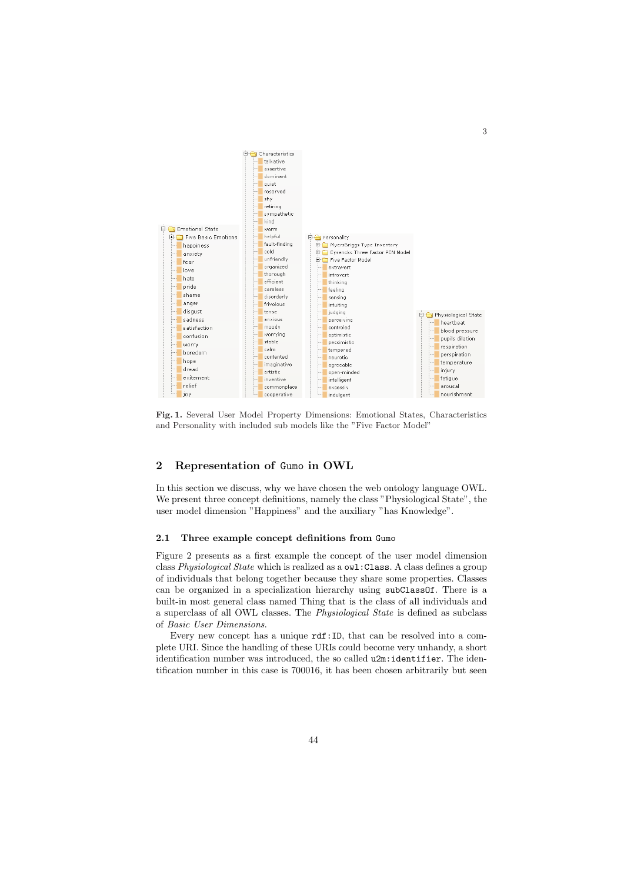**Fig. 1.** Several User Model Property Dimensions: Emotional States, Characteristics and Personality with included sub models like the "Five Factor Model"

## 2 Representation of Gumo in OWL

In this section we discuss, why we have chosen the web ontology language OWL. We present three concept definitions, namely the class "Physiological State", the user model dimension "Happiness" and the auxiliary "has Knowledge".

### 2.1 Three example concept definitions from Gumo

Figure 2 presents as a first example the concept of the user model dimension class *Physiological State* which is realized as a `owl:Class`. A class defines a group of individuals that belong together because they share some properties. Classes can be organized in a specialization hierarchy using `subClassOf`. There is a built-in most general class named Thing that is the class of all individuals and a superclass of all OWL classes. The *Physiological State* is defined as subclass of *Basic User Dimensions*.

Every new concept has a unique `rdf:ID`, that can be resolved into a complete URI. Since the handling of these URIs could become very unhandy, a short identification number was introduced, the so called `u2m:identifier`. The identification number in this case is 700016, it has been chosen arbitrarily but seen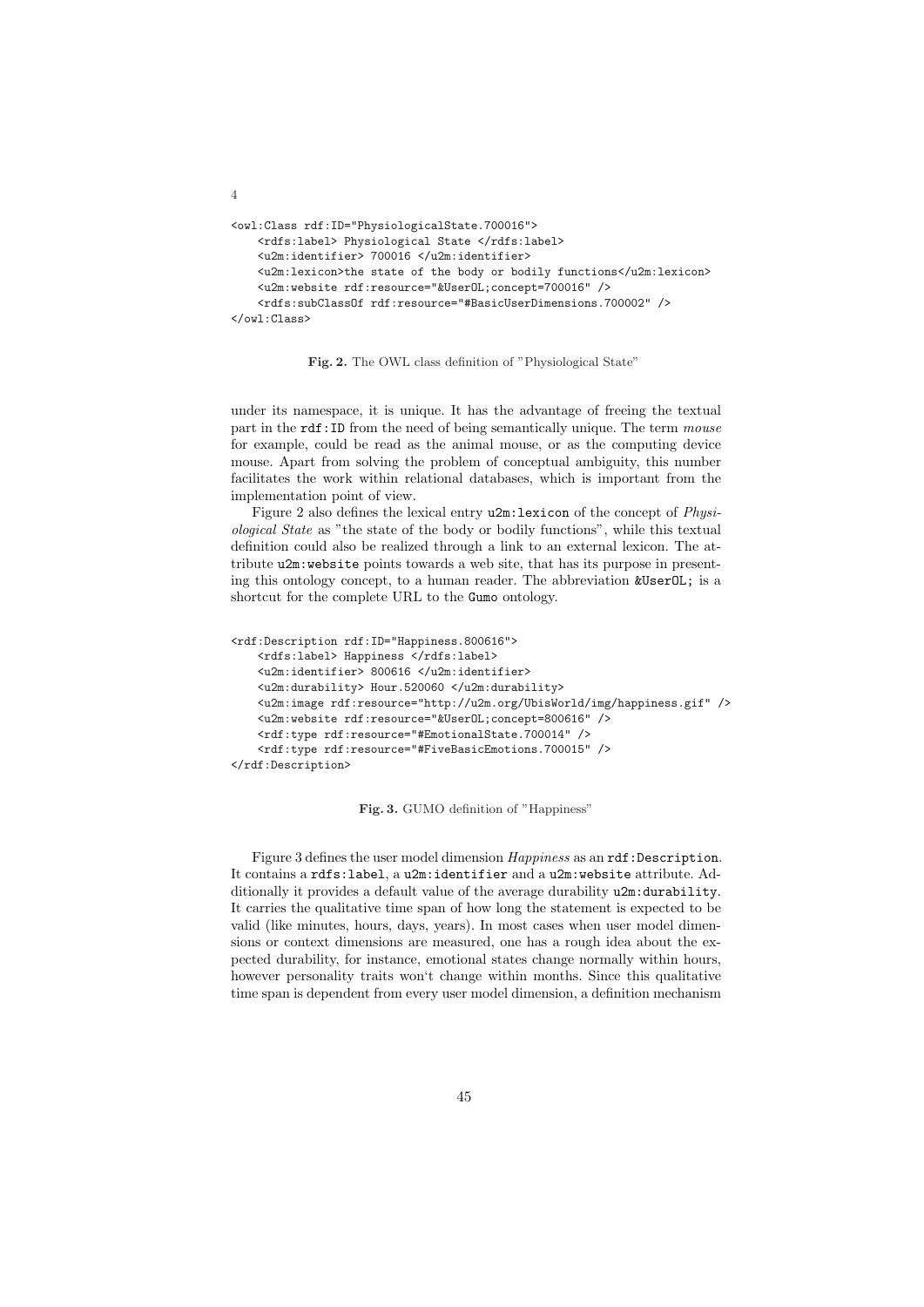```
<owl:Class rdf:ID="PhysiologicalState.700016">
    <rdfs:label> Physiological State </rdfs:label>
    <u2m:identifier> 700016 </u2m:identifier>
    <u2m:lexicon>the state of the body or bodily functions</u2m:lexicon>
    <u2m:website rdf:resource="&UserOL;concept=700016" />
    <rdfs:subClassOf rdf:resource="#BasicUserDimensions.700002" />
</owl:Class>
```

**Fig. 2.** The OWL class definition of "Physiological State"

under its namespace, it is unique. It has the advantage of freeing the textual part in the `rdf:ID` from the need of being semantically unique. The term *mouse* for example, could be read as the animal mouse, or as the computing device mouse. Apart from solving the problem of conceptual ambiguity, this number facilitates the work within relational databases, which is important from the implementation point of view.

Figure 2 also defines the lexical entry `u2m:lexicon` of the concept of *Physiological State* as "the state of the body or bodily functions", while this textual definition could also be realized through a link to an external lexicon. The attribute `u2m:website` points towards a web site, that has its purpose in presenting this ontology concept, to a human reader. The abbreviation `&UserOL;` is a shortcut for the complete URL to the `Gumo` ontology.

```
<rdf:Description rdf:ID="Happiness.800616">
    <rdfs:label> Happiness </rdfs:label>
    <u2m:identifier> 800616 </u2m:identifier>
    <u2m:durability> Hour.520060 </u2m:durability>
    <u2m:image rdf:resource="http://u2m.org/UbisWorld/img/happiness.gif" />
    <u2m:website rdf:resource="&UserOL;concept=800616" />
    <rdf:type rdf:resource="#EmotionalState.700014" />
    <rdf:type rdf:resource="#FiveBasicEmotions.700015" />
</rdf:Description>
```

**Fig. 3.** GUMO definition of "Happiness"

Figure 3 defines the user model dimension *Happiness* as an `rdf:Description`. It contains a `rdfs:label`, a `u2m:identifier` and a `u2m:website` attribute. Additionally it provides a default value of the average durability `u2m:durability`. It carries the qualitative time span of how long the statement is expected to be valid (like minutes, hours, days, years). In most cases when user model dimensions or context dimensions are measured, one has a rough idea about the expected durability, for instance, emotional states change normally within hours, however personality traits won't change within months. Since this qualitative time span is dependent from every user model dimension, a definition mechanism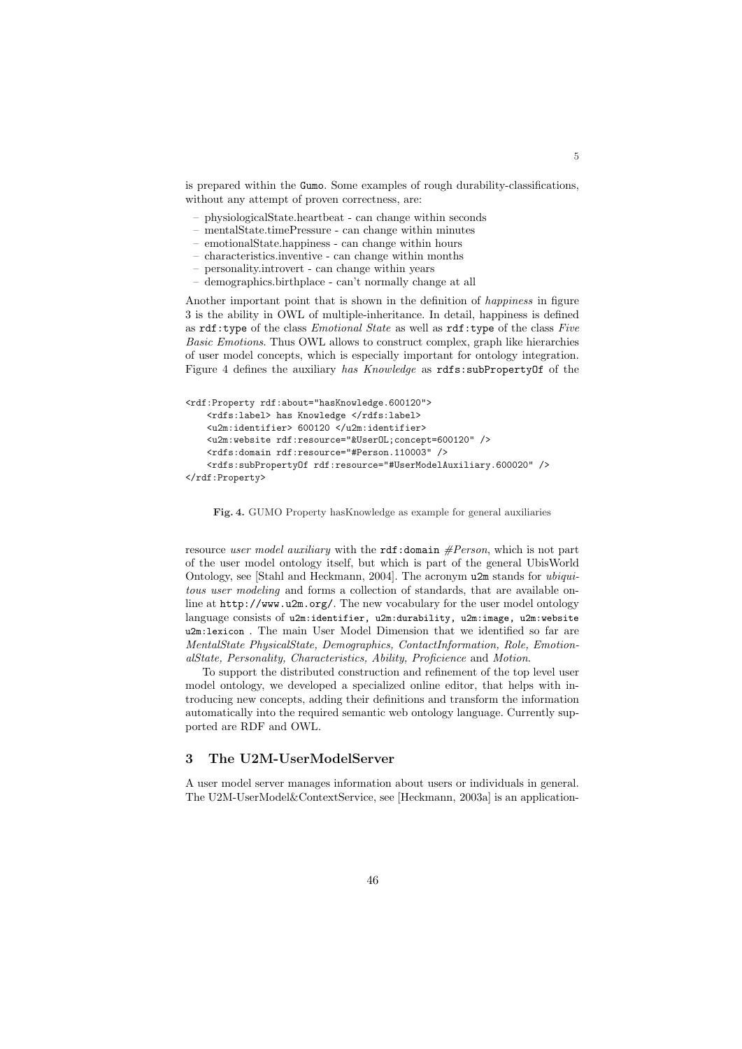is prepared within the `Gumo`. Some examples of rough durability-classifications, without any attempt of proven correctness, are:

- physiologicalState.heartbeat - can change within seconds
- mentalState.timePressure - can change within minutes
- emotionalState.happiness - can change within hours
- characteristics.inventive - can change within months
- personality.introvert - can change within years
- demographics.birthplace - can't normally change at all

Another important point that is shown in the definition of *happiness* in figure 3 is the ability in OWL of multiple-inheritance. In detail, happiness is defined as `rdf:type` of the class *Emotional State* as well as `rdf:type` of the class *Five Basic Emotions*. Thus OWL allows to construct complex, graph like hierarchies of user model concepts, which is especially important for ontology integration. Figure 4 defines the auxiliary *has Knowledge* as `rdfs:subPropertyOf` of the

```
<rdf:Property rdf:about="hasKnowledge.600120">
    <rdfs:label> has Knowledge </rdfs:label>
    <u2m:identifier> 600120 </u2m:identifier>
    <u2m:website rdf:resource="&UserOL;concept=600120" />
    <rdfs:domain rdf:resource="#Person.110003" />
    <rdfs:subPropertyOf rdf:resource="#UserModelAuxiliary.600020" />
</rdf:Property>
```

**Fig. 4.** GUMO Property hasKnowledge as example for general auxiliaries

resource *user model auxiliary* with the `rdf:domain` *#Person*, which is not part of the user model ontology itself, but which is part of the general UbisWorld Ontology, see [Stahl and Heckmann, 2004]. The acronym `u2m` stands for *ubiquitous user modeling* and forms a collection of standards, that are available online at `http://www.u2m.org/`. The new vocabulary for the user model ontology language consists of `u2m:identifier, u2m:durability, u2m:image, u2m:website u2m:lexicon` . The main User Model Dimension that we identified so far are *MentalState PhysicalState, Demographics, ContactInformation, Role, EmotionalState, Personality, Characteristics, Ability, Proficience* and *Motion*.

To support the distributed construction and refinement of the top level user model ontology, we developed a specialized online editor, that helps with introducing new concepts, adding their definitions and transform the information automatically into the required semantic web ontology language. Currently supported are RDF and OWL.

## 3 The U2M-UserModelServer

A user model server manages information about users or individuals in general. The U2M-UserModel&ContextService, see [Heckmann, 2003a] is an application-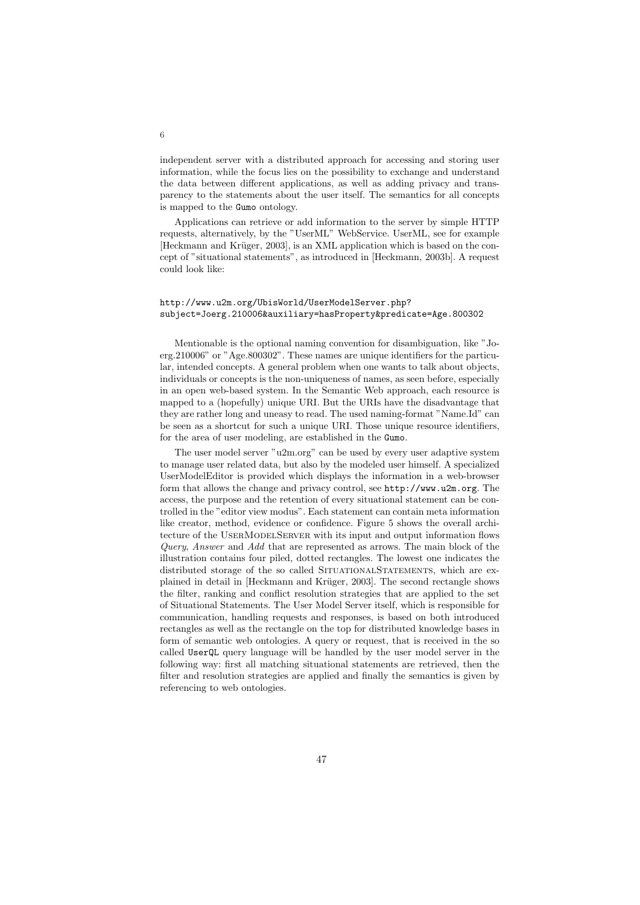independent server with a distributed approach for accessing and storing user information, while the focus lies on the possibility to exchange and understand the data between different applications, as well as adding privacy and transparency to the statements about the user itself. The semantics for all concepts is mapped to the `Gumo` ontology.

Applications can retrieve or add information to the server by simple HTTP requests, alternatively, by the "UserML" WebService. UserML, see for example [Heckmann and Krüger, 2003], is an XML application which is based on the concept of "situational statements", as introduced in [Heckmann, 2003b]. A request could look like:

```
http://www.u2m.org/UbisWorld/UserModelServer.php?
subject=Joerg.210006&auxiliary=hasProperty&predicate=Age.800302
```

Mentionable is the optional naming convention for disambiguation, like "Joerg.210006" or "Age.800302". These names are unique identifiers for the particular, intended concepts. A general problem when one wants to talk about objects, individuals or concepts is the non-uniqueness of names, as seen before, especially in an open web-based system. In the Semantic Web approach, each resource is mapped to a (hopefully) unique URI. But the URIs have the disadvantage that they are rather long and uneasy to read. The used naming-format "Name.Id" can be seen as a shortcut for such a unique URI. Those unique resource identifiers, for the area of user modeling, are established in the `Gumo`.

The user model server "u2m.org" can be used by every user adaptive system to manage user related data, but also by the modeled user himself. A specialized UserModelEditor is provided which displays the information in a web-browser form that allows the change and privacy control, see `http://www.u2m.org`. The access, the purpose and the retention of every situational statement can be controlled in the "editor view modus". Each statement can contain meta information like creator, method, evidence or confidence. Figure 5 shows the overall architecture of the UserModelServer with its input and output information flows *Query*, *Answer* and *Add* that are represented as arrows. The main block of the illustration contains four piled, dotted rectangles. The lowest one indicates the distributed storage of the so called SituationalStatements, which are explained in detail in [Heckmann and Krüger, 2003]. The second rectangle shows the filter, ranking and conflict resolution strategies that are applied to the set of Situational Statements. The User Model Server itself, which is responsible for communication, handling requests and responses, is based on both introduced rectangles as well as the rectangle on the top for distributed knowledge bases in form of semantic web ontologies. A query or request, that is received in the so called `UserQL` query language will be handled by the user model server in the following way: first all matching situational statements are retrieved, then the filter and resolution strategies are applied and finally the semantics is given by referencing to web ontologies.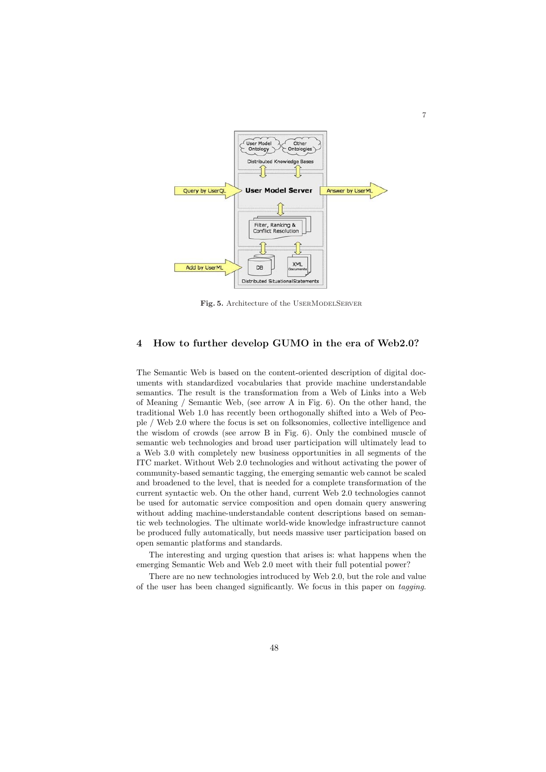Fig. 5. Architecture of the UserModelServer

## 4 How to further develop GUMO in the era of Web2.0?

The Semantic Web is based on the content-oriented description of digital documents with standardized vocabularies that provide machine understandable semantics. The result is the transformation from a Web of Links into a Web of Meaning / Semantic Web, (see arrow A in Fig. 6). On the other hand, the traditional Web 1.0 has recently been orthogonally shifted into a Web of People / Web 2.0 where the focus is set on folksonomies, collective intelligence and the wisdom of crowds (see arrow B in Fig. 6). Only the combined muscle of semantic web technologies and broad user participation will ultimately lead to a Web 3.0 with completely new business opportunities in all segments of the ITC market. Without Web 2.0 technologies and without activating the power of community-based semantic tagging, the emerging semantic web cannot be scaled and broadened to the level, that is needed for a complete transformation of the current syntactic web. On the other hand, current Web 2.0 technologies cannot be used for automatic service composition and open domain query answering without adding machine-understandable content descriptions based on semantic web technologies. The ultimate world-wide knowledge infrastructure cannot be produced fully automatically, but needs massive user participation based on open semantic platforms and standards.

The interesting and urging question that arises is: what happens when the emerging Semantic Web and Web 2.0 meet with their full potential power?

There are no new technologies introduced by Web 2.0, but the role and value of the user has been changed significantly. We focus in this paper on *tagging*.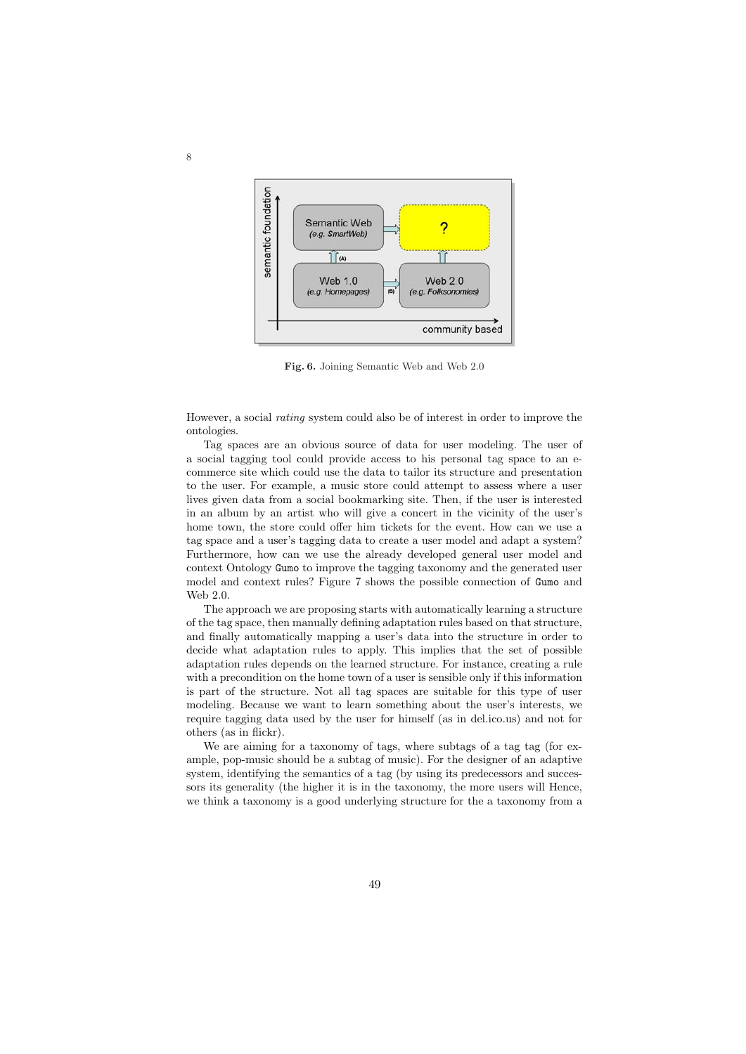Fig. 6. Joining Semantic Web and Web 2.0

However, a social *rating* system could also be of interest in order to improve the ontologies.

Tag spaces are an obvious source of data for user modeling. The user of a social tagging tool could provide access to his personal tag space to an e-commerce site which could use the data to tailor its structure and presentation to the user. For example, a music store could attempt to assess where a user lives given data from a social bookmarking site. Then, if the user is interested in an album by an artist who will give a concert in the vicinity of the user's home town, the store could offer him tickets for the event. How can we use a tag space and a user's tagging data to create a user model and adapt a system? Furthermore, how can we use the already developed general user model and context Ontology `Gumo` to improve the tagging taxonomy and the generated user model and context rules? Figure 7 shows the possible connection of `Gumo` and Web 2.0.

The approach we are proposing starts with automatically learning a structure of the tag space, then manually defining adaptation rules based on that structure, and finally automatically mapping a user's data into the structure in order to decide what adaptation rules to apply. This implies that the set of possible adaptation rules depends on the learned structure. For instance, creating a rule with a precondition on the home town of a user is sensible only if this information is part of the structure. Not all tag spaces are suitable for this type of user modeling. Because we want to learn something about the user's interests, we require tagging data used by the user for himself (as in del.ico.us) and not for others (as in flickr).

We are aiming for a taxonomy of tags, where subtags of a tag tag (for example, pop-music should be a subtag of music). For the designer of an adaptive system, identifying the semantics of a tag (by using its predecessors and successors its generality (the higher it is in the taxonomy, the more users will Hence, we think a taxonomy is a good underlying structure for the a taxonomy from a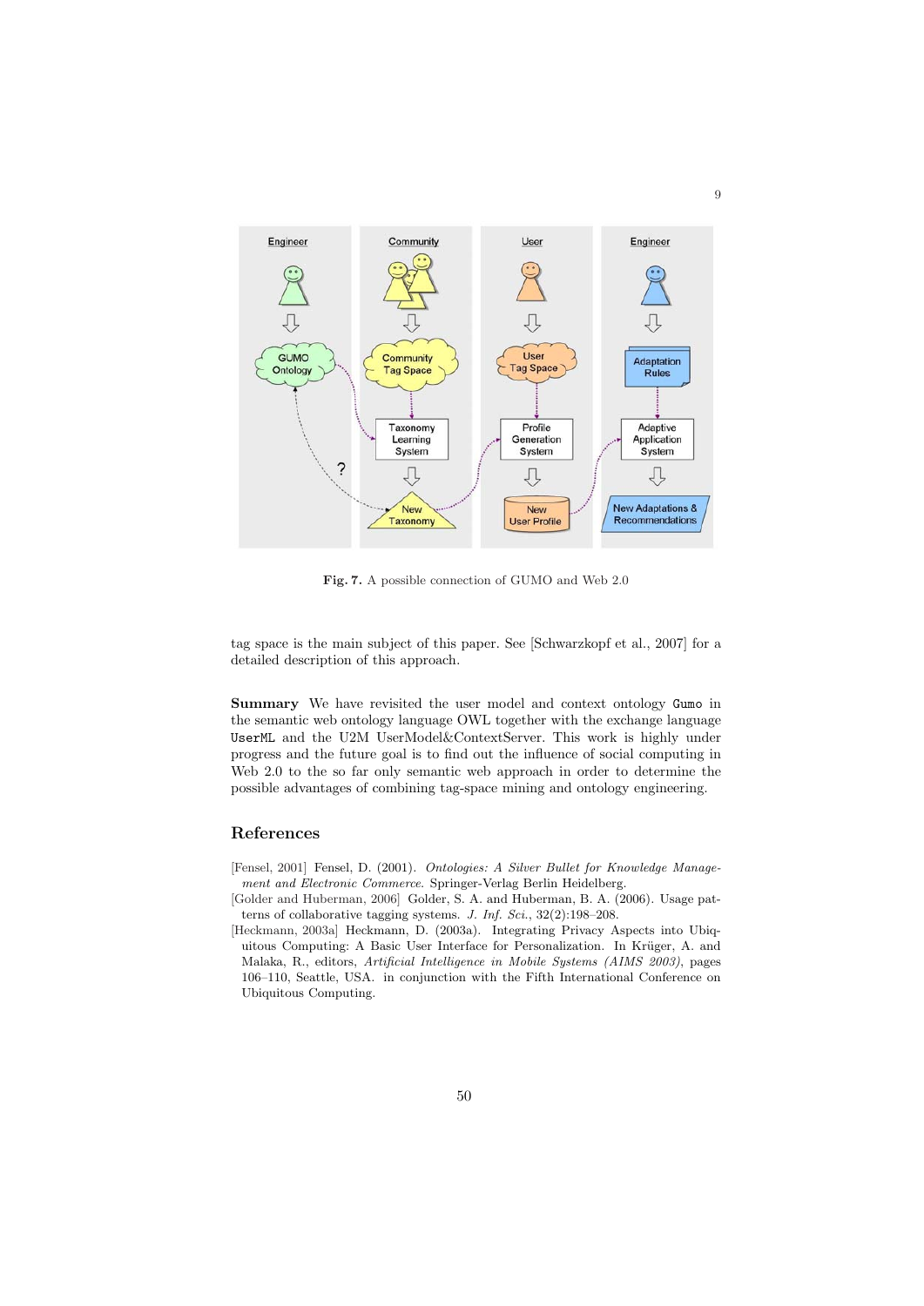**Fig. 7.** A possible connection of GUMO and Web 2.0

tag space is the main subject of this paper. See [Schwarzkopf et al., 2007] for a detailed description of this approach.

**Summary** We have revisited the user model and context ontology `Gumo` in the semantic web ontology language OWL together with the exchange language `UserML` and the U2M UserModel&ContextServer. This work is highly under progress and the future goal is to find out the influence of social computing in Web 2.0 to the so far only semantic web approach in order to determine the possible advantages of combining tag-space mining and ontology engineering.

## References

[Fensel, 2001] Fensel, D. (2001). *Ontologies: A Silver Bullet for Knowledge Management and Electronic Commerce*. Springer-Verlag Berlin Heidelberg.

[Golder and Huberman, 2006] Golder, S. A. and Huberman, B. A. (2006). Usage patterns of collaborative tagging systems. *J. Inf. Sci.*, 32(2):198–208.

[Heckmann, 2003a] Heckmann, D. (2003a). Integrating Privacy Aspects into Ubiquitous Computing: A Basic User Interface for Personalization. In Krüger, A. and Malaka, R., editors, *Artificial Intelligence in Mobile Systems (AIMS 2003)*, pages 106–110, Seattle, USA. in conjunction with the Fifth International Conference on Ubiquitous Computing.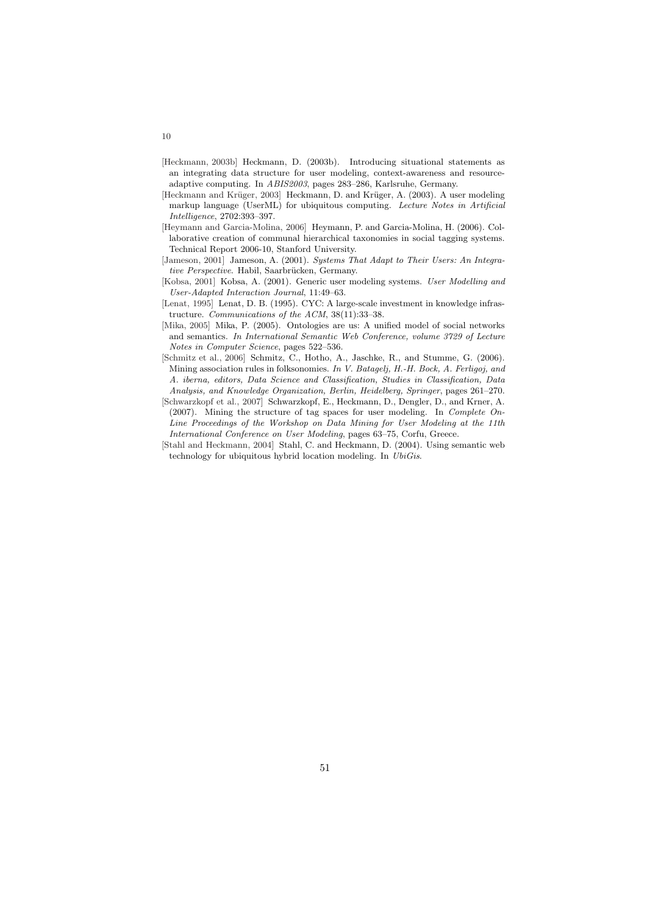[Heckmann, 2003b] Heckmann, D. (2003b). Introducing situational statements as an integrating data structure for user modeling, context-awareness and resource-adaptive computing. In *ABIS2003*, pages 283–286, Karlsruhe, Germany.

[Heckmann and Krüger, 2003] Heckmann, D. and Krüger, A. (2003). A user modeling markup language (UserML) for ubiquitous computing. *Lecture Notes in Artificial Intelligence*, 2702:393–397.

[Heymann and Garcia-Molina, 2006] Heymann, P. and Garcia-Molina, H. (2006). Collaborative creation of communal hierarchical taxonomies in social tagging systems. Technical Report 2006-10, Stanford University.

[Jameson, 2001] Jameson, A. (2001). *Systems That Adapt to Their Users: An Integrative Perspective*. Habil, Saarbrücken, Germany.

[Kobsa, 2001] Kobsa, A. (2001). Generic user modeling systems. *User Modelling and User-Adapted Interaction Journal*, 11:49–63.

[Lenat, 1995] Lenat, D. B. (1995). CYC: A large-scale investment in knowledge infrastructure. *Communications of the ACM*, 38(11):33–38.

[Mika, 2005] Mika, P. (2005). Ontologies are us: A unified model of social networks and semantics. *In International Semantic Web Conference, volume 3729 of Lecture Notes in Computer Science*, pages 522–536.

[Schmitz et al., 2006] Schmitz, C., Hotho, A., Jaschke, R., and Stumme, G. (2006). Mining association rules in folksonomies. *In V. Batagelj, H.-H. Bock, A. Ferligoj, and A. iberna, editors, Data Science and Classification, Studies in Classification, Data Analysis, and Knowledge Organization, Berlin, Heidelberg, Springer*, pages 261–270.

[Schwarzkopf et al., 2007] Schwarzkopf, E., Heckmann, D., Dengler, D., and Krner, A. (2007). Mining the structure of tag spaces for user modeling. In *Complete On-Line Proceedings of the Workshop on Data Mining for User Modeling at the 11th International Conference on User Modeling*, pages 63–75, Corfu, Greece.

[Stahl and Heckmann, 2004] Stahl, C. and Heckmann, D. (2004). Using semantic web technology for ubiquitous hybrid location modeling. In *UbiGis*.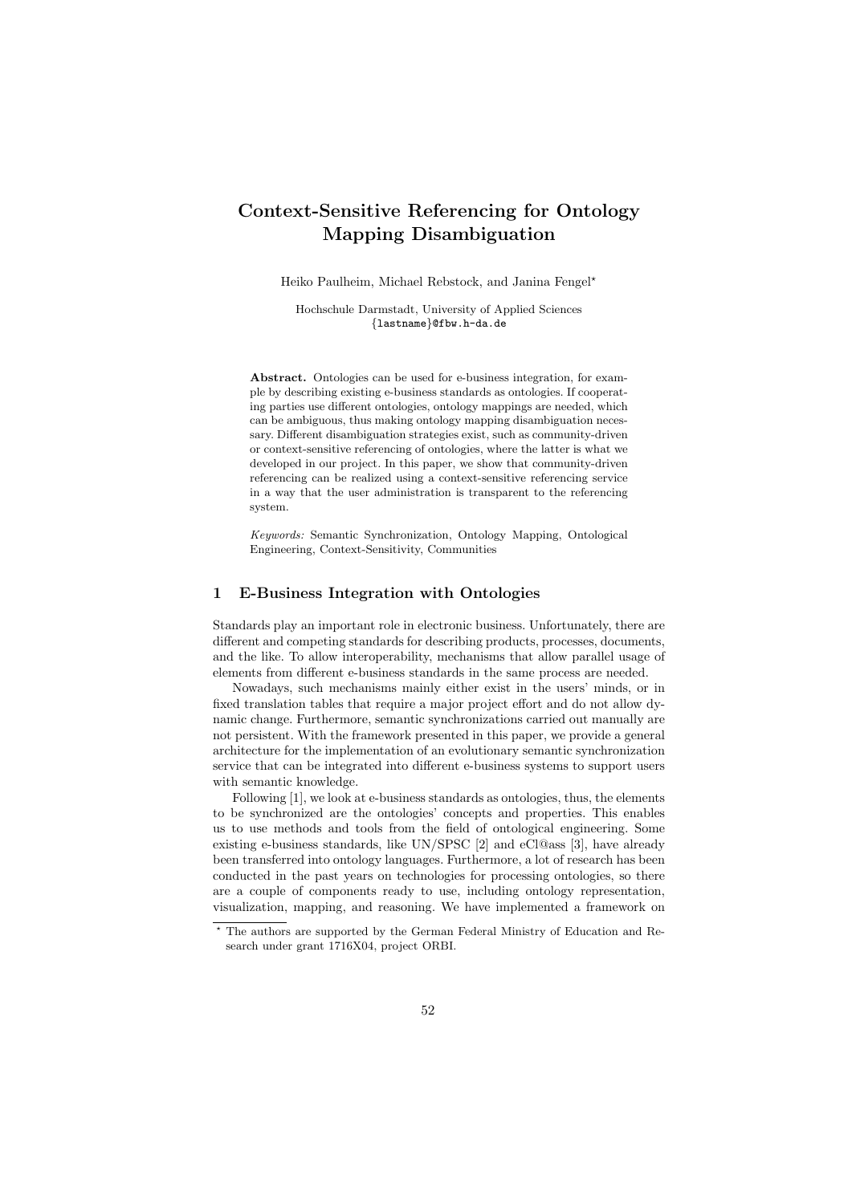# Context-Sensitive Referencing for Ontology Mapping Disambiguation

Heiko Paulheim, Michael Rebstock, and Janina Fengel*

Hochschule Darmstadt, University of Applied Sciences
{lastname}@fbw.h-da.de

**Abstract.** Ontologies can be used for e-business integration, for example by describing existing e-business standards as ontologies. If cooperating parties use different ontologies, ontology mappings are needed, which can be ambiguous, thus making ontology mapping disambiguation necessary. Different disambiguation strategies exist, such as community-driven or context-sensitive referencing of ontologies, where the latter is what we developed in our project. In this paper, we show that community-driven referencing can be realized using a context-sensitive referencing service in a way that the user administration is transparent to the referencing system.

*Keywords:* Semantic Synchronization, Ontology Mapping, Ontological Engineering, Context-Sensitivity, Communities

## 1 E-Business Integration with Ontologies

Standards play an important role in electronic business. Unfortunately, there are different and competing standards for describing products, processes, documents, and the like. To allow interoperability, mechanisms that allow parallel usage of elements from different e-business standards in the same process are needed.

Nowadays, such mechanisms mainly either exist in the users' minds, or in fixed translation tables that require a major project effort and do not allow dynamic change. Furthermore, semantic synchronizations carried out manually are not persistent. With the framework presented in this paper, we provide a general architecture for the implementation of an evolutionary semantic synchronization service that can be integrated into different e-business systems to support users with semantic knowledge.

Following [1], we look at e-business standards as ontologies, thus, the elements to be synchronized are the ontologies' concepts and properties. This enables us to use methods and tools from the field of ontological engineering. Some existing e-business standards, like UN/SPSC [2] and eCl@ass [3], have already been transferred into ontology languages. Furthermore, a lot of research has been conducted in the past years on technologies for processing ontologies, so there are a couple of components ready to use, including ontology representation, visualization, mapping, and reasoning. We have implemented a framework on

* The authors are supported by the German Federal Ministry of Education and Research under grant 1716X04, project ORBI.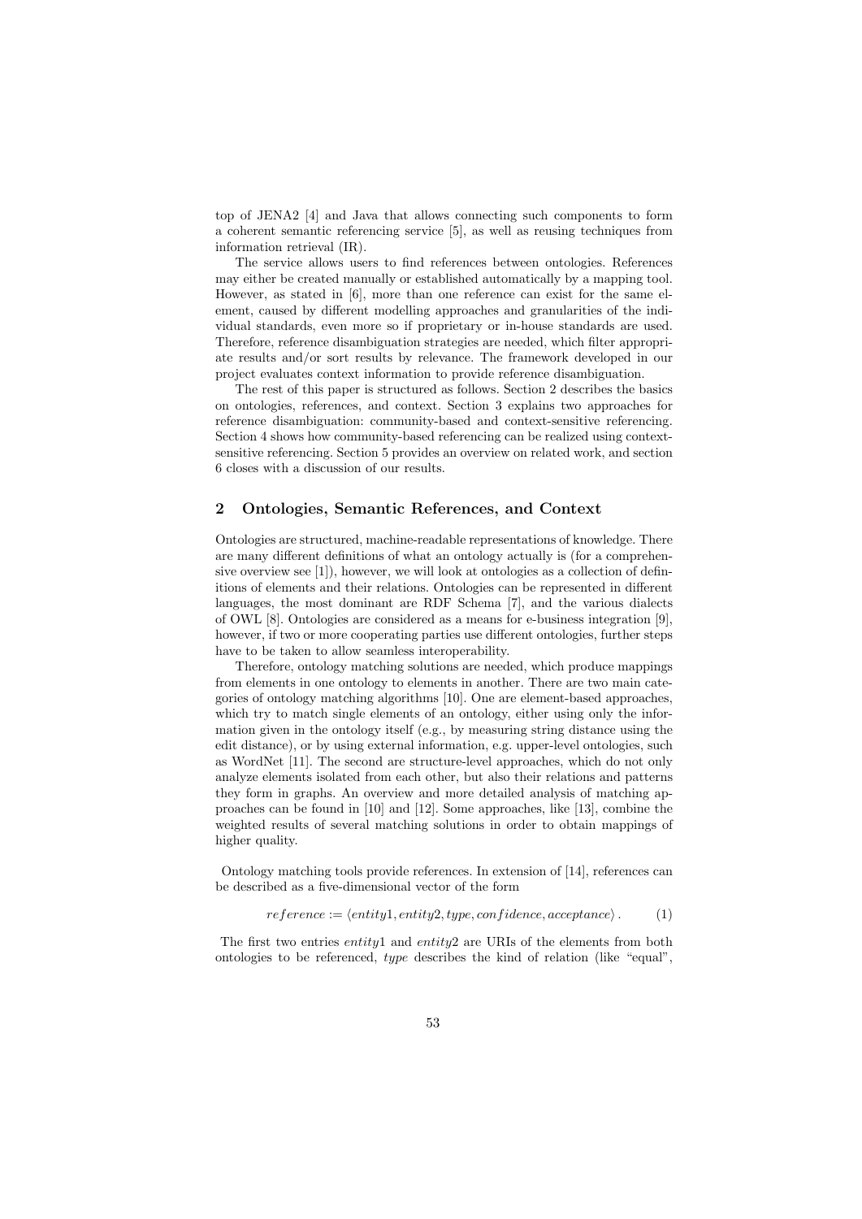top of JENA2 [4] and Java that allows connecting such components to form a coherent semantic referencing service [5], as well as reusing techniques from information retrieval (IR).

The service allows users to find references between ontologies. References may either be created manually or established automatically by a mapping tool. However, as stated in [6], more than one reference can exist for the same element, caused by different modelling approaches and granularities of the individual standards, even more so if proprietary or in-house standards are used. Therefore, reference disambiguation strategies are needed, which filter appropriate results and/or sort results by relevance. The framework developed in our project evaluates context information to provide reference disambiguation.

The rest of this paper is structured as follows. Section 2 describes the basics on ontologies, references, and context. Section 3 explains two approaches for reference disambiguation: community-based and context-sensitive referencing. Section 4 shows how community-based referencing can be realized using context-sensitive referencing. Section 5 provides an overview on related work, and section 6 closes with a discussion of our results.

## 2 Ontologies, Semantic References, and Context

Ontologies are structured, machine-readable representations of knowledge. There are many different definitions of what an ontology actually is (for a comprehensive overview see [1]), however, we will look at ontologies as a collection of definitions of elements and their relations. Ontologies can be represented in different languages, the most dominant are RDF Schema [7], and the various dialects of OWL [8]. Ontologies are considered as a means for e-business integration [9], however, if two or more cooperating parties use different ontologies, further steps have to be taken to allow seamless interoperability.

Therefore, ontology matching solutions are needed, which produce mappings from elements in one ontology to elements in another. There are two main categories of ontology matching algorithms [10]. One are element-based approaches, which try to match single elements of an ontology, either using only the information given in the ontology itself (e.g., by measuring string distance using the edit distance), or by using external information, e.g. upper-level ontologies, such as WordNet [11]. The second are structure-level approaches, which do not only analyze elements isolated from each other, but also their relations and patterns they form in graphs. An overview and more detailed analysis of matching approaches can be found in [10] and [12]. Some approaches, like [13], combine the weighted results of several matching solutions in order to obtain mappings of higher quality.

Ontology matching tools provide references. In extension of [14], references can be described as a five-dimensional vector of the form

$$reference := \langle entity1, entity2, type, confidence, acceptance \rangle . \qquad (1)$$

The first two entries *entity*1 and *entity*2 are URIs of the elements from both ontologies to be referenced, *type* describes the kind of relation (like "equal",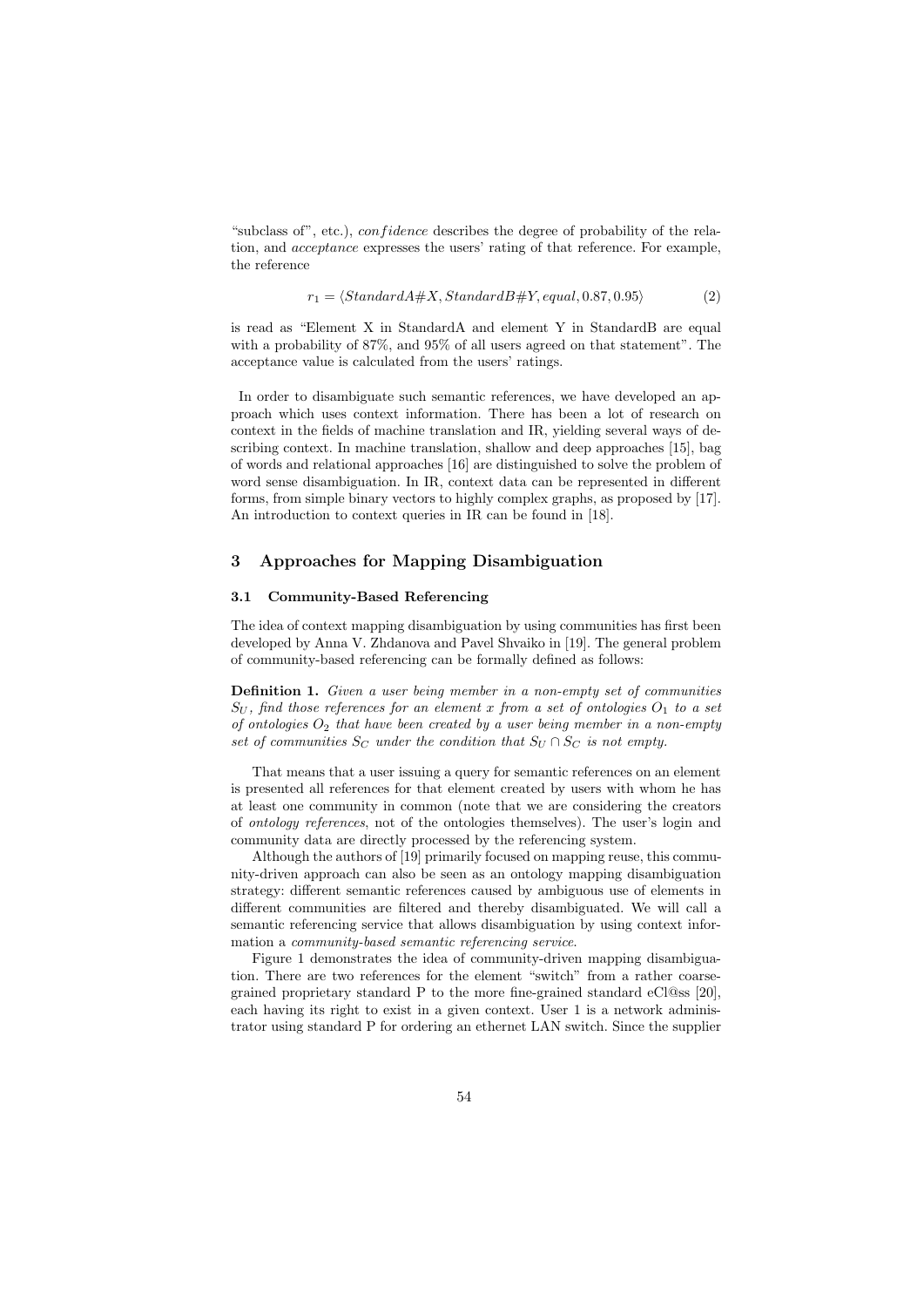"subclass of", etc.), *confidence* describes the degree of probability of the relation, and *acceptance* expresses the users' rating of that reference. For example, the reference

$$r_1 = \langle StandardA\#X, StandardB\#Y, equal, 0.87, 0.95 \rangle \quad (2)$$

is read as "Element X in StandardA and element Y in StandardB are equal with a probability of 87%, and 95% of all users agreed on that statement". The acceptance value is calculated from the users' ratings.

In order to disambiguate such semantic references, we have developed an approach which uses context information. There has been a lot of research on context in the fields of machine translation and IR, yielding several ways of describing context. In machine translation, shallow and deep approaches [15], bag of words and relational approaches [16] are distinguished to solve the problem of word sense disambiguation. In IR, context data can be represented in different forms, from simple binary vectors to highly complex graphs, as proposed by [17]. An introduction to context queries in IR can be found in [18].

## 3 Approaches for Mapping Disambiguation

### 3.1 Community-Based Referencing

The idea of context mapping disambiguation by using communities has first been developed by Anna V. Zhdanova and Pavel Shvaiko in [19]. The general problem of community-based referencing can be formally defined as follows:

**Definition 1.** *Given a user being member in a non-empty set of communities $S_U$, find those references for an element $x$ from a set of ontologies $O_1$ to a set of ontologies $O_2$ that have been created by a user being member in a non-empty set of communities $S_C$ under the condition that $S_U \cap S_C$ is not empty.*

That means that a user issuing a query for semantic references on an element is presented all references for that element created by users with whom he has at least one community in common (note that we are considering the creators of *ontology references*, not of the ontologies themselves). The user's login and community data are directly processed by the referencing system.

Although the authors of [19] primarily focused on mapping reuse, this community-driven approach can also be seen as an ontology mapping disambiguation strategy: different semantic references caused by ambiguous use of elements in different communities are filtered and thereby disambiguated. We will call a semantic referencing service that allows disambiguation by using context information a *community-based semantic referencing service*.

Figure 1 demonstrates the idea of community-driven mapping disambiguation. There are two references for the element "switch" from a rather coarse-grained proprietary standard P to the more fine-grained standard eCl@ss [20], each having its right to exist in a given context. User 1 is a network administrator using standard P for ordering an ethernet LAN switch. Since the supplier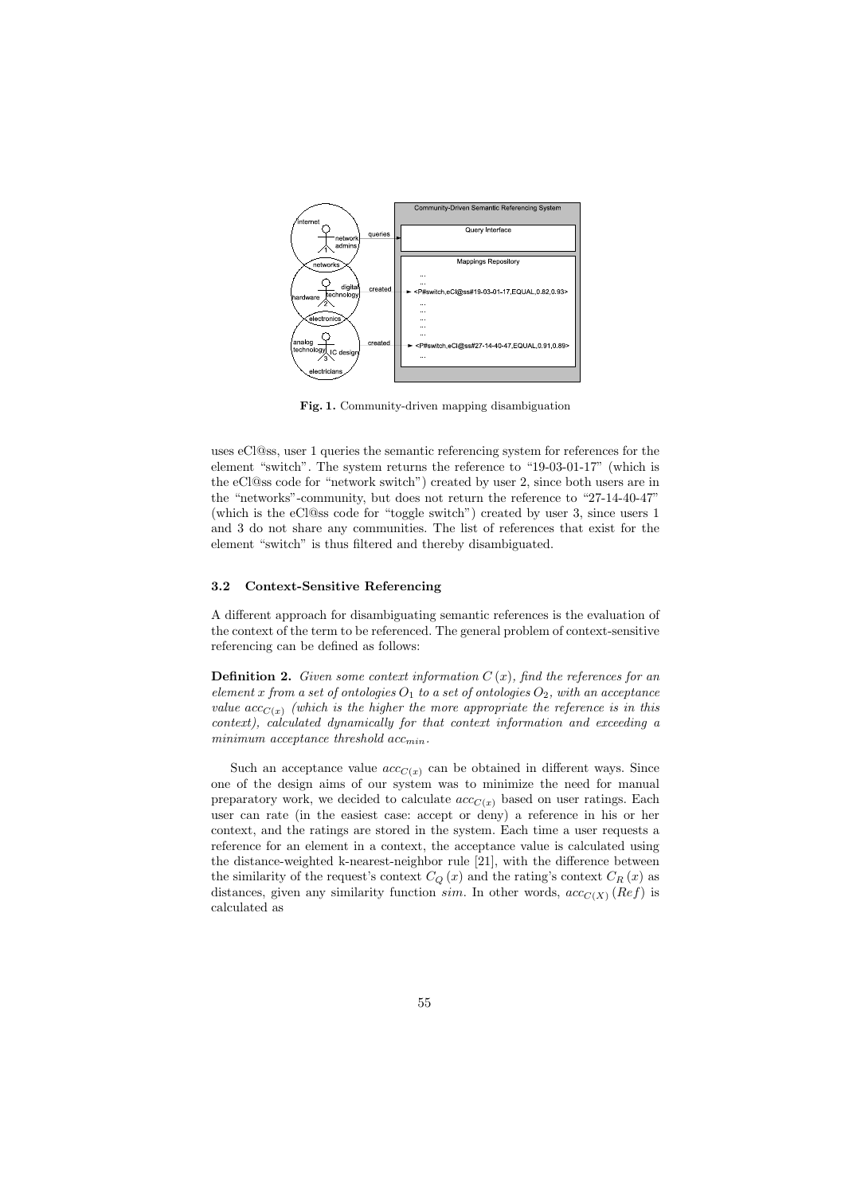**Fig. 1.** Community-driven mapping disambiguation

uses eCl@ss, user 1 queries the semantic referencing system for references for the element "switch". The system returns the reference to "19-03-01-17" (which is the eCl@ss code for "network switch") created by user 2, since both users are in the "networks"-community, but does not return the reference to "27-14-40-47" (which is the eCl@ss code for "toggle switch") created by user 3, since users 1 and 3 do not share any communities. The list of references that exist for the element "switch" is thus filtered and thereby disambiguated.

### 3.2 Context-Sensitive Referencing

A different approach for disambiguating semantic references is the evaluation of the context of the term to be referenced. The general problem of context-sensitive referencing can be defined as follows:

**Definition 2.** *Given some context information $C(x)$, find the references for an element $x$ from a set of ontologies $O_1$ to a set of ontologies $O_2$, with an acceptance value $acc_{C(x)}$ (which is the higher the more appropriate the reference is in this context), calculated dynamically for that context information and exceeding a minimum acceptance threshold $acc_{min}$.*

Such an acceptance value $acc_{C(x)}$ can be obtained in different ways. Since one of the design aims of our system was to minimize the need for manual preparatory work, we decided to calculate $acc_{C(x)}$ based on user ratings. Each user can rate (in the easiest case: accept or deny) a reference in his or her context, and the ratings are stored in the system. Each time a user requests a reference for an element in a context, the acceptance value is calculated using the distance-weighted k-nearest-neighbor rule [21], with the difference between the similarity of the request's context $C_Q(x)$ and the rating's context $C_R(x)$ as distances, given any similarity function $sim$. In other words, $acc_{C(X)}(Ref)$ is calculated as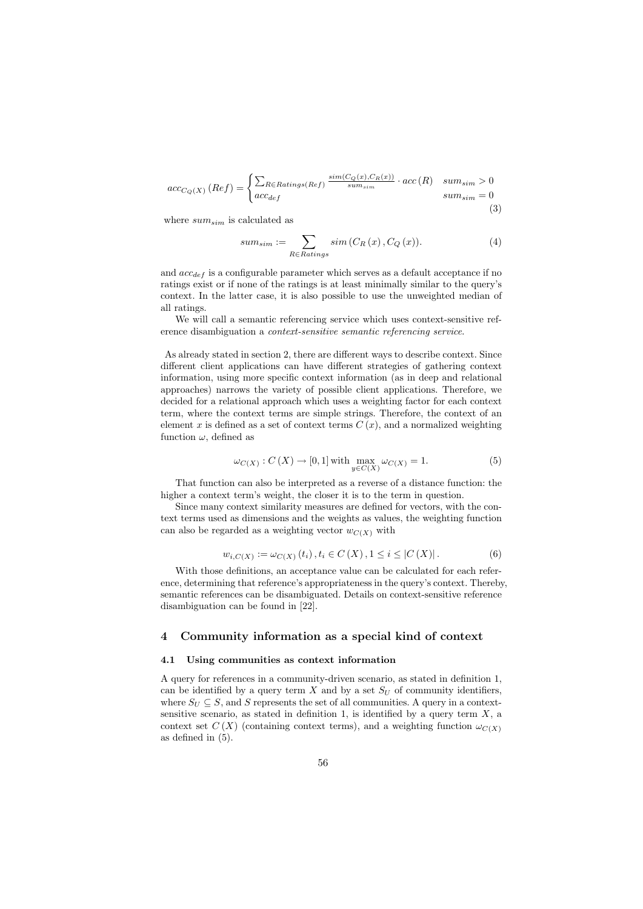$$acc_{C_Q(X)}(Ref) = \begin{cases} \sum_{R \in Ratings(Ref)} \frac{sim(C_Q(x), C_R(x))}{sum_{sim}} \cdot acc(R) & sum_{sim} > 0 \\ acc_{def} & sum_{sim} = 0 \end{cases} \tag{3}$$

where $sum_{sim}$ is calculated as

$$sum_{sim} := \sum_{R \in Ratings} sim(C_R(x), C_Q(x)). \tag{4}$$

and $acc_{def}$ is a configurable parameter which serves as a default acceptance if no ratings exist or if none of the ratings is at least minimally similar to the query's context. In the latter case, it is also possible to use the unweighted median of all ratings.

We will call a semantic referencing service which uses context-sensitive reference disambiguation a *context-sensitive semantic referencing service*.

As already stated in section 2, there are different ways to describe context. Since different client applications can have different strategies of gathering context information, using more specific context information (as in deep and relational approaches) narrows the variety of possible client applications. Therefore, we decided for a relational approach which uses a weighting factor for each context term, where the context terms are simple strings. Therefore, the context of an element $x$ is defined as a set of context terms $C(x)$, and a normalized weighting function $\omega$, defined as

$$\omega_{C(X)} : C(X) \rightarrow [0, 1] \text{ with } \max_{y \in C(X)} \omega_{C(X)} = 1. \tag{5}$$

That function can also be interpreted as a reverse of a distance function: the higher a context term's weight, the closer it is to the term in question.

Since many context similarity measures are defined for vectors, with the context terms used as dimensions and the weights as values, the weighting function can also be regarded as a weighting vector $w_{C(X)}$ with

$$w_{i,C(X)} := \omega_{C(X)}(t_i), t_i \in C(X), 1 \leq i \leq |C(X)|. \tag{6}$$

With those definitions, an acceptance value can be calculated for each reference, determining that reference's appropriateness in the query's context. Thereby, semantic references can be disambiguated. Details on context-sensitive reference disambiguation can be found in [22].

## 4 Community information as a special kind of context

### 4.1 Using communities as context information

A query for references in a community-driven scenario, as stated in definition 1, can be identified by a query term $X$ and by a set $S_U$ of community identifiers, where $S_U \subseteq S$, and $S$ represents the set of all communities. A query in a context-sensitive scenario, as stated in definition 1, is identified by a query term $X$, a context set $C(X)$ (containing context terms), and a weighting function $\omega_{C(X)}$ as defined in (5).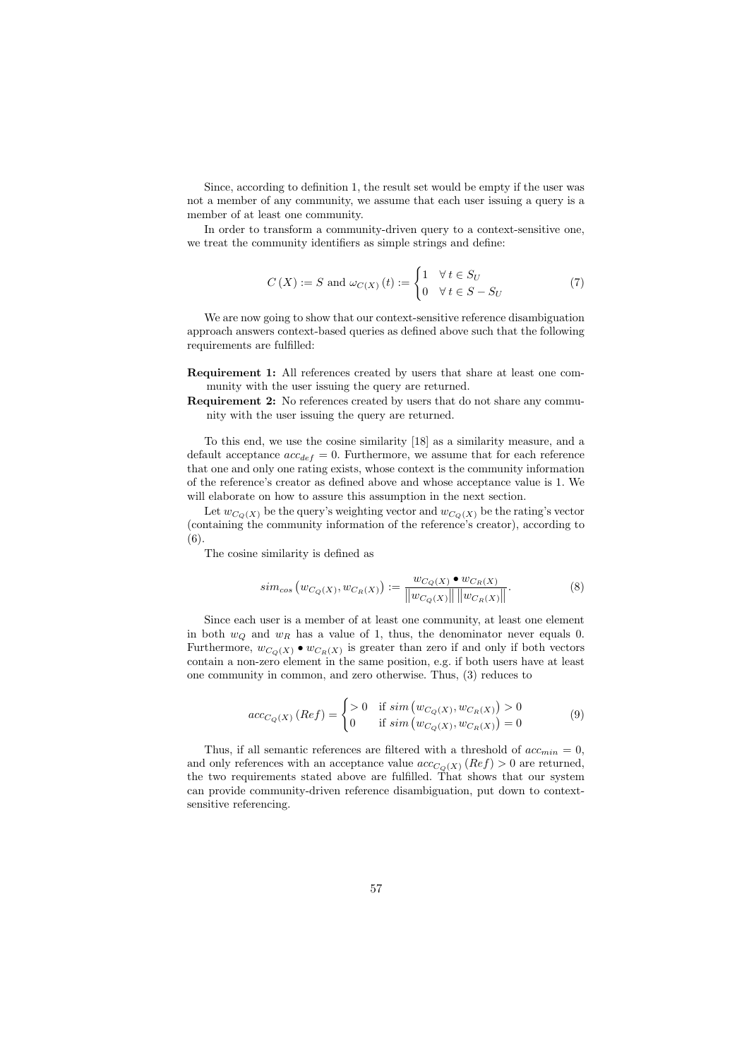Since, according to definition 1, the result set would be empty if the user was not a member of any community, we assume that each user issuing a query is a member of at least one community.

In order to transform a community-driven query to a context-sensitive one, we treat the community identifiers as simple strings and define:

$$C(X) := S \text{ and } \omega_{C(X)}(t) := \begin{cases} 1 & \forall\, t \in S_U \\ 0 & \forall\, t \in S - S_U \end{cases} \tag{7}$$

We are now going to show that our context-sensitive reference disambiguation approach answers context-based queries as defined above such that the following requirements are fulfilled:

**Requirement 1:** All references created by users that share at least one community with the user issuing the query are returned.

**Requirement 2:** No references created by users that do not share any community with the user issuing the query are returned.

To this end, we use the cosine similarity [18] as a similarity measure, and a default acceptance $acc_{def} = 0$. Furthermore, we assume that for each reference that one and only one rating exists, whose context is the community information of the reference's creator as defined above and whose acceptance value is 1. We will elaborate on how to assure this assumption in the next section.

Let $w_{C_Q(X)}$ be the query's weighting vector and $w_{C_Q(X)}$ be the rating's vector (containing the community information of the reference's creator), according to (6).

The cosine similarity is defined as

$$sim_{cos}\left(w_{C_Q(X)}, w_{C_R(X)}\right) := \frac{w_{C_Q(X)} \bullet w_{C_R(X)}}{\left\|w_{C_Q(X)}\right\| \left\|w_{C_R(X)}\right\|}. \tag{8}$$

Since each user is a member of at least one community, at least one element in both $w_Q$ and $w_R$ has a value of 1, thus, the denominator never equals 0. Furthermore, $w_{C_Q(X)} \bullet w_{C_R(X)}$ is greater than zero if and only if both vectors contain a non-zero element in the same position, e.g. if both users have at least one community in common, and zero otherwise. Thus, (3) reduces to

$$acc_{C_Q(X)}(Ref) = \begin{cases} > 0 & \text{if } sim\left(w_{C_Q(X)}, w_{C_R(X)}\right) > 0 \\ 0 & \text{if } sim\left(w_{C_Q(X)}, w_{C_R(X)}\right) = 0 \end{cases} \tag{9}$$

Thus, if all semantic references are filtered with a threshold of $acc_{min} = 0$, and only references with an acceptance value $acc_{C_Q(X)}(Ref) > 0$ are returned, the two requirements stated above are fulfilled. That shows that our system can provide community-driven reference disambiguation, put down to context-sensitive referencing.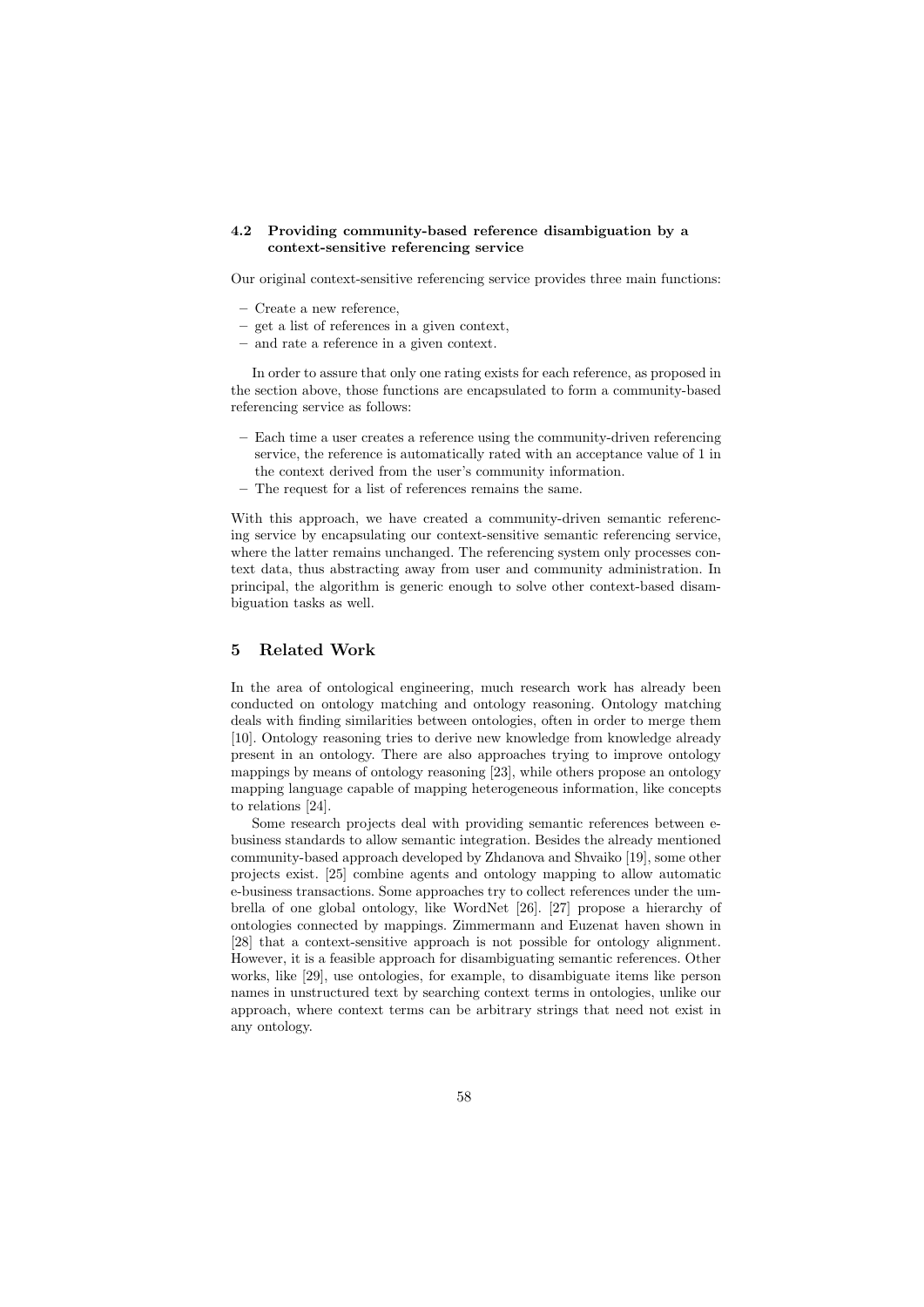### 4.2 Providing community-based reference disambiguation by a context-sensitive referencing service

Our original context-sensitive referencing service provides three main functions:

- Create a new reference,
- get a list of references in a given context,
- and rate a reference in a given context.

In order to assure that only one rating exists for each reference, as proposed in the section above, those functions are encapsulated to form a community-based referencing service as follows:

- Each time a user creates a reference using the community-driven referencing service, the reference is automatically rated with an acceptance value of 1 in the context derived from the user's community information.
- The request for a list of references remains the same.

With this approach, we have created a community-driven semantic referencing service by encapsulating our context-sensitive semantic referencing service, where the latter remains unchanged. The referencing system only processes context data, thus abstracting away from user and community administration. In principal, the algorithm is generic enough to solve other context-based disambiguation tasks as well.

## 5 Related Work

In the area of ontological engineering, much research work has already been conducted on ontology matching and ontology reasoning. Ontology matching deals with finding similarities between ontologies, often in order to merge them [10]. Ontology reasoning tries to derive new knowledge from knowledge already present in an ontology. There are also approaches trying to improve ontology mappings by means of ontology reasoning [23], while others propose an ontology mapping language capable of mapping heterogeneous information, like concepts to relations [24].

Some research projects deal with providing semantic references between e-business standards to allow semantic integration. Besides the already mentioned community-based approach developed by Zhdanova and Shvaiko [19], some other projects exist. [25] combine agents and ontology mapping to allow automatic e-business transactions. Some approaches try to collect references under the umbrella of one global ontology, like WordNet [26]. [27] propose a hierarchy of ontologies connected by mappings. Zimmermann and Euzenat haven shown in [28] that a context-sensitive approach is not possible for ontology alignment. However, it is a feasible approach for disambiguating semantic references. Other works, like [29], use ontologies, for example, to disambiguate items like person names in unstructured text by searching context terms in ontologies, unlike our approach, where context terms can be arbitrary strings that need not exist in any ontology.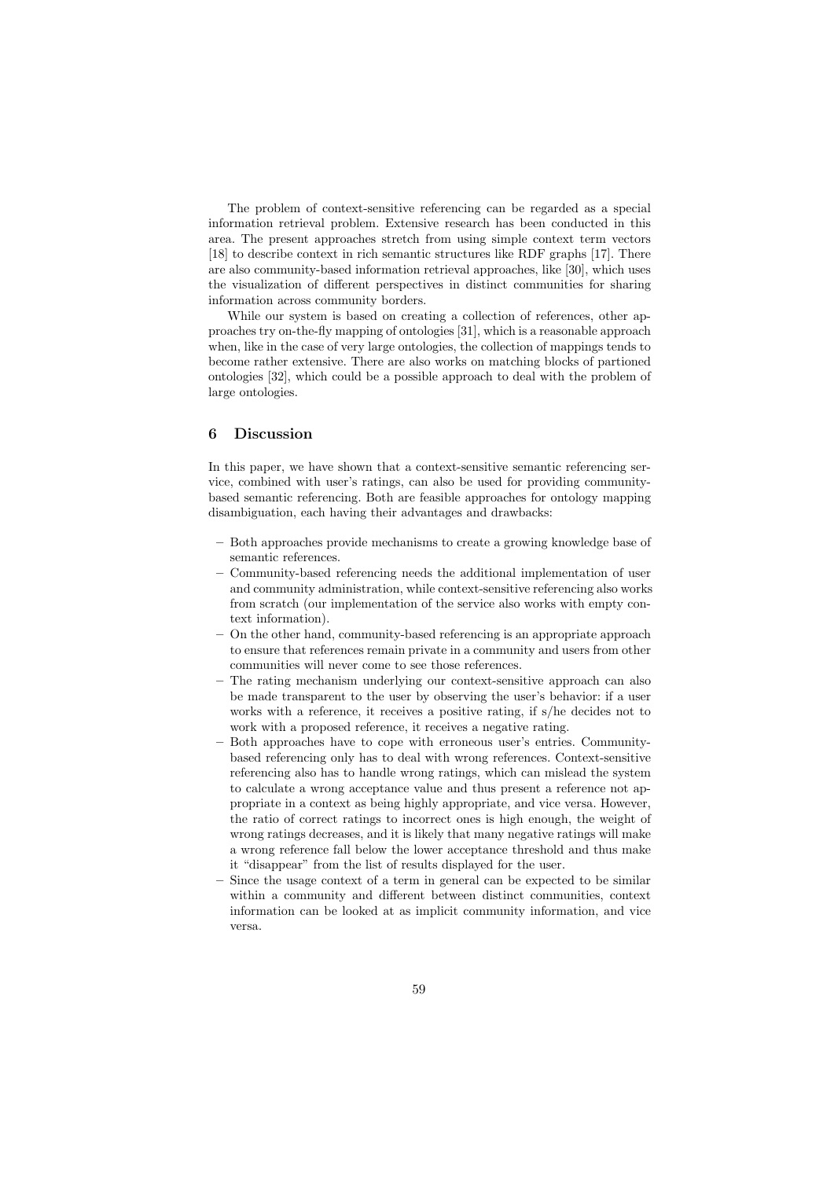The problem of context-sensitive referencing can be regarded as a special information retrieval problem. Extensive research has been conducted in this area. The present approaches stretch from using simple context term vectors [18] to describe context in rich semantic structures like RDF graphs [17]. There are also community-based information retrieval approaches, like [30], which uses the visualization of different perspectives in distinct communities for sharing information across community borders.

While our system is based on creating a collection of references, other approaches try on-the-fly mapping of ontologies [31], which is a reasonable approach when, like in the case of very large ontologies, the collection of mappings tends to become rather extensive. There are also works on matching blocks of partioned ontologies [32], which could be a possible approach to deal with the problem of large ontologies.

## 6 Discussion

In this paper, we have shown that a context-sensitive semantic referencing service, combined with user's ratings, can also be used for providing community-based semantic referencing. Both are feasible approaches for ontology mapping disambiguation, each having their advantages and drawbacks:

- Both approaches provide mechanisms to create a growing knowledge base of semantic references.
- Community-based referencing needs the additional implementation of user and community administration, while context-sensitive referencing also works from scratch (our implementation of the service also works with empty context information).
- On the other hand, community-based referencing is an appropriate approach to ensure that references remain private in a community and users from other communities will never come to see those references.
- The rating mechanism underlying our context-sensitive approach can also be made transparent to the user by observing the user's behavior: if a user works with a reference, it receives a positive rating, if s/he decides not to work with a proposed reference, it receives a negative rating.
- Both approaches have to cope with erroneous user's entries. Community-based referencing only has to deal with wrong references. Context-sensitive referencing also has to handle wrong ratings, which can mislead the system to calculate a wrong acceptance value and thus present a reference not appropriate in a context as being highly appropriate, and vice versa. However, the ratio of correct ratings to incorrect ones is high enough, the weight of wrong ratings decreases, and it is likely that many negative ratings will make a wrong reference fall below the lower acceptance threshold and thus make it "disappear" from the list of results displayed for the user.
- Since the usage context of a term in general can be expected to be similar within a community and different between distinct communities, context information can be looked at as implicit community information, and vice versa.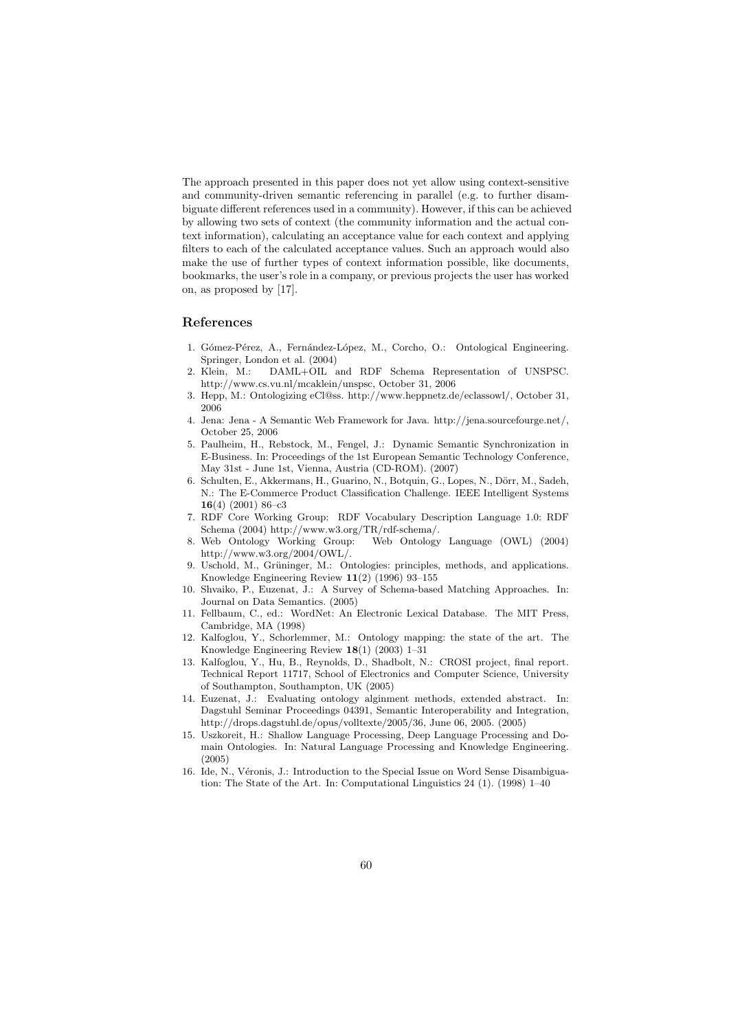The approach presented in this paper does not yet allow using context-sensitive and community-driven semantic referencing in parallel (e.g. to further disambiguate different references used in a community). However, if this can be achieved by allowing two sets of context (the community information and the actual context information), calculating an acceptance value for each context and applying filters to each of the calculated acceptance values. Such an approach would also make the use of further types of context information possible, like documents, bookmarks, the user's role in a company, or previous projects the user has worked on, as proposed by [17].

## References

1. Gómez-Pérez, A., Fernández-López, M., Corcho, O.: Ontological Engineering. Springer, London et al. (2004)
2. Klein, M.: DAML+OIL and RDF Schema Representation of UNSPSC. http://www.cs.vu.nl/mcaklein/unspsc, October 31, 2006
3. Hepp, M.: Ontologizing eCl@ss. http://www.heppnetz.de/eclassowl/, October 31, 2006
4. Jena: Jena - A Semantic Web Framework for Java. http://jena.sourcefourge.net/, October 25, 2006
5. Paulheim, H., Rebstock, M., Fengel, J.: Dynamic Semantic Synchronization in E-Business. In: Proceedings of the 1st European Semantic Technology Conference, May 31st - June 1st, Vienna, Austria (CD-ROM). (2007)
6. Schulten, E., Akkermans, H., Guarino, N., Botquin, G., Lopes, N., Dörr, M., Sadeh, N.: The E-Commerce Product Classification Challenge. IEEE Intelligent Systems **16**(4) (2001) 86–c3
7. RDF Core Working Group: RDF Vocabulary Description Language 1.0: RDF Schema (2004) http://www.w3.org/TR/rdf-schema/.
8. Web Ontology Working Group: Web Ontology Language (OWL) (2004) http://www.w3.org/2004/OWL/.
9. Uschold, M., Grüninger, M.: Ontologies: principles, methods, and applications. Knowledge Engineering Review **11**(2) (1996) 93–155
10. Shvaiko, P., Euzenat, J.: A Survey of Schema-based Matching Approaches. In: Journal on Data Semantics. (2005)
11. Fellbaum, C., ed.: WordNet: An Electronic Lexical Database. The MIT Press, Cambridge, MA (1998)
12. Kalfoglou, Y., Schorlemmer, M.: Ontology mapping: the state of the art. The Knowledge Engineering Review **18**(1) (2003) 1–31
13. Kalfoglou, Y., Hu, B., Reynolds, D., Shadbolt, N.: CROSI project, final report. Technical Report 11717, School of Electronics and Computer Science, University of Southampton, Southampton, UK (2005)
14. Euzenat, J.: Evaluating ontology alginment methods, extended abstract. In: Dagstuhl Seminar Proceedings 04391, Semantic Interoperability and Integration, http://drops.dagstuhl.de/opus/volltexte/2005/36, June 06, 2005. (2005)
15. Uszkoreit, H.: Shallow Language Processing, Deep Language Processing and Domain Ontologies. In: Natural Language Processing and Knowledge Engineering. (2005)
16. Ide, N., Véronis, J.: Introduction to the Special Issue on Word Sense Disambiguation: The State of the Art. In: Computational Linguistics 24 (1). (1998) 1–40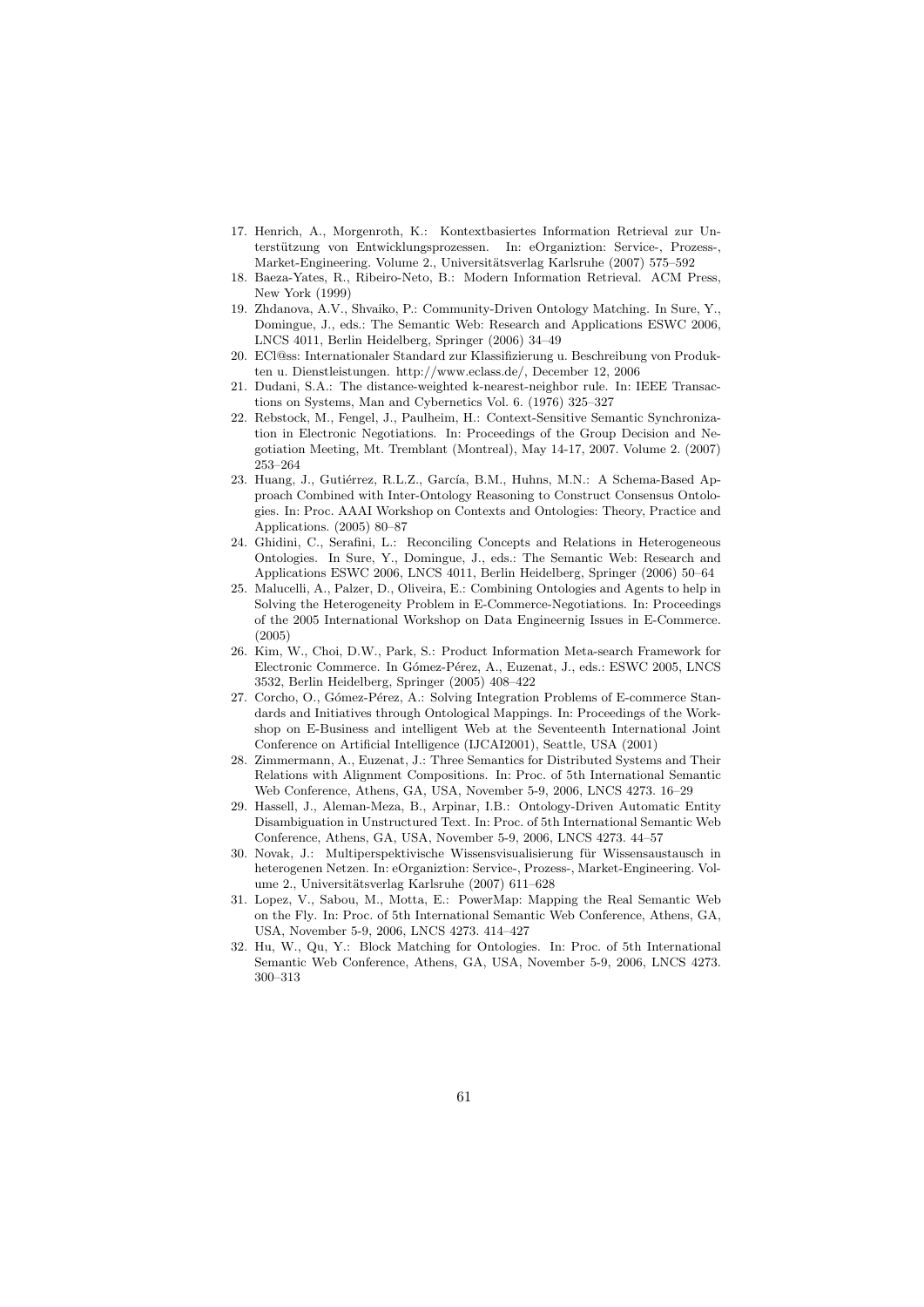17. Henrich, A., Morgenroth, K.: Kontextbasiertes Information Retrieval zur Unterstützung von Entwicklungsprozessen. In: eOrganiztion: Service-, Prozess-, Market-Engineering. Volume 2., Universitätsverlag Karlsruhe (2007) 575–592
18. Baeza-Yates, R., Ribeiro-Neto, B.: Modern Information Retrieval. ACM Press, New York (1999)
19. Zhdanova, A.V., Shvaiko, P.: Community-Driven Ontology Matching. In Sure, Y., Domingue, J., eds.: The Semantic Web: Research and Applications ESWC 2006, LNCS 4011, Berlin Heidelberg, Springer (2006) 34–49
20. ECl@ss: Internationaler Standard zur Klassifizierung u. Beschreibung von Produkten u. Dienstleistungen. http://www.eclass.de/, December 12, 2006
21. Dudani, S.A.: The distance-weighted k-nearest-neighbor rule. In: IEEE Transactions on Systems, Man and Cybernetics Vol. 6. (1976) 325–327
22. Rebstock, M., Fengel, J., Paulheim, H.: Context-Sensitive Semantic Synchronization in Electronic Negotiations. In: Proceedings of the Group Decision and Negotiation Meeting, Mt. Tremblant (Montreal), May 14-17, 2007. Volume 2. (2007) 253–264
23. Huang, J., Gutiérrez, R.L.Z., García, B.M., Huhns, M.N.: A Schema-Based Approach Combined with Inter-Ontology Reasoning to Construct Consensus Ontologies. In: Proc. AAAI Workshop on Contexts and Ontologies: Theory, Practice and Applications. (2005) 80–87
24. Ghidini, C., Serafini, L.: Reconciling Concepts and Relations in Heterogeneous Ontologies. In Sure, Y., Domingue, J., eds.: The Semantic Web: Research and Applications ESWC 2006, LNCS 4011, Berlin Heidelberg, Springer (2006) 50–64
25. Malucelli, A., Palzer, D., Oliveira, E.: Combining Ontologies and Agents to help in Solving the Heterogeneity Problem in E-Commerce-Negotiations. In: Proceedings of the 2005 International Workshop on Data Engineernig Issues in E-Commerce. (2005)
26. Kim, W., Choi, D.W., Park, S.: Product Information Meta-search Framework for Electronic Commerce. In Gómez-Pérez, A., Euzenat, J., eds.: ESWC 2005, LNCS 3532, Berlin Heidelberg, Springer (2005) 408–422
27. Corcho, O., Gómez-Pérez, A.: Solving Integration Problems of E-commerce Standards and Initiatives through Ontological Mappings. In: Proceedings of the Workshop on E-Business and intelligent Web at the Seventeenth International Joint Conference on Artificial Intelligence (IJCAI2001), Seattle, USA (2001)
28. Zimmermann, A., Euzenat, J.: Three Semantics for Distributed Systems and Their Relations with Alignment Compositions. In: Proc. of 5th International Semantic Web Conference, Athens, GA, USA, November 5-9, 2006, LNCS 4273. 16–29
29. Hassell, J., Aleman-Meza, B., Arpinar, I.B.: Ontology-Driven Automatic Entity Disambiguation in Unstructured Text. In: Proc. of 5th International Semantic Web Conference, Athens, GA, USA, November 5-9, 2006, LNCS 4273. 44–57
30. Novak, J.: Multiperspektivische Wissensvisualisierung für Wissensaustausch in heterogenen Netzen. In: eOrganiztion: Service-, Prozess-, Market-Engineering. Volume 2., Universitätsverlag Karlsruhe (2007) 611–628
31. Lopez, V., Sabou, M., Motta, E.: PowerMap: Mapping the Real Semantic Web on the Fly. In: Proc. of 5th International Semantic Web Conference, Athens, GA, USA, November 5-9, 2006, LNCS 4273. 414–427
32. Hu, W., Qu, Y.: Block Matching for Ontologies. In: Proc. of 5th International Semantic Web Conference, Athens, GA, USA, November 5-9, 2006, LNCS 4273. 300–313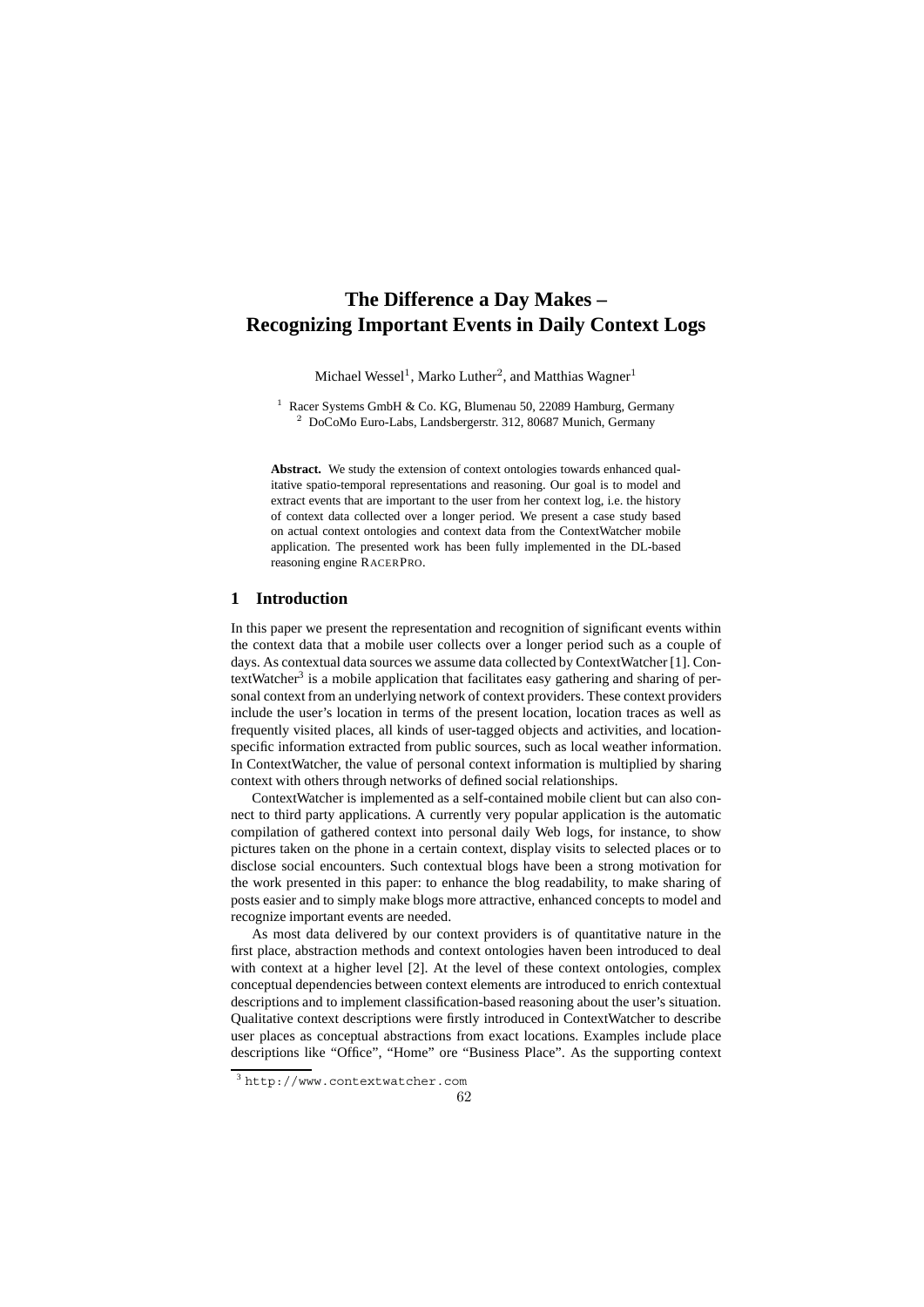# The Difference a Day Makes – Recognizing Important Events in Daily Context Logs

Michael Wessel[1], Marko Luther[2], and Matthias Wagner[1]

[1] Racer Systems GmbH & Co. KG, Blumenau 50, 22089 Hamburg, Germany
[2] DoCoMo Euro-Labs, Landsbergerstr. 312, 80687 Munich, Germany

**Abstract.** We study the extension of context ontologies towards enhanced qualitative spatio-temporal representations and reasoning. Our goal is to model and extract events that are important to the user from her context log, i.e. the history of context data collected over a longer period. We present a case study based on actual context ontologies and context data from the ContextWatcher mobile application. The presented work has been fully implemented in the DL-based reasoning engine RACERPRO.

## 1 Introduction

In this paper we present the representation and recognition of significant events within the context data that a mobile user collects over a longer period such as a couple of days. As contextual data sources we assume data collected by ContextWatcher [1]. ContextWatcher[3] is a mobile application that facilitates easy gathering and sharing of personal context from an underlying network of context providers. These context providers include the user's location in terms of the present location, location traces as well as frequently visited places, all kinds of user-tagged objects and activities, and location-specific information extracted from public sources, such as local weather information. In ContextWatcher, the value of personal context information is multiplied by sharing context with others through networks of defined social relationships.

ContextWatcher is implemented as a self-contained mobile client but can also connect to third party applications. A currently very popular application is the automatic compilation of gathered context into personal daily Web logs, for instance, to show pictures taken on the phone in a certain context, display visits to selected places or to disclose social encounters. Such contextual blogs have been a strong motivation for the work presented in this paper: to enhance the blog readability, to make sharing of posts easier and to simply make blogs more attractive, enhanced concepts to model and recognize important events are needed.

As most data delivered by our context providers is of quantitative nature in the first place, abstraction methods and context ontologies haven been introduced to deal with context at a higher level [2]. At the level of these context ontologies, complex conceptual dependencies between context elements are introduced to enrich contextual descriptions and to implement classification-based reasoning about the user's situation. Qualitative context descriptions were firstly introduced in ContextWatcher to describe user places as conceptual abstractions from exact locations. Examples include place descriptions like "Office", "Home" ore "Business Place". As the supporting context

[3] http://www.contextwatcher.com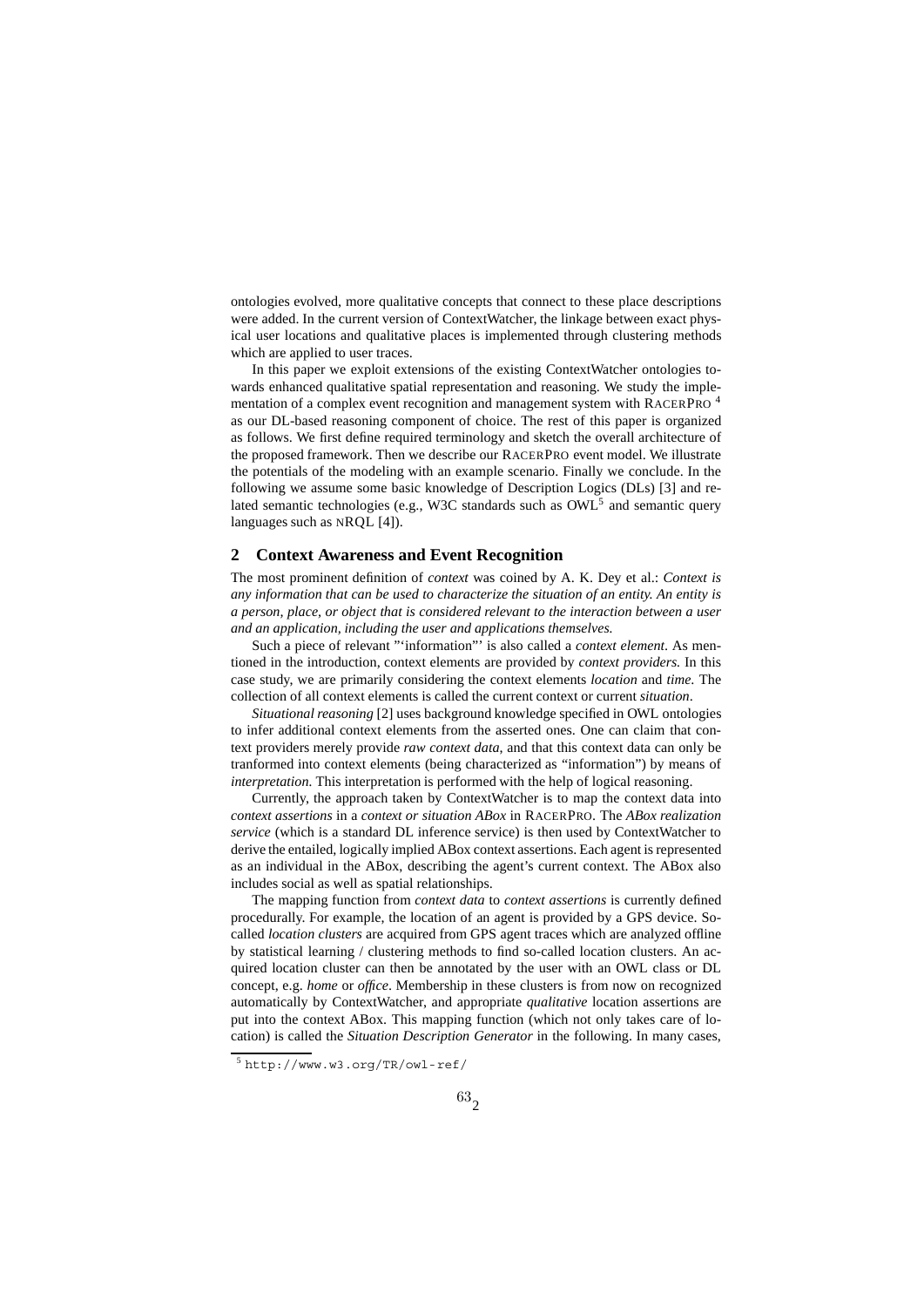ontologies evolved, more qualitative concepts that connect to these place descriptions were added. In the current version of ContextWatcher, the linkage between exact physical user locations and qualitative places is implemented through clustering methods which are applied to user traces.

In this paper we exploit extensions of the existing ContextWatcher ontologies towards enhanced qualitative spatial representation and reasoning. We study the implementation of a complex event recognition and management system with RACERPRO [4] as our DL-based reasoning component of choice. The rest of this paper is organized as follows. We first define required terminology and sketch the overall architecture of the proposed framework. Then we describe our RACERPRO event model. We illustrate the potentials of the modeling with an example scenario. Finally we conclude. In the following we assume some basic knowledge of Description Logics (DLs) [3] and related semantic technologies (e.g., W3C standards such as OWL[5] and semantic query languages such as NRQL [4]).

## 2 Context Awareness and Event Recognition

The most prominent definition of *context* was coined by A. K. Dey et al.: *Context is any information that can be used to characterize the situation of an entity. An entity is a person, place, or object that is considered relevant to the interaction between a user and an application, including the user and applications themselves.*

Such a piece of relevant "'information"' is also called a *context element*. As mentioned in the introduction, context elements are provided by *context providers.* In this case study, we are primarily considering the context elements *location* and *time.* The collection of all context elements is called the current context or current *situation*.

*Situational reasoning* [2] uses background knowledge specified in OWL ontologies to infer additional context elements from the asserted ones. One can claim that context providers merely provide *raw context data*, and that this context data can only be tranformed into context elements (being characterized as "information") by means of *interpretation.* This interpretation is performed with the help of logical reasoning.

Currently, the approach taken by ContextWatcher is to map the context data into *context assertions* in a *context or situation ABox* in RACERPRO. The *ABox realization service* (which is a standard DL inference service) is then used by ContextWatcher to derive the entailed, logically implied ABox context assertions. Each agent is represented as an individual in the ABox, describing the agent's current context. The ABox also includes social as well as spatial relationships.

The mapping function from *context data* to *context assertions* is currently defined procedurally. For example, the location of an agent is provided by a GPS device. So-called *location clusters* are acquired from GPS agent traces which are analyzed offline by statistical learning / clustering methods to find so-called location clusters. An acquired location cluster can then be annotated by the user with an OWL class or DL concept, e.g. *home* or *office*. Membership in these clusters is from now on recognized automatically by ContextWatcher, and appropriate *qualitative* location assertions are put into the context ABox. This mapping function (which not only takes care of location) is called the *Situation Description Generator* in the following. In many cases,

[5] http://www.w3.org/TR/owl-ref/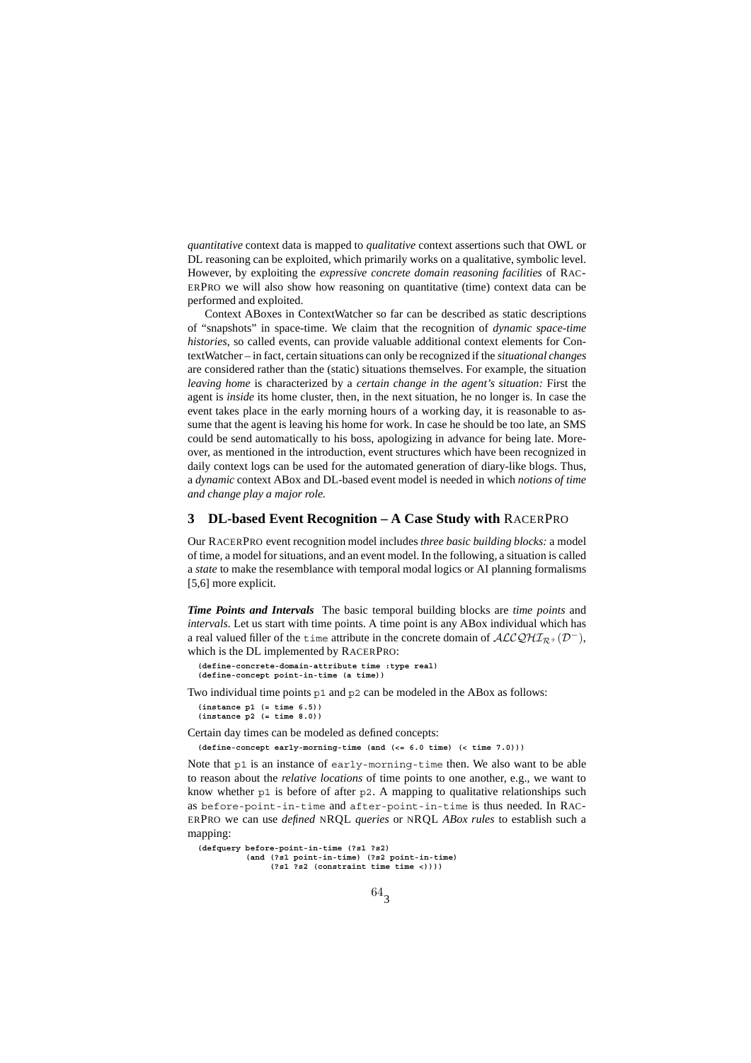*quantitative* context data is mapped to *qualitative* context assertions such that OWL or DL reasoning can be exploited, which primarily works on a qualitative, symbolic level. However, by exploiting the *expressive concrete domain reasoning facilities* of RACERPRO we will also show how reasoning on quantitative (time) context data can be performed and exploited.

Context ABoxes in ContextWatcher so far can be described as static descriptions of "snapshots" in space-time. We claim that the recognition of *dynamic space-time histories*, so called events, can provide valuable additional context elements for ContextWatcher – in fact, certain situations can only be recognized if the *situational changes* are considered rather than the (static) situations themselves. For example, the situation *leaving home* is characterized by a *certain change in the agent's situation:* First the agent is *inside* its home cluster, then, in the next situation, he no longer is. In case the event takes place in the early morning hours of a working day, it is reasonable to assume that the agent is leaving his home for work. In case he should be too late, an SMS could be send automatically to his boss, apologizing in advance for being late. Moreover, as mentioned in the introduction, event structures which have been recognized in daily context logs can be used for the automated generation of diary-like blogs. Thus, a *dynamic* context ABox and DL-based event model is needed in which *notions of time and change play a major role.*

## 3 DL-based Event Recognition – A Case Study with RACERPRO

Our RACERPRO event recognition model includes *three basic building blocks:* a model of time, a model for situations, and an event model. In the following, a situation is called a *state* to make the resemblance with temporal modal logics or AI planning formalisms [5,6] more explicit.

***Time Points and Intervals*** The basic temporal building blocks are *time points* and *intervals*. Let us start with time points. A time point is any ABox individual which has a real valued filler of the `time` attribute in the concrete domain of $\mathcal{ALCQHI}_{\mathcal{R}^+}(\mathcal{D}^-)$, which is the DL implemented by RACERPRO:

```
(define-concrete-domain-attribute time :type real)
(define-concept point-in-time (a time))
```

Two individual time points `p1` and `p2` can be modeled in the ABox as follows:

```
(instance p1 (= time 6.5))
(instance p2 (= time 8.0))
```

Certain day times can be modeled as defined concepts:

```
(define-concept early-morning-time (and (<= 6.0 time) (< time 7.0)))
```

Note that `p1` is an instance of `early-morning-time` then. We also want to be able to reason about the *relative locations* of time points to one another, e.g., we want to know whether `p1` is before of after `p2`. A mapping to qualitative relationships such as `before-point-in-time` and `after-point-in-time` is thus needed. In RACERPRO we can use *defined* NRQL *queries* or NRQL *ABox rules* to establish such a mapping:

```
(defquery before-point-in-time (?s1 ?s2)
          (and (?s1 point-in-time) (?s2 point-in-time)
               (?s1 ?s2 (constraint time time <))))
```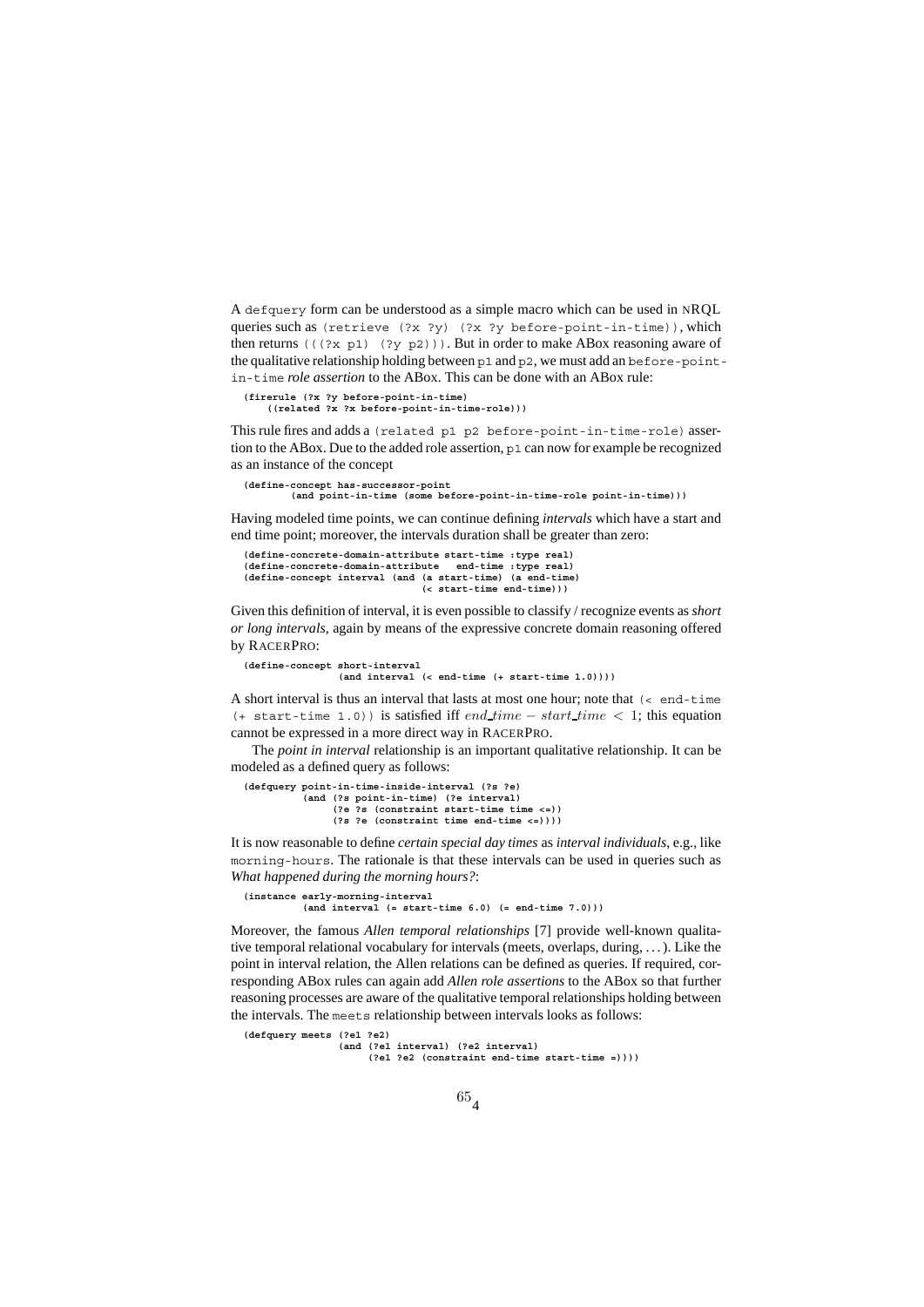A `defquery` form can be understood as a simple macro which can be used in nRQL queries such as `(retrieve (?x ?y) (?x ?y before-point-in-time))`, which then returns `(((?x p1) (?y p2)))`. But in order to make ABox reasoning aware of the qualitative relationship holding between `p1` and `p2`, we must add an `before-point-in-time` *role assertion* to the ABox. This can be done with an ABox rule:

```
(firerule (?x ?y before-point-in-time)
    ((related ?x ?x before-point-in-time-role)))
```

This rule fires and adds a `(related p1 p2 before-point-in-time-role)` assertion to the ABox. Due to the added role assertion, `p1` can now for example be recognized as an instance of the concept

```
(define-concept has-successor-point
        (and point-in-time (some before-point-in-time-role point-in-time)))
```

Having modeled time points, we can continue defining *intervals* which have a start and end time point; moreover, the intervals duration shall be greater than zero:

```
(define-concrete-domain-attribute start-time :type real)
(define-concrete-domain-attribute   end-time :type real)
(define-concept interval (and (a start-time) (a end-time)
                              (< start-time end-time)))
```

Given this definition of interval, it is even possible to classify / recognize events as *short or long intervals*, again by means of the expressive concrete domain reasoning offered by RacerPro:

```
(define-concept short-interval
                (and interval (< end-time (+ start-time 1.0))))
```

A short interval is thus an interval that lasts at most one hour; note that `(< end-time (+ start-time 1.0))` is satisfied iff $end\_time - start\_time < 1$; this equation cannot be expressed in a more direct way in RacerPro.

The *point in interval* relationship is an important qualitative relationship. It can be modeled as a defined query as follows:

```
(defquery point-in-time-inside-interval (?s ?e)
          (and (?s point-in-time) (?e interval)
               (?e ?s (constraint start-time time <=))
               (?s ?e (constraint time end-time <=))))
```

It is now reasonable to define *certain special day times* as *interval individuals*, e.g., like `morning-hours`. The rationale is that these intervals can be used in queries such as *What happened during the morning hours?*:

```
(instance early-morning-interval
          (and interval (= start-time 6.0) (= end-time 7.0)))
```

Moreover, the famous *Allen temporal relationships* [7] provide well-known qualitative temporal relational vocabulary for intervals (meets, overlaps, during, ...). Like the point in interval relation, the Allen relations can be defined as queries. If required, corresponding ABox rules can again add *Allen role assertions* to the ABox so that further reasoning processes are aware of the qualitative temporal relationships holding between the intervals. The `meets` relationship between intervals looks as follows:

```
(defquery meets (?e1 ?e2)
                (and (?e1 interval) (?e2 interval)
                     (?e1 ?e2 (constraint end-time start-time =))))
```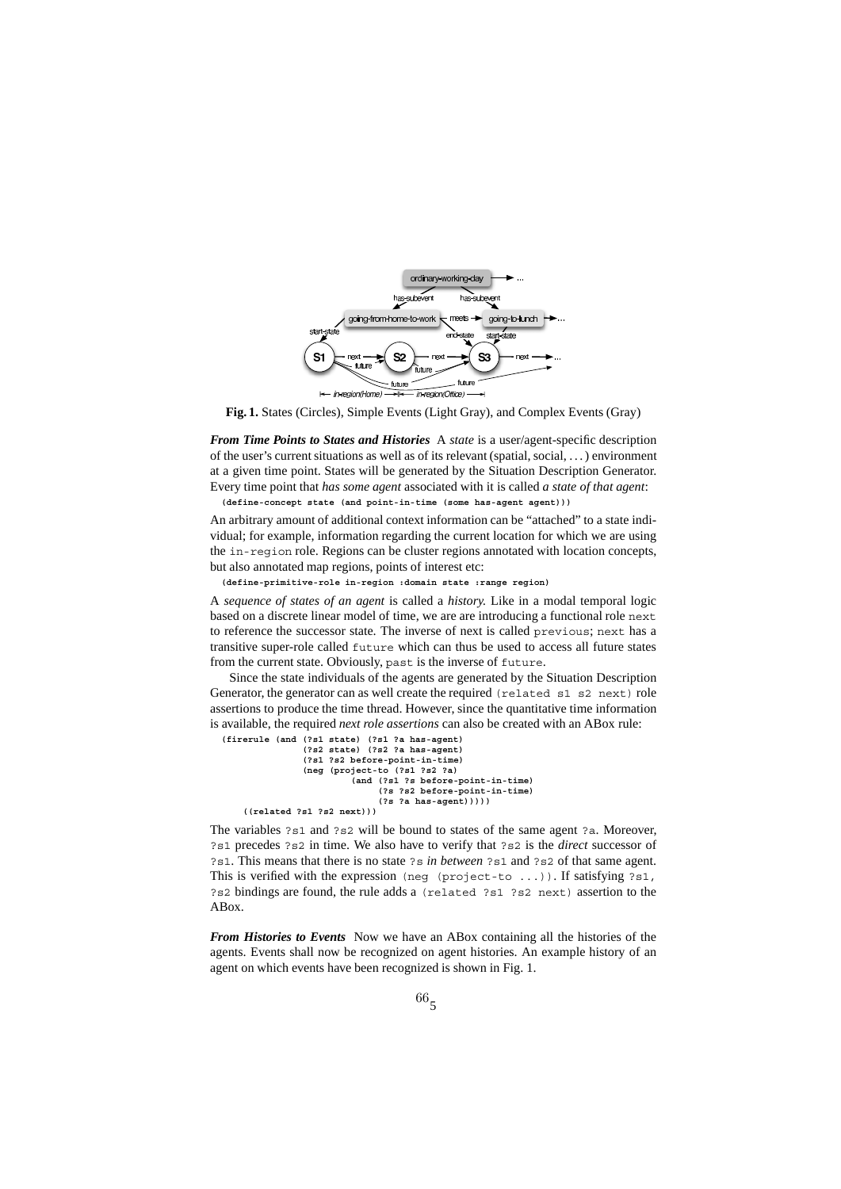**Fig. 1.** States (Circles), Simple Events (Light Gray), and Complex Events (Gray)

***From Time Points to States and Histories*** A *state* is a user/agent-specific description of the user's current situations as well as of its relevant (spatial, social, ...) environment at a given time point. States will be generated by the Situation Description Generator. Every time point that *has some agent* associated with it is called *a state of that agent*:

```
(define-concept state (and point-in-time (some has-agent agent)))
```

An arbitrary amount of additional context information can be "attached" to a state individual; for example, information regarding the current location for which we are using the `in-region` role. Regions can be cluster regions annotated with location concepts, but also annotated map regions, points of interest etc:

```
(define-primitive-role in-region :domain state :range region)
```

A *sequence of states of an agent* is called a *history*. Like in a modal temporal logic based on a discrete linear model of time, we are are introducing a functional role `next` to reference the successor state. The inverse of next is called `previous`; `next` has a transitive super-role called `future` which can thus be used to access all future states from the current state. Obviously, `past` is the inverse of `future`.

Since the state individuals of the agents are generated by the Situation Description Generator, the generator can as well create the required `(related s1 s2 next)` role assertions to produce the time thread. However, since the quantitative time information is available, the required *next role assertions* can also be created with an ABox rule:

```
(firerule (and (?s1 state) (?s1 ?a has-agent)
               (?s2 state) (?s2 ?a has-agent)
               (?s1 ?s2 before-point-in-time)
               (neg (project-to (?s1 ?s2 ?a)
                      (and (?s1 ?s before-point-in-time)
                           (?s ?s2 before-point-in-time)
                           (?s ?a has-agent)))))
    ((related ?s1 ?s2 next)))
```

The variables `?s1` and `?s2` will be bound to states of the same agent `?a`. Moreover, `?s1` precedes `?s2` in time. We also have to verify that `?s2` is the *direct* successor of `?s1`. This means that there is no state `?s` *in between* `?s1` and `?s2` of that same agent. This is verified with the expression `(neg (project-to ...))`. If satisfying `?s1, ?s2` bindings are found, the rule adds a `(related ?s1 ?s2 next)` assertion to the ABox.

***From Histories to Events*** Now we have an ABox containing all the histories of the agents. Events shall now be recognized on agent histories. An example history of an agent on which events have been recognized is shown in Fig. 1.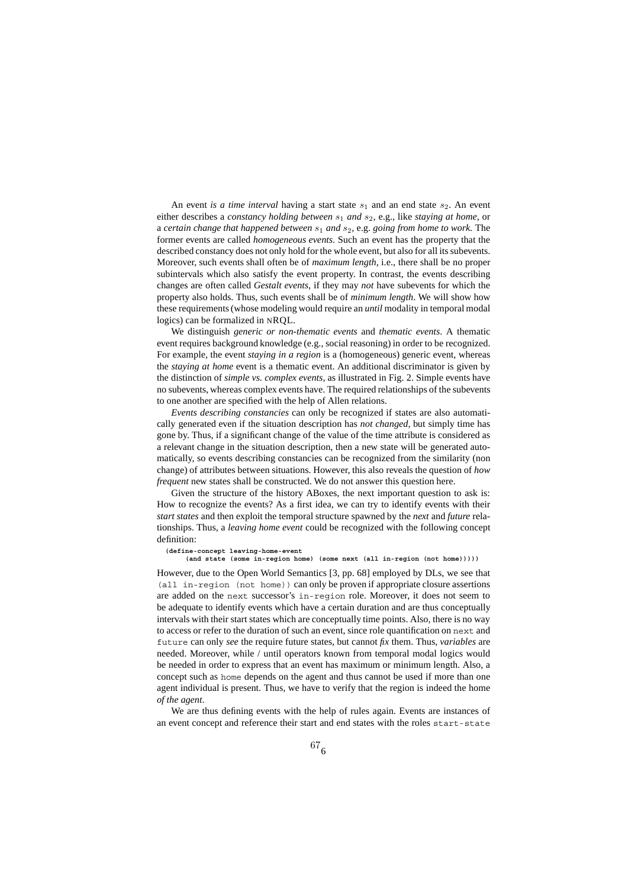An event *is a time interval* having a start state $s_1$ and an end state $s_2$. An event either describes a *constancy holding between* $s_1$ *and* $s_2$, e.g., like *staying at home*, or a *certain change that happened between* $s_1$ *and* $s_2$, e.g. *going from home to work*. The former events are called *homogeneous events*. Such an event has the property that the described constancy does not only hold for the whole event, but also for all its subevents. Moreover, such events shall often be of *maximum length*, i.e., there shall be no proper subintervals which also satisfy the event property. In contrast, the events describing changes are often called *Gestalt events*, if they may *not* have subevents for which the property also holds. Thus, such events shall be of *minimum length*. We will show how these requirements (whose modeling would require an *until* modality in temporal modal logics) can be formalized in nRQL.

We distinguish *generic or non-thematic events* and *thematic events*. A thematic event requires background knowledge (e.g., social reasoning) in order to be recognized. For example, the event *staying in a region* is a (homogeneous) generic event, whereas the *staying at home* event is a thematic event. An additional discriminator is given by the distinction of *simple vs. complex events*, as illustrated in Fig. 2. Simple events have no subevents, whereas complex events have. The required relationships of the subevents to one another are specified with the help of Allen relations.

*Events describing constancies* can only be recognized if states are also automatically generated even if the situation description has *not changed*, but simply time has gone by. Thus, if a significant change of the value of the time attribute is considered as a relevant change in the situation description, then a new state will be generated automatically, so events describing constancies can be recognized from the similarity (non change) of attributes between situations. However, this also reveals the question of *how frequent* new states shall be constructed. We do not answer this question here.

Given the structure of the history ABoxes, the next important question to ask is: How to recognize the events? As a first idea, we can try to identify events with their *start states* and then exploit the temporal structure spawned by the *next* and *future* relationships. Thus, a *leaving home event* could be recognized with the following concept definition:

```
(define-concept leaving-home-event
    (and state (some in-region home) (some next (all in-region (not home)))))
```

However, due to the Open World Semantics [3, pp. 68] employed by DLs, we see that `(all in-region (not home))` can only be proven if appropriate closure assertions are added on the `next` successor's `in-region` role. Moreover, it does not seem to be adequate to identify events which have a certain duration and are thus conceptually intervals with their start states which are conceptually time points. Also, there is no way to access or refer to the duration of such an event, since role quantification on `next` and `future` can only *see* the require future states, but cannot *fix* them. Thus, *variables* are needed. Moreover, while / until operators known from temporal modal logics would be needed in order to express that an event has maximum or minimum length. Also, a concept such as `home` depends on the agent and thus cannot be used if more than one agent individual is present. Thus, we have to verify that the region is indeed the home *of the agent*.

We are thus defining events with the help of rules again. Events are instances of an event concept and reference their start and end states with the roles `start-state`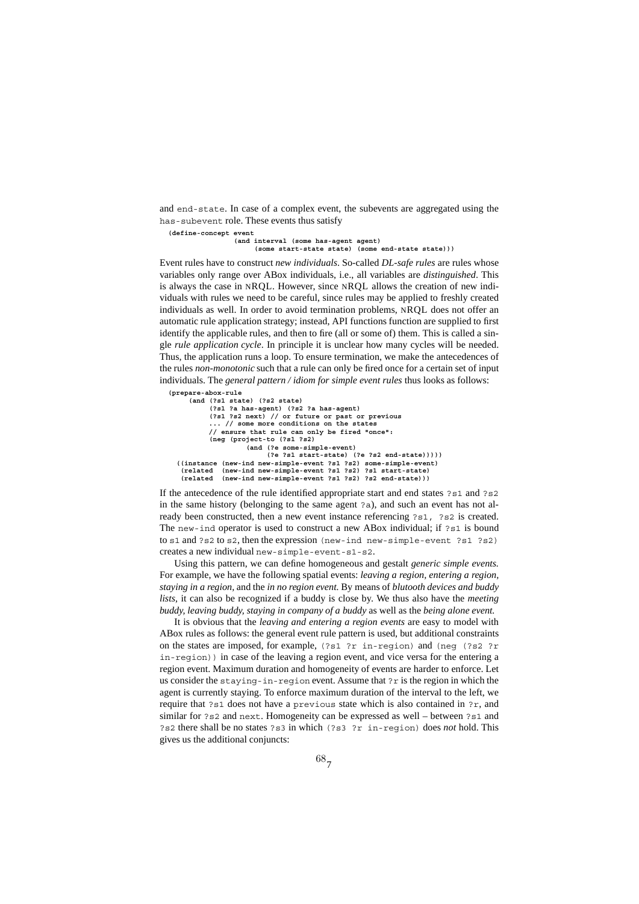and end-state. In case of a complex event, the subevents are aggregated using the has-subevent role. These events thus satisfy

```
(define-concept event
                (and interval (some has-agent agent)
                     (some start-state state) (some end-state state)))
```

Event rules have to construct *new individuals*. So-called *DL-safe rules* are rules whose variables only range over ABox individuals, i.e., all variables are *distinguished*. This is always the case in NRQL. However, since NRQL allows the creation of new individuals with rules we need to be careful, since rules may be applied to freshly created individuals as well. In order to avoid termination problems, NRQL does not offer an automatic rule application strategy; instead, API functions function are supplied to first identify the applicable rules, and then to fire (all or some of) them. This is called a single *rule application cycle*. In principle it is unclear how many cycles will be needed. Thus, the application runs a loop. To ensure termination, we make the antecedences of the rules *non-monotonic* such that a rule can only be fired once for a certain set of input individuals. The *general pattern / idiom for simple event rules* thus looks as follows:

```
(prepare-abox-rule
     (and (?s1 state) (?s2 state)
          (?s1 ?a has-agent) (?s2 ?a has-agent)
          (?s1 ?s2 next) // or future or past or previous
          ... // some more conditions on the states
          // ensure that rule can only be fired "once":
          (neg (project-to (?s1 ?s2)
                  (and (?e some-simple-event)
                       (?e ?s1 start-state) (?e ?s2 end-state)))))
  ((instance (new-ind new-simple-event ?s1 ?s2) some-simple-event)
   (related  (new-ind new-simple-event ?s1 ?s2) ?s1 start-state)
   (related  (new-ind new-simple-event ?s1 ?s2) ?s2 end-state)))
```

If the antecedence of the rule identified appropriate start and end states ?s1 and ?s2 in the same history (belonging to the same agent ?a), and such an event has not already been constructed, then a new event instance referencing ?s1, ?s2 is created. The new-ind operator is used to construct a new ABox individual; if ?s1 is bound to s1 and ?s2 to s2, then the expression (new-ind new-simple-event ?s1 ?s2) creates a new individual new-simple-event-s1-s2.

Using this pattern, we can define homogeneous and gestalt *generic simple events.* For example, we have the following spatial events: *leaving a region, entering a region, staying in a region,* and the *in no region event.* By means of *blutooth devices and buddy lists*, it can also be recognized if a buddy is close by. We thus also have the *meeting buddy, leaving buddy, staying in company of a buddy* as well as the *being alone event.*

It is obvious that the *leaving and entering a region events* are easy to model with ABox rules as follows: the general event rule pattern is used, but additional constraints on the states are imposed, for example, (?s1 ?r in-region) and (neg (?s2 ?r in-region)) in case of the leaving a region event, and vice versa for the entering a region event. Maximum duration and homogeneity of events are harder to enforce. Let us consider the staying-in-region event. Assume that ?r is the region in which the agent is currently staying. To enforce maximum duration of the interval to the left, we require that ?s1 does not have a previous state which is also contained in ?r, and similar for ?s2 and next. Homogeneity can be expressed as well – between ?s1 and ?s2 there shall be no states ?s3 in which (?s3 ?r in-region) does *not* hold. This gives us the additional conjuncts: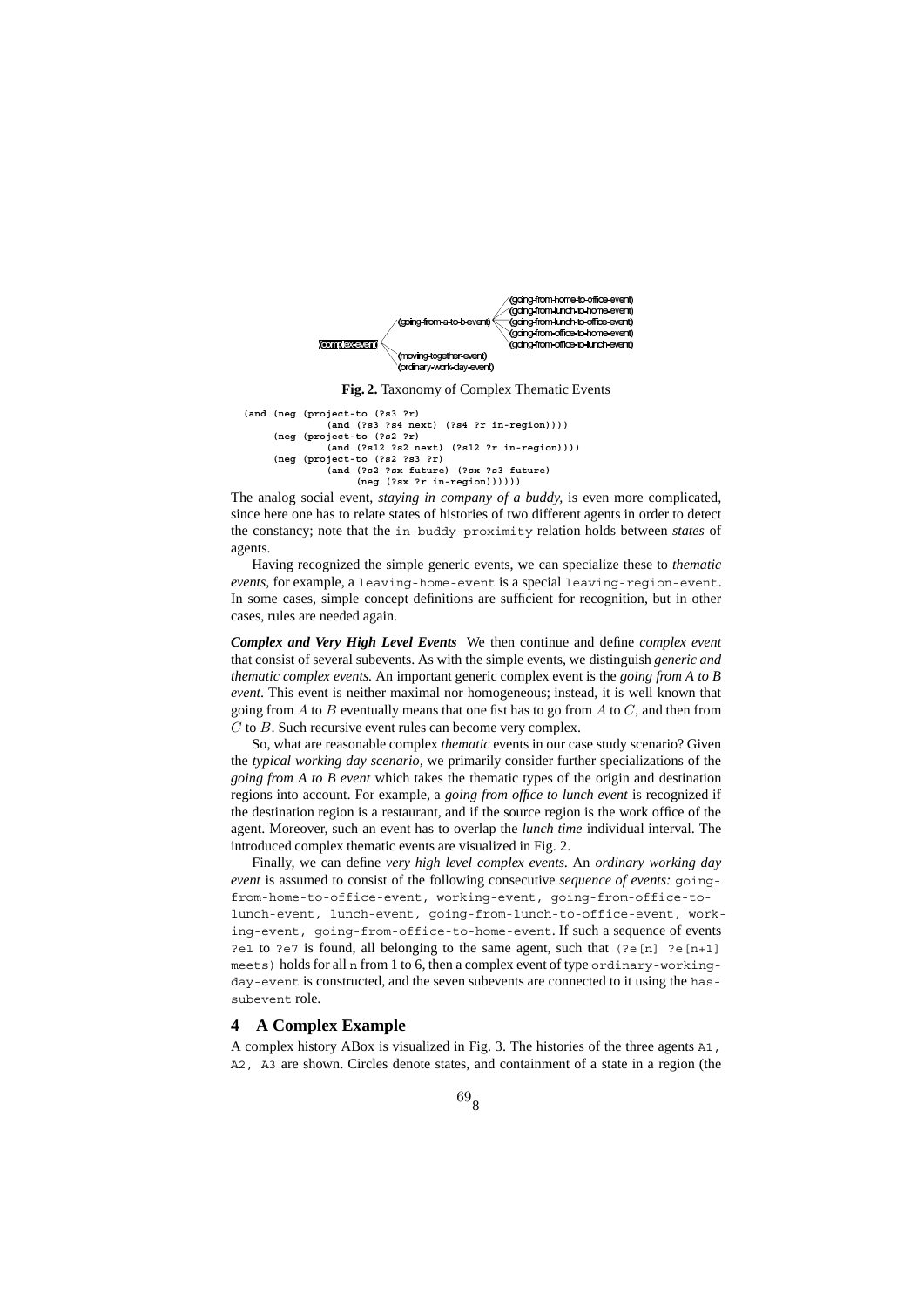```
(complex-event)
    (going-from-a-to-b-event)
        (going-from-home-to-office-event)
        (going-from-lunch-to-home-event)
        (going-from-lunch-to-office-event)
        (going-from-office-to-home-event)
        (going-from-office-to-lunch-event)
    (moving-together-event)
    (ordinary-work-day-event)
```

**Fig. 2.** Taxonomy of Complex Thematic Events

```
(and (neg (project-to (?s3 ?r)
              (and (?s3 ?s4 next) (?s4 ?r in-region))))
     (neg (project-to (?s2 ?r)
              (and (?s12 ?s2 next) (?s12 ?r in-region))))
     (neg (project-to (?s2 ?s3 ?r)
              (and (?s2 ?sx future) (?sx ?s3 future)
                   (neg (?sx ?r in-region))))))
```

The analog social event, *staying in company of a buddy*, is even more complicated, since here one has to relate states of histories of two different agents in order to detect the constancy; note that the `in-buddy-proximity` relation holds between *states* of agents.

Having recognized the simple generic events, we can specialize these to *thematic events*, for example, a `leaving-home-event` is a special `leaving-region-event`. In some cases, simple concept definitions are sufficient for recognition, but in other cases, rules are needed again.

***Complex and Very High Level Events*** We then continue and define *complex event* that consist of several subevents. As with the simple events, we distinguish *generic and thematic complex events.* An important generic complex event is the *going from A to B event*. This event is neither maximal nor homogeneous; instead, it is well known that going from $A$ to $B$ eventually means that one fist has to go from $A$ to $C$, and then from $C$ to $B$. Such recursive event rules can become very complex.

So, what are reasonable complex *thematic* events in our case study scenario? Given the *typical working day scenario*, we primarily consider further specializations of the *going from A to B event* which takes the thematic types of the origin and destination regions into account. For example, a *going from office to lunch event* is recognized if the destination region is a restaurant, and if the source region is the work office of the agent. Moreover, such an event has to overlap the *lunch time* individual interval. The introduced complex thematic events are visualized in Fig. 2.

Finally, we can define *very high level complex events.* An *ordinary working day event* is assumed to consist of the following consecutive *sequence of events:* `going-from-home-to-office-event, working-event, going-from-office-to-lunch-event, lunch-event, going-from-lunch-to-office-event, working-event, going-from-office-to-home-event`. If such a sequence of events `?e1` to `?e7` is found, all belonging to the same agent, such that `(?e[n] ?e[n+1] meets)` holds for all `n` from 1 to 6, then a complex event of type `ordinary-working-day-event` is constructed, and the seven subevents are connected to it using the `has-subevent` role.

## 4 A Complex Example

A complex history ABox is visualized in Fig. 3. The histories of the three agents `A1, A2, A3` are shown. Circles denote states, and containment of a state in a region (the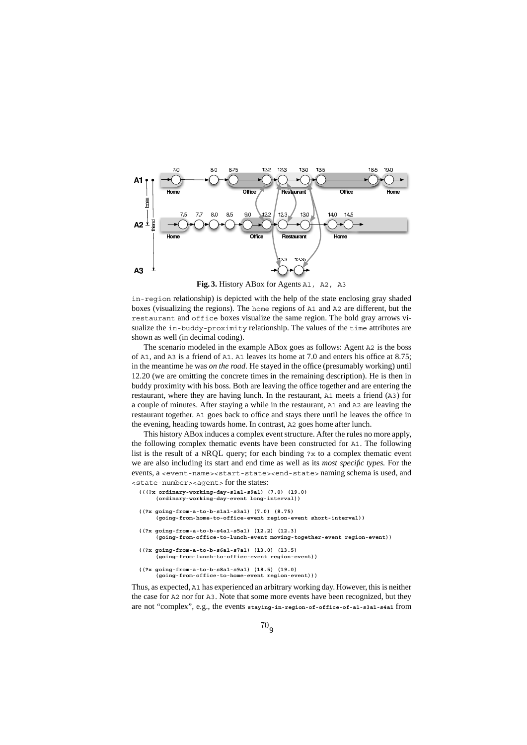**Fig. 3.** History ABox for Agents A1, A2, A3

in-region relationship) is depicted with the help of the state enclosing gray shaded boxes (visualizing the regions). The home regions of A1 and A2 are different, but the restaurant and office boxes visualize the same region. The bold gray arrows visualize the in-buddy-proximity relationship. The values of the time attributes are shown as well (in decimal coding).

The scenario modeled in the example ABox goes as follows: Agent A2 is the boss of A1, and A3 is a friend of A1. A1 leaves its home at 7.0 and enters his office at 8.75; in the meantime he was *on the road.* He stayed in the office (presumably working) until 12.20 (we are omitting the concrete times in the remaining description). He is then in buddy proximity with his boss. Both are leaving the office together and are entering the restaurant, where they are having lunch. In the restaurant, A1 meets a friend (A3) for a couple of minutes. After staying a while in the restaurant, A1 and A2 are leaving the restaurant together. A1 goes back to office and stays there until he leaves the office in the evening, heading towards home. In contrast, A2 goes home after lunch.

This history ABox induces a complex event structure. After the rules no more apply, the following complex thematic events have been constructed for A1. The following list is the result of a NRQL query; for each binding ?x to a complex thematic event we are also including its start and end time as well as its *most specific types.* For the events, a <event-name><start-state><end-state> naming schema is used, and <state-number><agent> for the states:

```
(((?x ordinary-working-day-s1a1-s9a1) (7.0) (19.0)
     (ordinary-working-day-event long-interval))

 ((?x going-from-a-to-b-s1a1-s3a1) (7.0) (8.75)
     (going-from-home-to-office-event region-event short-interval))

 ((?x going-from-a-to-b-s4a1-s5a1) (12.2) (12.3)
     (going-from-office-to-lunch-event moving-together-event region-event))

 ((?x going-from-a-to-b-s6a1-s7a1) (13.0) (13.5)
     (going-from-lunch-to-office-event region-event))

 ((?x going-from-a-to-b-s8a1-s9a1) (18.5) (19.0)
     (going-from-office-to-home-event region-event)))
```

Thus, as expected, A1 has experienced an arbitrary working day. However, this is neither the case for A2 nor for A3. Note that some more events have been recognized, but they are not "complex", e.g., the events staying-in-region-of-office-of-a1-s3a1-s4a1 from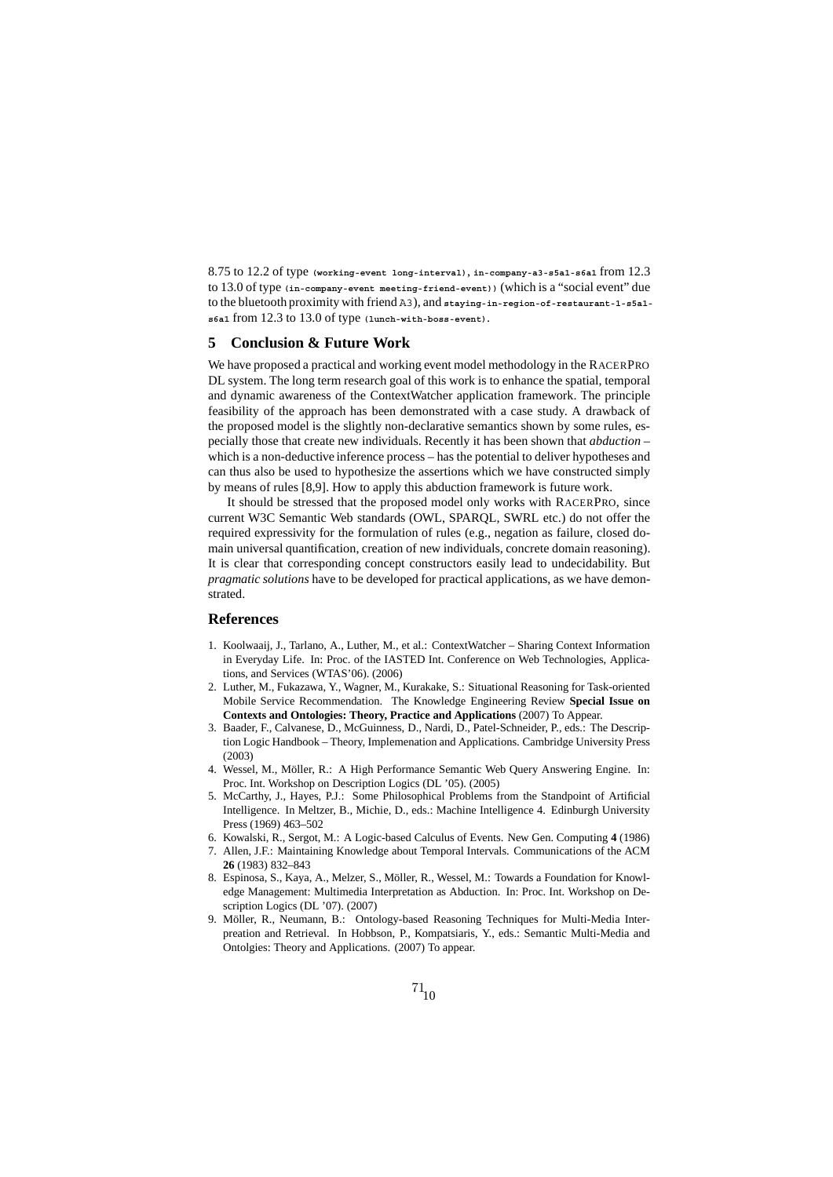8.75 to 12.2 of type `(working-event long-interval)`, `in-company-a3-s5a1-s6a1` from 12.3 to 13.0 of type `(in-company-event meeting-friend-event))` (which is a "social event" due to the bluetooth proximity with friend A3), and `staying-in-region-of-restaurant-1-s5a1-s6a1` from 12.3 to 13.0 of type `(lunch-with-boss-event)`.

## 5 Conclusion & Future Work

We have proposed a practical and working event model methodology in the RACERPRO DL system. The long term research goal of this work is to enhance the spatial, temporal and dynamic awareness of the ContextWatcher application framework. The principle feasibility of the approach has been demonstrated with a case study. A drawback of the proposed model is the slightly non-declarative semantics shown by some rules, especially those that create new individuals. Recently it has been shown that *abduction* – which is a non-deductive inference process – has the potential to deliver hypotheses and can thus also be used to hypothesize the assertions which we have constructed simply by means of rules [8,9]. How to apply this abduction framework is future work.

It should be stressed that the proposed model only works with RACERPRO, since current W3C Semantic Web standards (OWL, SPARQL, SWRL etc.) do not offer the required expressivity for the formulation of rules (e.g., negation as failure, closed domain universal quantification, creation of new individuals, concrete domain reasoning). It is clear that corresponding concept constructors easily lead to undecidability. But *pragmatic solutions* have to be developed for practical applications, as we have demonstrated.

## References

1. Koolwaaij, J., Tarlano, A., Luther, M., et al.: ContextWatcher – Sharing Context Information in Everyday Life. In: Proc. of the IASTED Int. Conference on Web Technologies, Applications, and Services (WTAS'06). (2006)
2. Luther, M., Fukazawa, Y., Wagner, M., Kurakake, S.: Situational Reasoning for Task-oriented Mobile Service Recommendation. The Knowledge Engineering Review **Special Issue on Contexts and Ontologies: Theory, Practice and Applications** (2007) To Appear.
3. Baader, F., Calvanese, D., McGuinness, D., Nardi, D., Patel-Schneider, P., eds.: The Description Logic Handbook – Theory, Implemenation and Applications. Cambridge University Press (2003)
4. Wessel, M., Möller, R.: A High Performance Semantic Web Query Answering Engine. In: Proc. Int. Workshop on Description Logics (DL '05). (2005)
5. McCarthy, J., Hayes, P.J.: Some Philosophical Problems from the Standpoint of Artificial Intelligence. In Meltzer, B., Michie, D., eds.: Machine Intelligence 4. Edinburgh University Press (1969) 463–502
6. Kowalski, R., Sergot, M.: A Logic-based Calculus of Events. New Gen. Computing **4** (1986)
7. Allen, J.F.: Maintaining Knowledge about Temporal Intervals. Communications of the ACM **26** (1983) 832–843
8. Espinosa, S., Kaya, A., Melzer, S., Möller, R., Wessel, M.: Towards a Foundation for Knowledge Management: Multimedia Interpretation as Abduction. In: Proc. Int. Workshop on Description Logics (DL '07). (2007)
9. Möller, R., Neumann, B.: Ontology-based Reasoning Techniques for Multi-Media Interpreation and Retrieval. In Hobbson, P., Kompatsiaris, Y., eds.: Semantic Multi-Media and Ontolgies: Theory and Applications. (2007) To appear.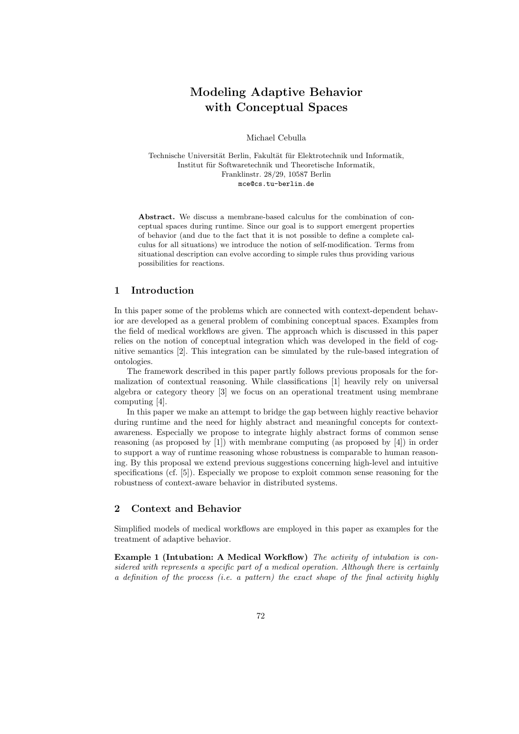# Modeling Adaptive Behavior with Conceptual Spaces

Michael Cebulla

Technische Universität Berlin, Fakultät für Elektrotechnik und Informatik,
Institut für Softwaretechnik und Theoretische Informatik,
Franklinstr. 28/29, 10587 Berlin
mce@cs.tu-berlin.de

**Abstract.** We discuss a membrane-based calculus for the combination of conceptual spaces during runtime. Since our goal is to support emergent properties of behavior (and due to the fact that it is not possible to define a complete calculus for all situations) we introduce the notion of self-modification. Terms from situational description can evolve according to simple rules thus providing various possibilities for reactions.

## 1 Introduction

In this paper some of the problems which are connected with context-dependent behavior are developed as a general problem of combining conceptual spaces. Examples from the field of medical workflows are given. The approach which is discussed in this paper relies on the notion of conceptual integration which was developed in the field of cognitive semantics [2]. This integration can be simulated by the rule-based integration of ontologies.

The framework described in this paper partly follows previous proposals for the formalization of contextual reasoning. While classifications [1] heavily rely on universal algebra or category theory [3] we focus on an operational treatment using membrane computing [4].

In this paper we make an attempt to bridge the gap between highly reactive behavior during runtime and the need for highly abstract and meaningful concepts for context-awareness. Especially we propose to integrate highly abstract forms of common sense reasoning (as proposed by [1]) with membrane computing (as proposed by [4]) in order to support a way of runtime reasoning whose robustness is comparable to human reasoning. By this proposal we extend previous suggestions concerning high-level and intuitive specifications (cf. [5]). Especially we propose to exploit common sense reasoning for the robustness of context-aware behavior in distributed systems.

## 2 Context and Behavior

Simplified models of medical workflows are employed in this paper as examples for the treatment of adaptive behavior.

**Example 1 (Intubation: A Medical Workflow)** *The activity of intubation is considered with represents a specific part of a medical operation. Although there is certainly a definition of the process (i.e. a pattern) the exact shape of the final activity highly*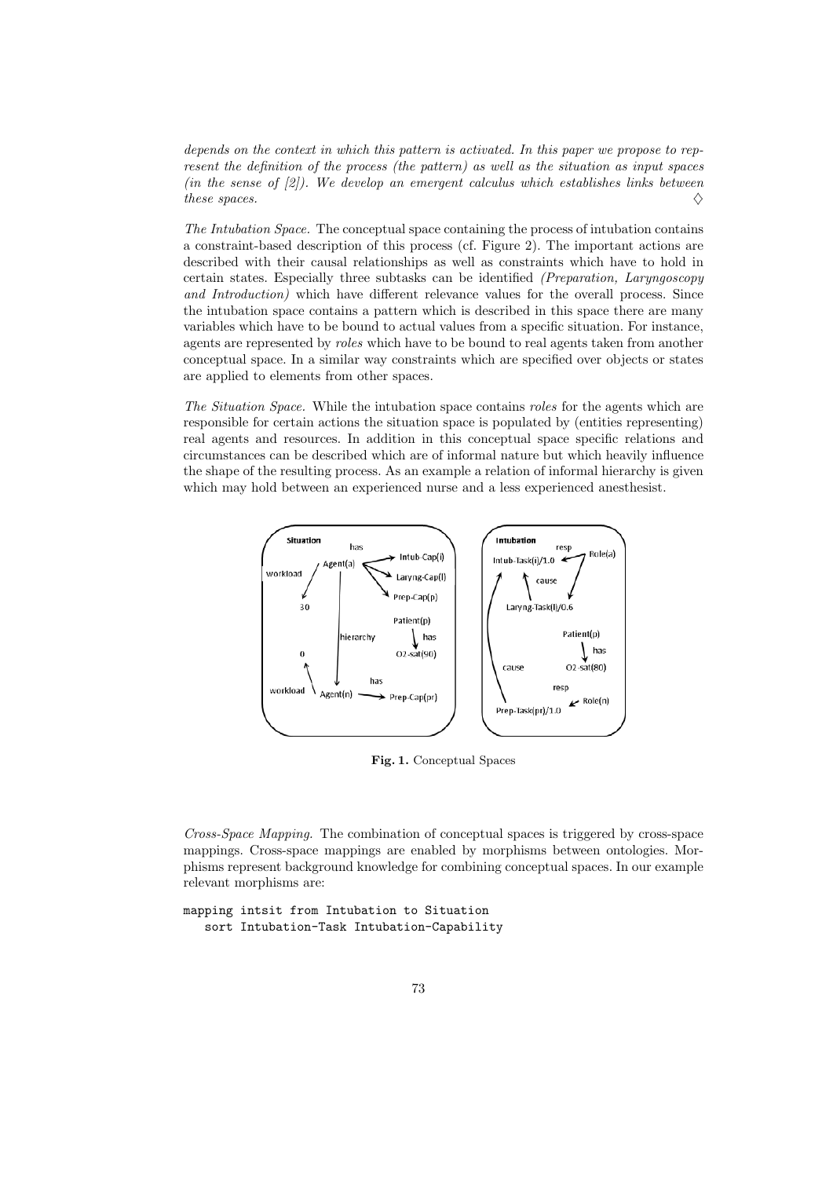*depends on the context in which this pattern is activated. In this paper we propose to represent the definition of the process (the pattern) as well as the situation as input spaces (in the sense of [2]). We develop an emergent calculus which establishes links between these spaces.* ♢

*The Intubation Space.* The conceptual space containing the process of intubation contains a constraint-based description of this process (cf. Figure 2). The important actions are described with their causal relationships as well as constraints which have to hold in certain states. Especially three subtasks can be identified *(Preparation, Laryngoscopy and Introduction)* which have different relevance values for the overall process. Since the intubation space contains a pattern which is described in this space there are many variables which have to be bound to actual values from a specific situation. For instance, agents are represented by *roles* which have to be bound to real agents taken from another conceptual space. In a similar way constraints which are specified over objects or states are applied to elements from other spaces.

*The Situation Space.* While the intubation space contains *roles* for the agents which are responsible for certain actions the situation space is populated by (entities representing) real agents and resources. In addition in this conceptual space specific relations and circumstances can be described which are of informal nature but which heavily influence the shape of the resulting process. As an example a relation of informal hierarchy is given which may hold between an experienced nurse and a less experienced anesthesist.

**Fig. 1.** Conceptual Spaces

*Cross-Space Mapping.* The combination of conceptual spaces is triggered by cross-space mappings. Cross-space mappings are enabled by morphisms between ontologies. Morphisms represent background knowledge for combining conceptual spaces. In our example relevant morphisms are:

```
mapping intsit from Intubation to Situation
   sort Intubation-Task Intubation-Capability
```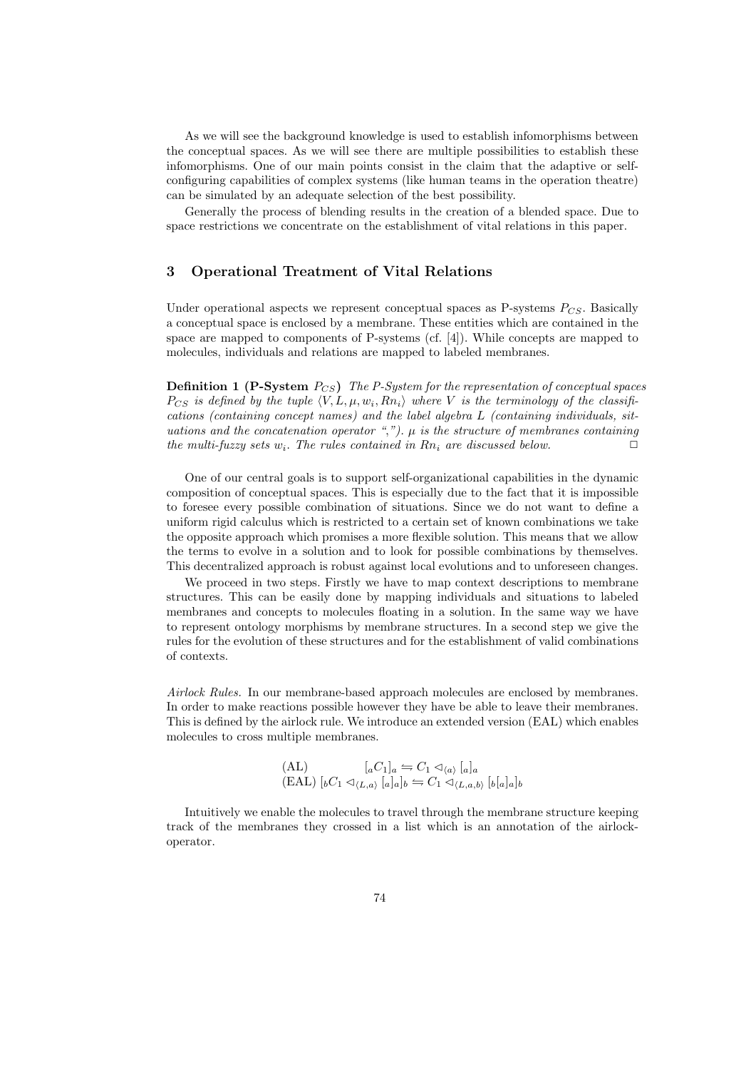As we will see the background knowledge is used to establish infomorphisms between the conceptual spaces. As we will see there are multiple possibilities to establish these infomorphisms. One of our main points consist in the claim that the adaptive or self-configuring capabilities of complex systems (like human teams in the operation theatre) can be simulated by an adequate selection of the best possibility.

Generally the process of blending results in the creation of a blended space. Due to space restrictions we concentrate on the establishment of vital relations in this paper.

## 3 Operational Treatment of Vital Relations

Under operational aspects we represent conceptual spaces as P-systems $P_{CS}$. Basically a conceptual space is enclosed by a membrane. These entities which are contained in the space are mapped to components of P-systems (cf. [4]). While concepts are mapped to molecules, individuals and relations are mapped to labeled membranes.

**Definition 1 (P-System $P_{CS}$)** *The P-System for the representation of conceptual spaces $P_{CS}$ is defined by the tuple $\langle V, L, \mu, w_i, Rn_i \rangle$ where $V$ is the terminology of the classifications (containing concept names) and the label algebra $L$ (containing individuals, situations and the concatenation operator ","). $\mu$ is the structure of membranes containing the multi-fuzzy sets $w_i$. The rules contained in $Rn_i$ are discussed below.* □

One of our central goals is to support self-organizational capabilities in the dynamic composition of conceptual spaces. This is especially due to the fact that it is impossible to foresee every possible combination of situations. Since we do not want to define a uniform rigid calculus which is restricted to a certain set of known combinations we take the opposite approach which promises a more flexible solution. This means that we allow the terms to evolve in a solution and to look for possible combinations by themselves. This decentralized approach is robust against local evolutions and to unforeseen changes.

We proceed in two steps. Firstly we have to map context descriptions to membrane structures. This can be easily done by mapping individuals and situations to labeled membranes and concepts to molecules floating in a solution. In the same way we have to represent ontology morphisms by membrane structures. In a second step we give the rules for the evolution of these structures and for the establishment of valid combinations of contexts.

*Airlock Rules.* In our membrane-based approach molecules are enclosed by membranes. In order to make reactions possible however they have be able to leave their membranes. This is defined by the airlock rule. We introduce an extended version (EAL) which enables molecules to cross multiple membranes.

$$\begin{array}{ll} \text{(AL)} & [_a C_1]_a \leftrightharpoons C_1 \lhd_{\langle a \rangle} [_a]_a \\ \text{(EAL)} & [_b C_1 \lhd_{\langle L,a \rangle} [_a]_a]_b \leftrightharpoons C_1 \lhd_{\langle L,a,b \rangle} [_b [_a]_a]_b \end{array}$$

Intuitively we enable the molecules to travel through the membrane structure keeping track of the membranes they crossed in a list which is an annotation of the airlock-operator.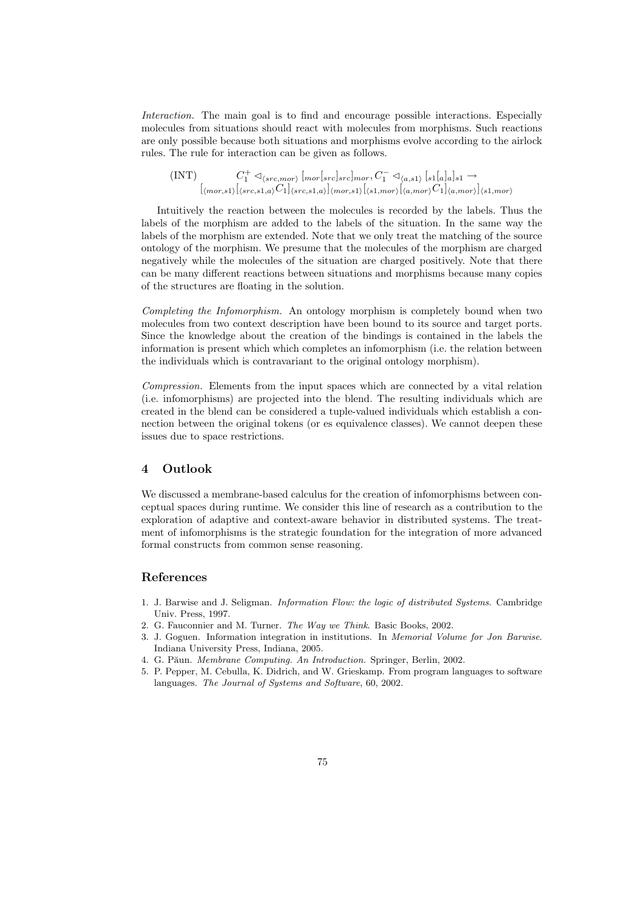*Interaction.* The main goal is to find and encourage possible interactions. Especially molecules from situations should react with molecules from morphisms. Such reactions are only possible because both situations and morphisms evolve according to the airlock rules. The rule for interaction can be given as follows.

$$\text{(INT)} \qquad C_1^+ \lhd_{\langle src,mor\rangle} [_{mor}[_{src}]_{src}]_{mor}, C_1^- \lhd_{\langle a,s1\rangle} [_{s1}[_{a}]_{a}]_{s1} \rightarrow$$
$$[_{\langle mor,s1\rangle}[_{\langle src,s1,a\rangle}C_1]_{\langle src,s1,a\rangle}]_{\langle mor,s1\rangle}[_{\langle s1,mor\rangle}[_{\langle a,mor\rangle}C_1]_{\langle a,mor\rangle}]_{\langle s1,mor\rangle}$$

Intuitively the reaction between the molecules is recorded by the labels. Thus the labels of the morphism are added to the labels of the situation. In the same way the labels of the morphism are extended. Note that we only treat the matching of the source ontology of the morphism. We presume that the molecules of the morphism are charged negatively while the molecules of the situation are charged positively. Note that there can be many different reactions between situations and morphisms because many copies of the structures are floating in the solution.

*Completing the Infomorphism.* An ontology morphism is completely bound when two molecules from two context description have been bound to its source and target ports. Since the knowledge about the creation of the bindings is contained in the labels the information is present which which completes an infomorphism (i.e. the relation between the individuals which is contravariant to the original ontology morphism).

*Compression.* Elements from the input spaces which are connected by a vital relation (i.e. infomorphisms) are projected into the blend. The resulting individuals which are created in the blend can be considered a tuple-valued individuals which establish a connection between the original tokens (or es equivalence classes). We cannot deepen these issues due to space restrictions.

## 4 Outlook

We discussed a membrane-based calculus for the creation of infomorphisms between conceptual spaces during runtime. We consider this line of research as a contribution to the exploration of adaptive and context-aware behavior in distributed systems. The treatment of infomorphisms is the strategic foundation for the integration of more advanced formal constructs from common sense reasoning.

## References

1. J. Barwise and J. Seligman. *Information Flow: the logic of distributed Systems*. Cambridge Univ. Press, 1997.
2. G. Fauconnier and M. Turner. *The Way we Think*. Basic Books, 2002.
3. J. Goguen. Information integration in institutions. In *Memorial Volume for Jon Barwise*. Indiana University Press, Indiana, 2005.
4. G. Păun. *Membrane Computing. An Introduction.* Springer, Berlin, 2002.
5. P. Pepper, M. Cebulla, K. Didrich, and W. Grieskamp. From program languages to software languages. *The Journal of Systems and Software*, 60, 2002.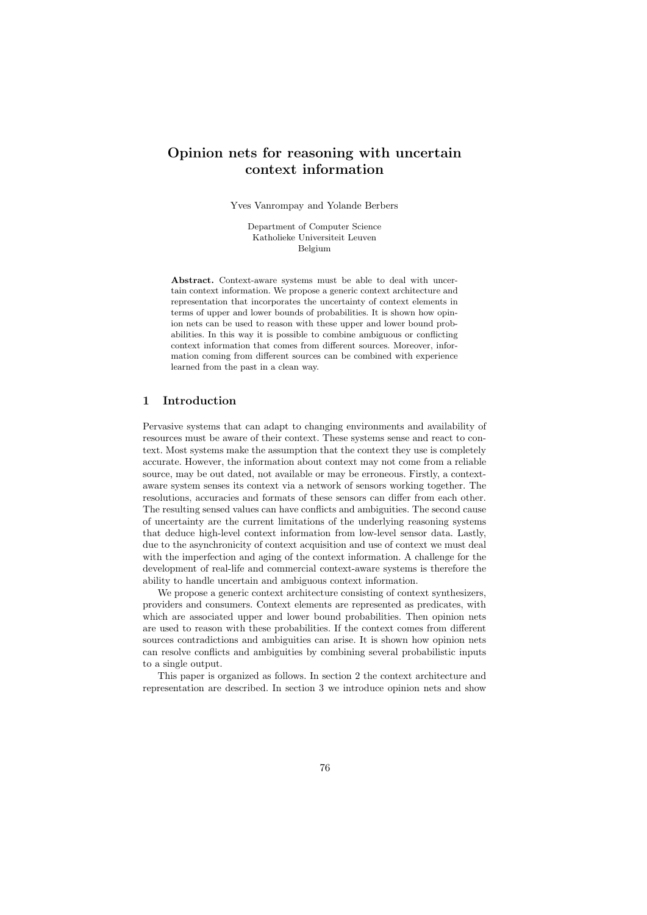# Opinion nets for reasoning with uncertain context information

Yves Vanrompay and Yolande Berbers

Department of Computer Science
Katholieke Universiteit Leuven
Belgium

**Abstract.** Context-aware systems must be able to deal with uncertain context information. We propose a generic context architecture and representation that incorporates the uncertainty of context elements in terms of upper and lower bounds of probabilities. It is shown how opinion nets can be used to reason with these upper and lower bound probabilities. In this way it is possible to combine ambiguous or conflicting context information that comes from different sources. Moreover, information coming from different sources can be combined with experience learned from the past in a clean way.

## 1 Introduction

Pervasive systems that can adapt to changing environments and availability of resources must be aware of their context. These systems sense and react to context. Most systems make the assumption that the context they use is completely accurate. However, the information about context may not come from a reliable source, may be out dated, not available or may be erroneous. Firstly, a context-aware system senses its context via a network of sensors working together. The resolutions, accuracies and formats of these sensors can differ from each other. The resulting sensed values can have conflicts and ambiguities. The second cause of uncertainty are the current limitations of the underlying reasoning systems that deduce high-level context information from low-level sensor data. Lastly, due to the asynchronicity of context acquisition and use of context we must deal with the imperfection and aging of the context information. A challenge for the development of real-life and commercial context-aware systems is therefore the ability to handle uncertain and ambiguous context information.

We propose a generic context architecture consisting of context synthesizers, providers and consumers. Context elements are represented as predicates, with which are associated upper and lower bound probabilities. Then opinion nets are used to reason with these probabilities. If the context comes from different sources contradictions and ambiguities can arise. It is shown how opinion nets can resolve conflicts and ambiguities by combining several probabilistic inputs to a single output.

This paper is organized as follows. In section 2 the context architecture and representation are described. In section 3 we introduce opinion nets and show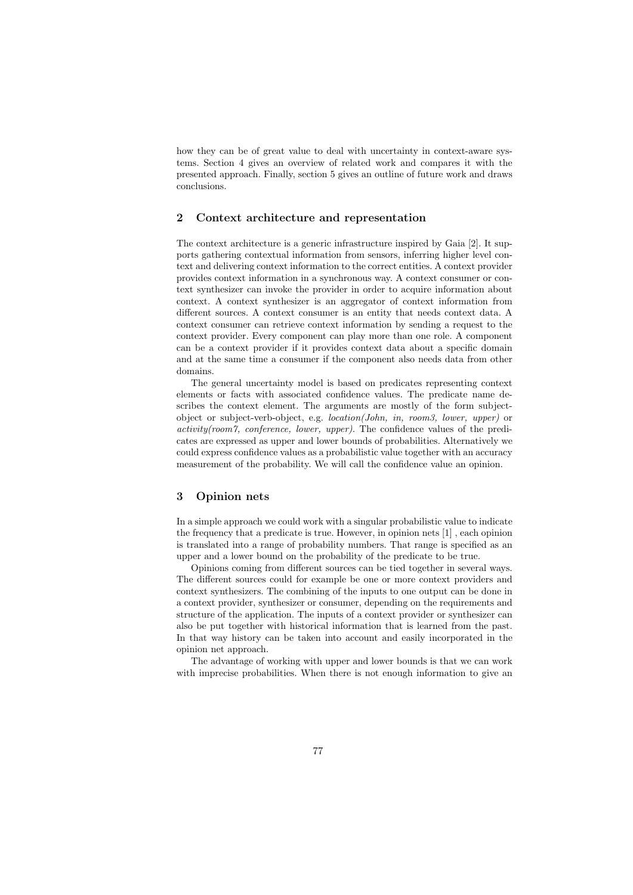how they can be of great value to deal with uncertainty in context-aware systems. Section 4 gives an overview of related work and compares it with the presented approach. Finally, section 5 gives an outline of future work and draws conclusions.

## 2 Context architecture and representation

The context architecture is a generic infrastructure inspired by Gaia [2]. It supports gathering contextual information from sensors, inferring higher level context and delivering context information to the correct entities. A context provider provides context information in a synchronous way. A context consumer or context synthesizer can invoke the provider in order to acquire information about context. A context synthesizer is an aggregator of context information from different sources. A context consumer is an entity that needs context data. A context consumer can retrieve context information by sending a request to the context provider. Every component can play more than one role. A component can be a context provider if it provides context data about a specific domain and at the same time a consumer if the component also needs data from other domains.

The general uncertainty model is based on predicates representing context elements or facts with associated confidence values. The predicate name describes the context element. The arguments are mostly of the form subject-object or subject-verb-object, e.g. *location(John, in, room3, lower, upper)* or *activity(room7, conference, lower, upper)*. The confidence values of the predicates are expressed as upper and lower bounds of probabilities. Alternatively we could express confidence values as a probabilistic value together with an accuracy measurement of the probability. We will call the confidence value an opinion.

## 3 Opinion nets

In a simple approach we could work with a singular probabilistic value to indicate the frequency that a predicate is true. However, in opinion nets [1] , each opinion is translated into a range of probability numbers. That range is specified as an upper and a lower bound on the probability of the predicate to be true.

Opinions coming from different sources can be tied together in several ways. The different sources could for example be one or more context providers and context synthesizers. The combining of the inputs to one output can be done in a context provider, synthesizer or consumer, depending on the requirements and structure of the application. The inputs of a context provider or synthesizer can also be put together with historical information that is learned from the past. In that way history can be taken into account and easily incorporated in the opinion net approach.

The advantage of working with upper and lower bounds is that we can work with imprecise probabilities. When there is not enough information to give an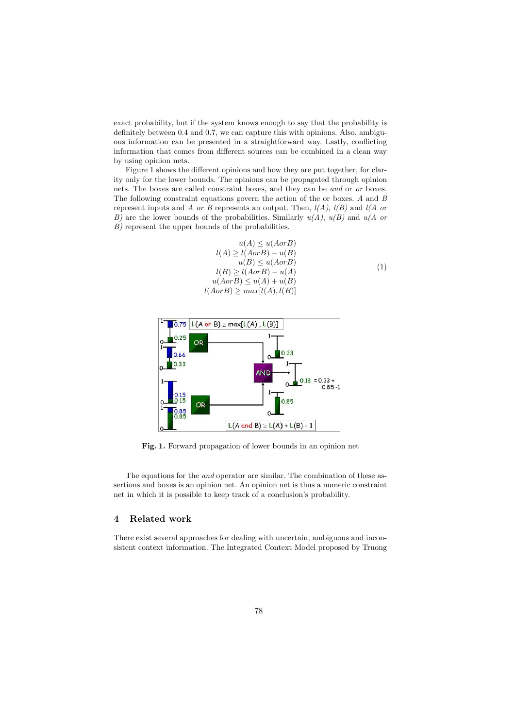exact probability, but if the system knows enough to say that the probability is definitely between 0.4 and 0.7, we can capture this with opinions. Also, ambiguous information can be presented in a straightforward way. Lastly, conflicting information that comes from different sources can be combined in a clean way by using opinion nets.

Figure 1 shows the different opinions and how they are put together, for clarity only for the lower bounds. The opinions can be propagated through opinion nets. The boxes are called constraint boxes, and they can be *and* or *or* boxes. The following constraint equations govern the action of the or boxes. *A* and *B* represent inputs and *A or B* represents an output. Then, *l(A)*, *l(B)* and *l(A or B)* are the lower bounds of the probabilities. Similarly *u(A)*, *u(B)* and *u(A or B)* represent the upper bounds of the probabilities.

$$
\begin{aligned}
u(A) &\leq u(AorB) \\
l(A) &\geq l(AorB) - u(B) \\
u(B) &\leq u(AorB) \\
l(B) &\geq l(AorB) - u(A) \\
u(AorB) &\leq u(A) + u(B) \\
l(AorB) &\geq max[l(A), l(B)]
\end{aligned}
\tag{1}
$$

**Fig. 1.** Forward propagation of lower bounds in an opinion net

The equations for the *and* operator are similar. The combination of these assertions and boxes is an opinion net. An opinion net is thus a numeric constraint net in which it is possible to keep track of a conclusion's probability.

## 4 Related work

There exist several approaches for dealing with uncertain, ambiguous and inconsistent context information. The Integrated Context Model proposed by Truong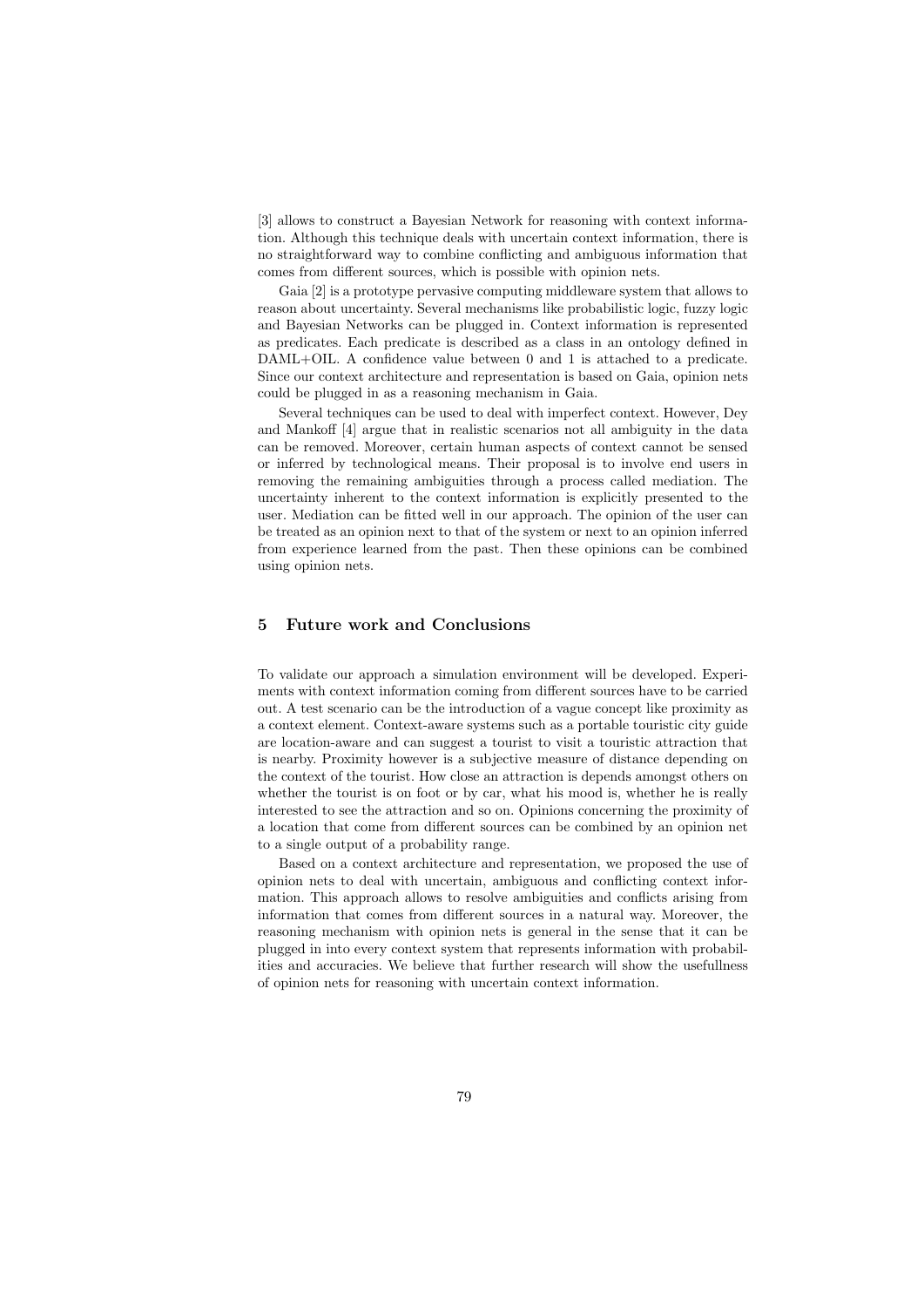[3] allows to construct a Bayesian Network for reasoning with context information. Although this technique deals with uncertain context information, there is no straightforward way to combine conflicting and ambiguous information that comes from different sources, which is possible with opinion nets.

Gaia [2] is a prototype pervasive computing middleware system that allows to reason about uncertainty. Several mechanisms like probabilistic logic, fuzzy logic and Bayesian Networks can be plugged in. Context information is represented as predicates. Each predicate is described as a class in an ontology defined in DAML+OIL. A confidence value between 0 and 1 is attached to a predicate. Since our context architecture and representation is based on Gaia, opinion nets could be plugged in as a reasoning mechanism in Gaia.

Several techniques can be used to deal with imperfect context. However, Dey and Mankoff [4] argue that in realistic scenarios not all ambiguity in the data can be removed. Moreover, certain human aspects of context cannot be sensed or inferred by technological means. Their proposal is to involve end users in removing the remaining ambiguities through a process called mediation. The uncertainty inherent to the context information is explicitly presented to the user. Mediation can be fitted well in our approach. The opinion of the user can be treated as an opinion next to that of the system or next to an opinion inferred from experience learned from the past. Then these opinions can be combined using opinion nets.

## 5 Future work and Conclusions

To validate our approach a simulation environment will be developed. Experiments with context information coming from different sources have to be carried out. A test scenario can be the introduction of a vague concept like proximity as a context element. Context-aware systems such as a portable touristic city guide are location-aware and can suggest a tourist to visit a touristic attraction that is nearby. Proximity however is a subjective measure of distance depending on the context of the tourist. How close an attraction is depends amongst others on whether the tourist is on foot or by car, what his mood is, whether he is really interested to see the attraction and so on. Opinions concerning the proximity of a location that come from different sources can be combined by an opinion net to a single output of a probability range.

Based on a context architecture and representation, we proposed the use of opinion nets to deal with uncertain, ambiguous and conflicting context information. This approach allows to resolve ambiguities and conflicts arising from information that comes from different sources in a natural way. Moreover, the reasoning mechanism with opinion nets is general in the sense that it can be plugged in into every context system that represents information with probabilities and accuracies. We believe that further research will show the usefullness of opinion nets for reasoning with uncertain context information.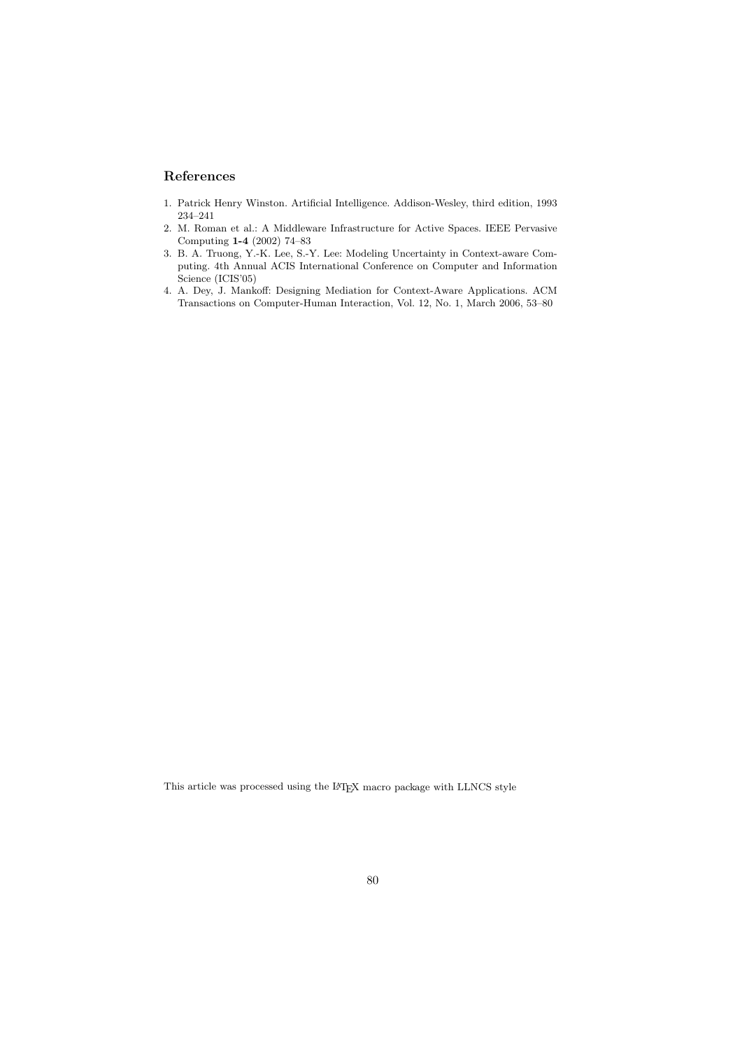## References

1. Patrick Henry Winston. Artificial Intelligence. Addison-Wesley, third edition, 1993 234–241
2. M. Roman et al.: A Middleware Infrastructure for Active Spaces. IEEE Pervasive Computing **1-4** (2002) 74–83
3. B. A. Truong, Y.-K. Lee, S.-Y. Lee: Modeling Uncertainty in Context-aware Computing. 4th Annual ACIS International Conference on Computer and Information Science (ICIS'05)
4. A. Dey, J. Mankoff: Designing Mediation for Context-Aware Applications. ACM Transactions on Computer-Human Interaction, Vol. 12, No. 1, March 2006, 53–80

This article was processed using the LaTeX macro package with LLNCS style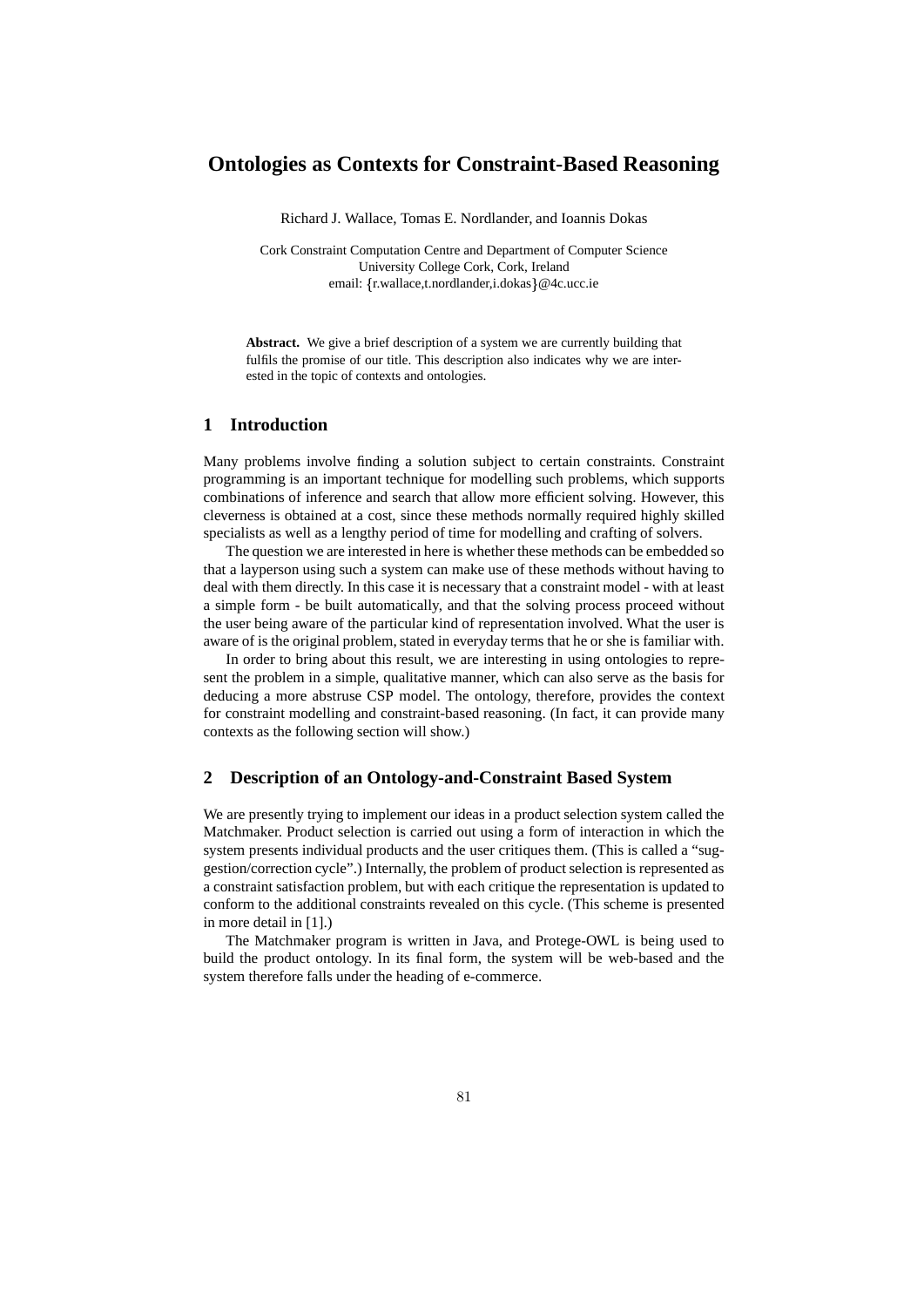# Ontologies as Contexts for Constraint-Based Reasoning

Richard J. Wallace, Tomas E. Nordlander, and Ioannis Dokas

Cork Constraint Computation Centre and Department of Computer Science
University College Cork, Cork, Ireland
email: {r.wallace,t.nordlander,i.dokas}@4c.ucc.ie

**Abstract.** We give a brief description of a system we are currently building that fulfils the promise of our title. This description also indicates why we are interested in the topic of contexts and ontologies.

## 1 Introduction

Many problems involve finding a solution subject to certain constraints. Constraint programming is an important technique for modelling such problems, which supports combinations of inference and search that allow more efficient solving. However, this cleverness is obtained at a cost, since these methods normally required highly skilled specialists as well as a lengthy period of time for modelling and crafting of solvers.

The question we are interested in here is whether these methods can be embedded so that a layperson using such a system can make use of these methods without having to deal with them directly. In this case it is necessary that a constraint model - with at least a simple form - be built automatically, and that the solving process proceed without the user being aware of the particular kind of representation involved. What the user is aware of is the original problem, stated in everyday terms that he or she is familiar with.

In order to bring about this result, we are interesting in using ontologies to represent the problem in a simple, qualitative manner, which can also serve as the basis for deducing a more abstruse CSP model. The ontology, therefore, provides the context for constraint modelling and constraint-based reasoning. (In fact, it can provide many contexts as the following section will show.)

## 2 Description of an Ontology-and-Constraint Based System

We are presently trying to implement our ideas in a product selection system called the Matchmaker. Product selection is carried out using a form of interaction in which the system presents individual products and the user critiques them. (This is called a "suggestion/correction cycle".) Internally, the problem of product selection is represented as a constraint satisfaction problem, but with each critique the representation is updated to conform to the additional constraints revealed on this cycle. (This scheme is presented in more detail in [1].)

The Matchmaker program is written in Java, and Protege-OWL is being used to build the product ontology. In its final form, the system will be web-based and the system therefore falls under the heading of e-commerce.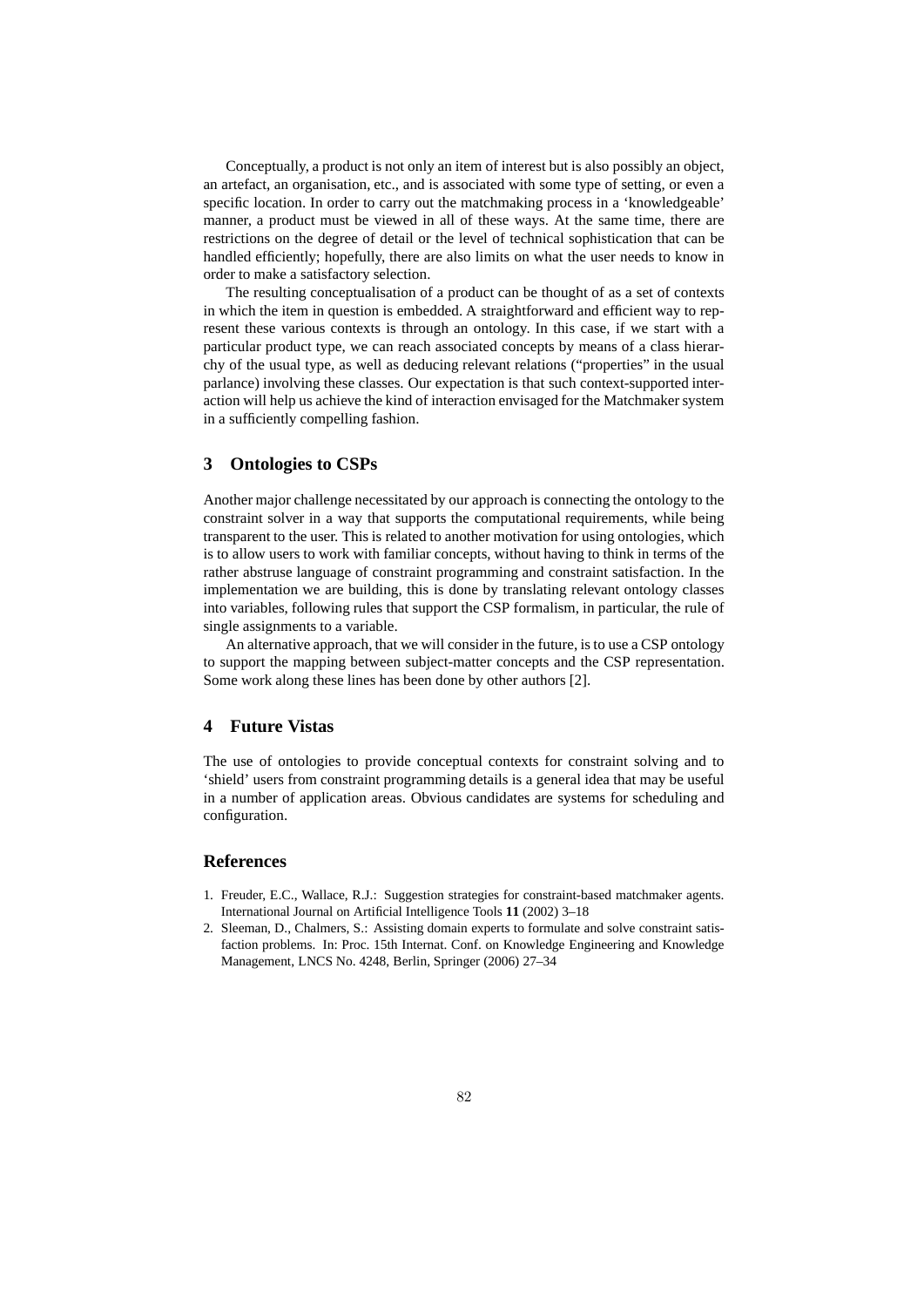Conceptually, a product is not only an item of interest but is also possibly an object, an artefact, an organisation, etc., and is associated with some type of setting, or even a specific location. In order to carry out the matchmaking process in a 'knowledgeable' manner, a product must be viewed in all of these ways. At the same time, there are restrictions on the degree of detail or the level of technical sophistication that can be handled efficiently; hopefully, there are also limits on what the user needs to know in order to make a satisfactory selection.

The resulting conceptualisation of a product can be thought of as a set of contexts in which the item in question is embedded. A straightforward and efficient way to represent these various contexts is through an ontology. In this case, if we start with a particular product type, we can reach associated concepts by means of a class hierarchy of the usual type, as well as deducing relevant relations ("properties" in the usual parlance) involving these classes. Our expectation is that such context-supported interaction will help us achieve the kind of interaction envisaged for the Matchmaker system in a sufficiently compelling fashion.

## 3 Ontologies to CSPs

Another major challenge necessitated by our approach is connecting the ontology to the constraint solver in a way that supports the computational requirements, while being transparent to the user. This is related to another motivation for using ontologies, which is to allow users to work with familiar concepts, without having to think in terms of the rather abstruse language of constraint programming and constraint satisfaction. In the implementation we are building, this is done by translating relevant ontology classes into variables, following rules that support the CSP formalism, in particular, the rule of single assignments to a variable.

An alternative approach, that we will consider in the future, is to use a CSP ontology to support the mapping between subject-matter concepts and the CSP representation. Some work along these lines has been done by other authors [2].

## 4 Future Vistas

The use of ontologies to provide conceptual contexts for constraint solving and to 'shield' users from constraint programming details is a general idea that may be useful in a number of application areas. Obvious candidates are systems for scheduling and configuration.

## References

1. Freuder, E.C., Wallace, R.J.: Suggestion strategies for constraint-based matchmaker agents. International Journal on Artificial Intelligence Tools **11** (2002) 3–18
2. Sleeman, D., Chalmers, S.: Assisting domain experts to formulate and solve constraint satisfaction problems. In: Proc. 15th Internat. Conf. on Knowledge Engineering and Knowledge Management, LNCS No. 4248, Berlin, Springer (2006) 27–34